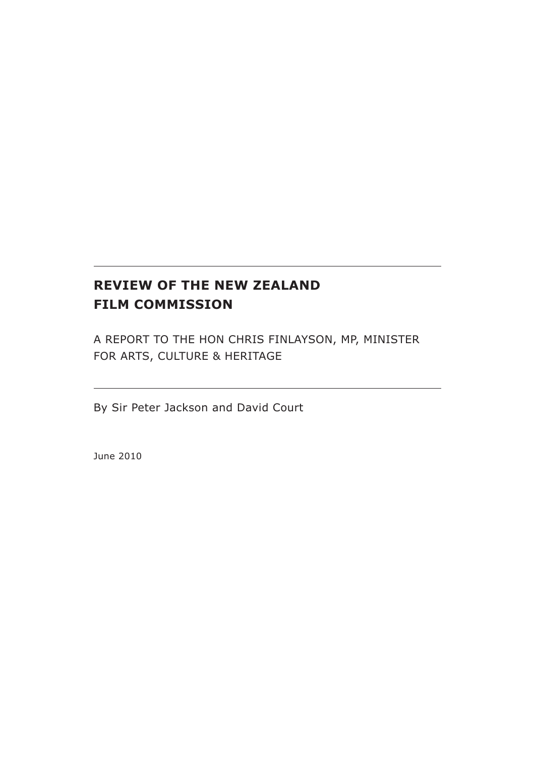# REVIEW OF THE NEW ZEALAND FILM COMMISSION

A REPORT TO THE HON CHRIS FINLAYSON, MP, MINISTER FOR ARTS, CULTURE & HERITAGE

By Sir Peter Jackson and David Court

June 2010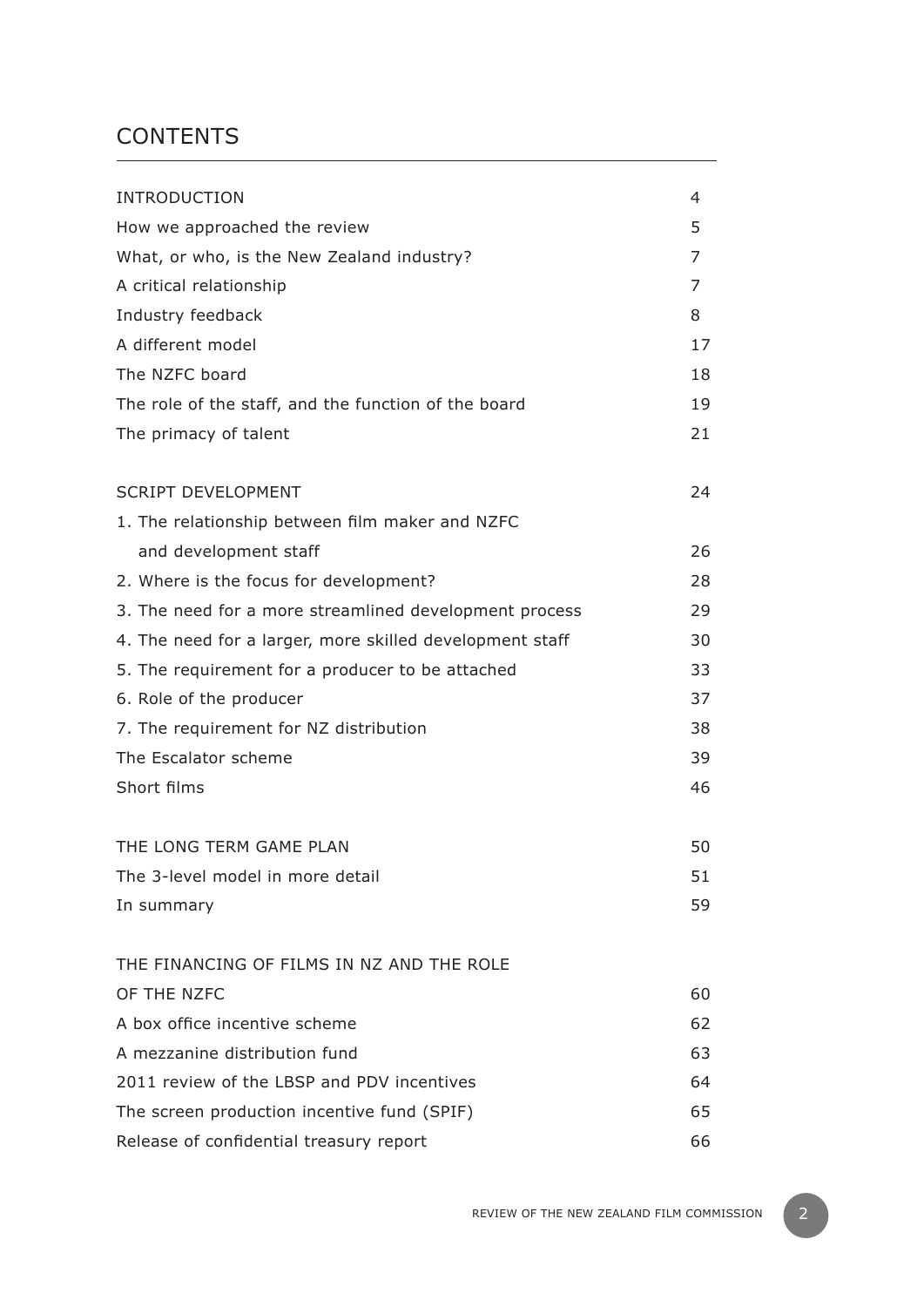# CONTENTS

| | |
|---|---|
| INTRODUCTION | 4 |
| How we approached the review | 5 |
| What, or who, is the New Zealand industry? | 7 |
| A critical relationship | 7 |
| Industry feedback | 8 |
| A different model | 17 |
| The NZFC board | 18 |
| The role of the staff, and the function of the board | 19 |
| The primacy of talent | 21 |
| | |
| SCRIPT DEVELOPMENT | 24 |
| 1. The relationship between film maker and NZFC and development staff | 26 |
| 2. Where is the focus for development? | 28 |
| 3. The need for a more streamlined development process | 29 |
| 4. The need for a larger, more skilled development staff | 30 |
| 5. The requirement for a producer to be attached | 33 |
| 6. Role of the producer | 37 |
| 7. The requirement for NZ distribution | 38 |
| The Escalator scheme | 39 |
| Short films | 46 |
| | |
| THE LONG TERM GAME PLAN | 50 |
| The 3-level model in more detail | 51 |
| In summary | 59 |
| | |
| THE FINANCING OF FILMS IN NZ AND THE ROLE OF THE NZFC | 60 |
| A box office incentive scheme | 62 |
| A mezzanine distribution fund | 63 |
| 2011 review of the LBSP and PDV incentives | 64 |
| The screen production incentive fund (SPIF) | 65 |
| Release of confidential treasury report | 66 |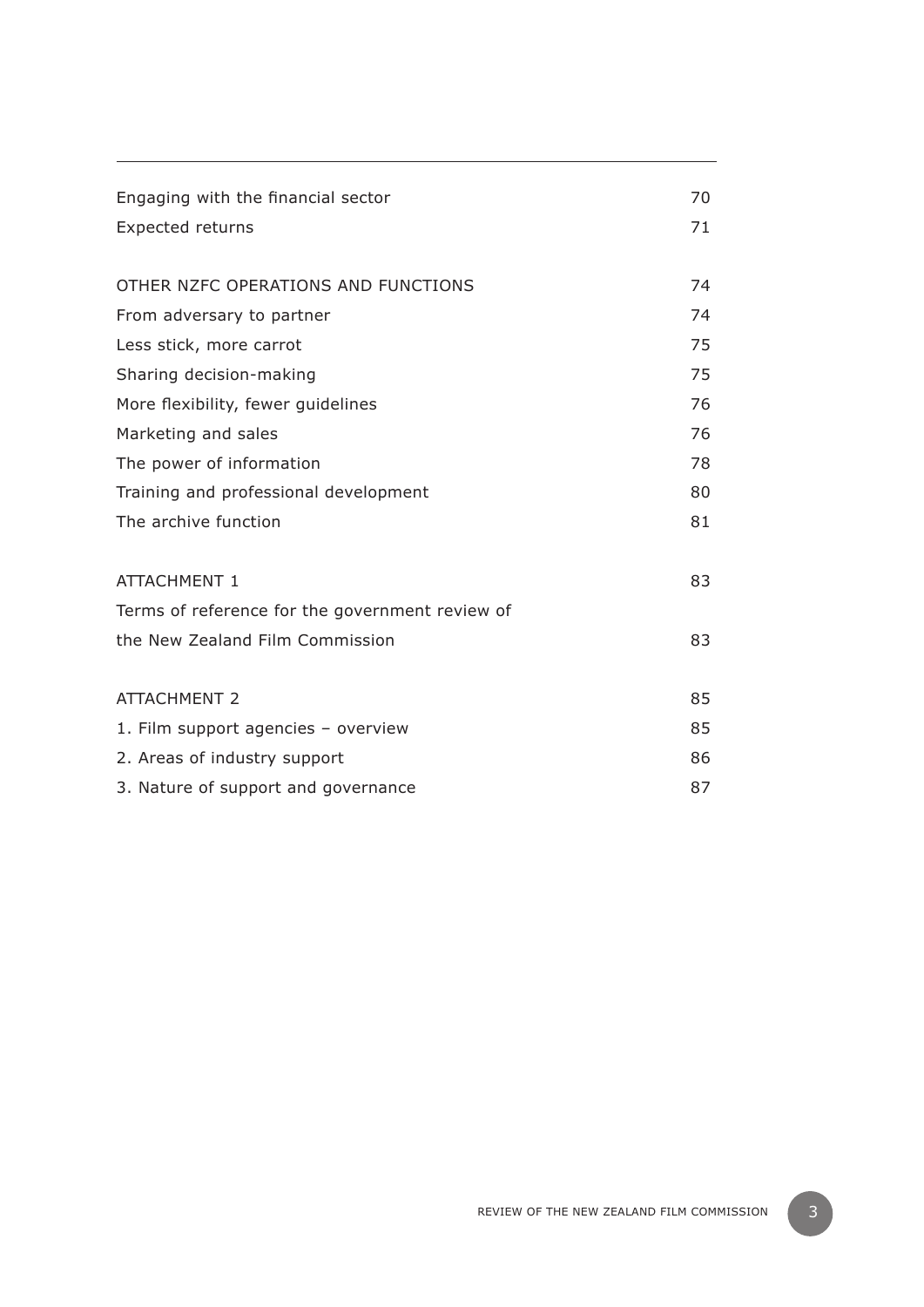| | |
|---|---|
| Engaging with the financial sector | 70 |
| Expected returns | 71 |
| | |
| OTHER NZFC OPERATIONS AND FUNCTIONS | 74 |
| From adversary to partner | 74 |
| Less stick, more carrot | 75 |
| Sharing decision-making | 75 |
| More flexibility, fewer guidelines | 76 |
| Marketing and sales | 76 |
| The power of information | 78 |
| Training and professional development | 80 |
| The archive function | 81 |
| | |
| ATTACHMENT 1 | 83 |
| Terms of reference for the government review of the New Zealand Film Commission | 83 |
| | |
| ATTACHMENT 2 | 85 |
| 1. Film support agencies – overview | 85 |
| 2. Areas of industry support | 86 |
| 3. Nature of support and governance | 87 |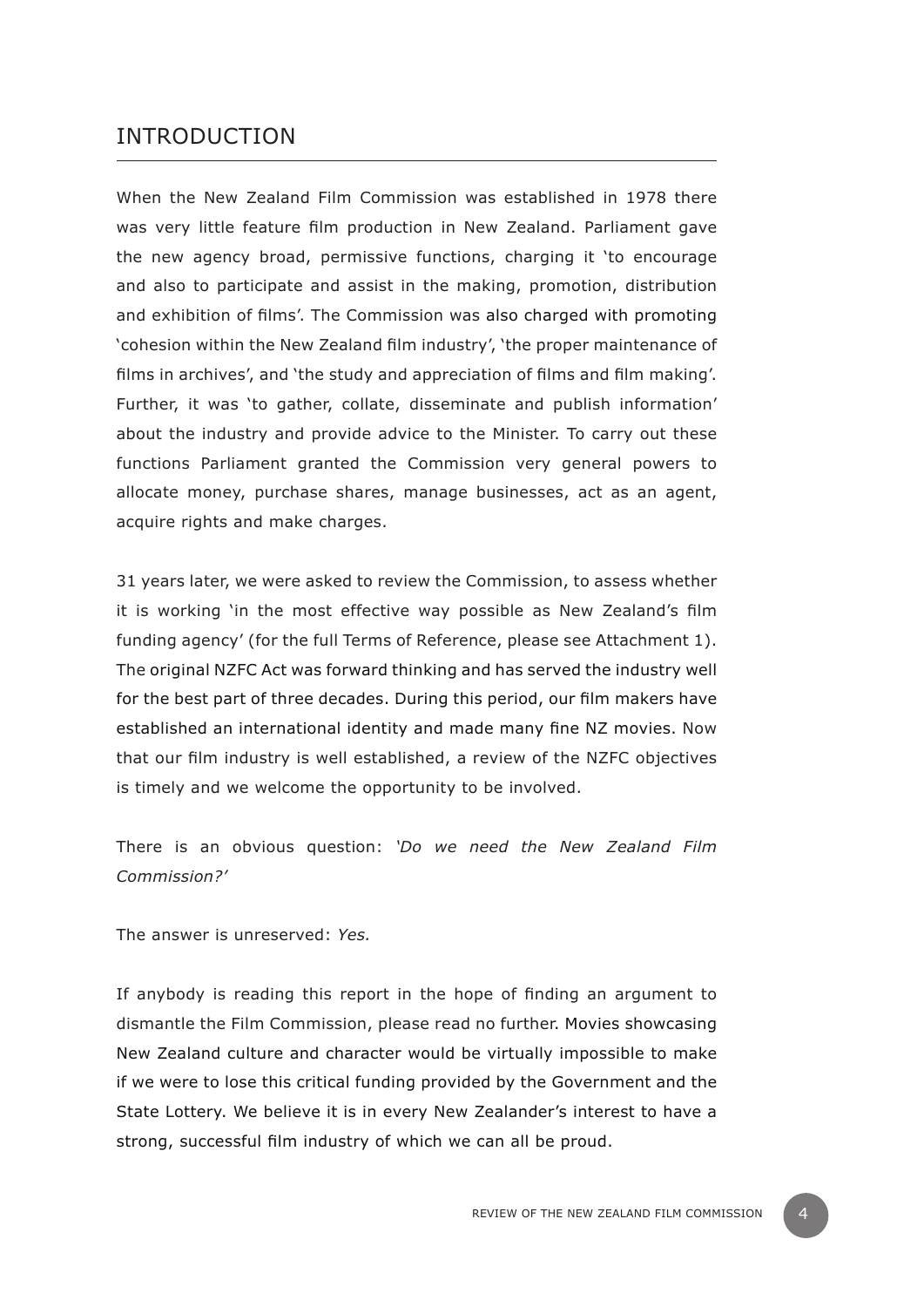# INTRODUCTION

When the New Zealand Film Commission was established in 1978 there was very little feature film production in New Zealand. Parliament gave the new agency broad, permissive functions, charging it 'to encourage and also to participate and assist in the making, promotion, distribution and exhibition of films'. The Commission was also charged with promoting 'cohesion within the New Zealand film industry', 'the proper maintenance of films in archives', and 'the study and appreciation of films and film making'. Further, it was 'to gather, collate, disseminate and publish information' about the industry and provide advice to the Minister. To carry out these functions Parliament granted the Commission very general powers to allocate money, purchase shares, manage businesses, act as an agent, acquire rights and make charges.

31 years later, we were asked to review the Commission, to assess whether it is working 'in the most effective way possible as New Zealand's film funding agency' (for the full Terms of Reference, please see Attachment 1). The original NZFC Act was forward thinking and has served the industry well for the best part of three decades. During this period, our film makers have established an international identity and made many fine NZ movies. Now that our film industry is well established, a review of the NZFC objectives is timely and we welcome the opportunity to be involved.

There is an obvious question: *'Do we need the New Zealand Film Commission?'*

The answer is unreserved: *Yes.*

If anybody is reading this report in the hope of finding an argument to dismantle the Film Commission, please read no further. Movies showcasing New Zealand culture and character would be virtually impossible to make if we were to lose this critical funding provided by the Government and the State Lottery. We believe it is in every New Zealander's interest to have a strong, successful film industry of which we can all be proud.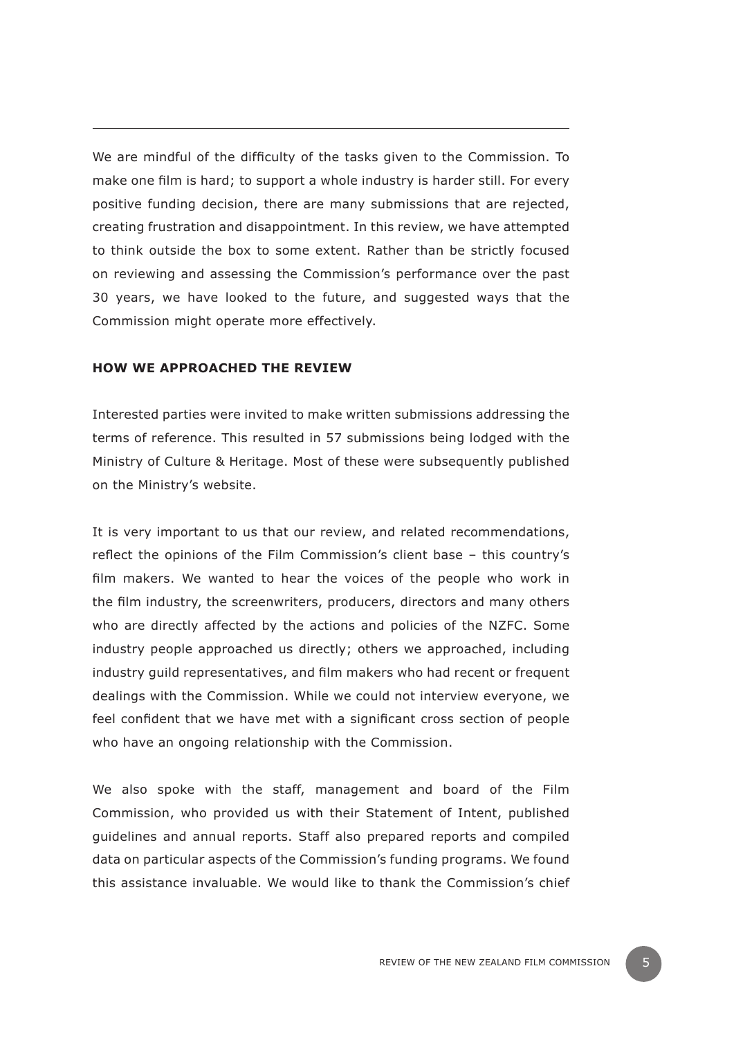We are mindful of the difficulty of the tasks given to the Commission. To make one film is hard; to support a whole industry is harder still. For every positive funding decision, there are many submissions that are rejected, creating frustration and disappointment. In this review, we have attempted to think outside the box to some extent. Rather than be strictly focused on reviewing and assessing the Commission's performance over the past 30 years, we have looked to the future, and suggested ways that the Commission might operate more effectively.

## HOW WE APPROACHED THE REVIEW

Interested parties were invited to make written submissions addressing the terms of reference. This resulted in 57 submissions being lodged with the Ministry of Culture & Heritage. Most of these were subsequently published on the Ministry's website.

It is very important to us that our review, and related recommendations, reflect the opinions of the Film Commission's client base – this country's film makers. We wanted to hear the voices of the people who work in the film industry, the screenwriters, producers, directors and many others who are directly affected by the actions and policies of the NZFC. Some industry people approached us directly; others we approached, including industry guild representatives, and film makers who had recent or frequent dealings with the Commission. While we could not interview everyone, we feel confident that we have met with a significant cross section of people who have an ongoing relationship with the Commission.

We also spoke with the staff, management and board of the Film Commission, who provided us with their Statement of Intent, published guidelines and annual reports. Staff also prepared reports and compiled data on particular aspects of the Commission's funding programs. We found this assistance invaluable. We would like to thank the Commission's chief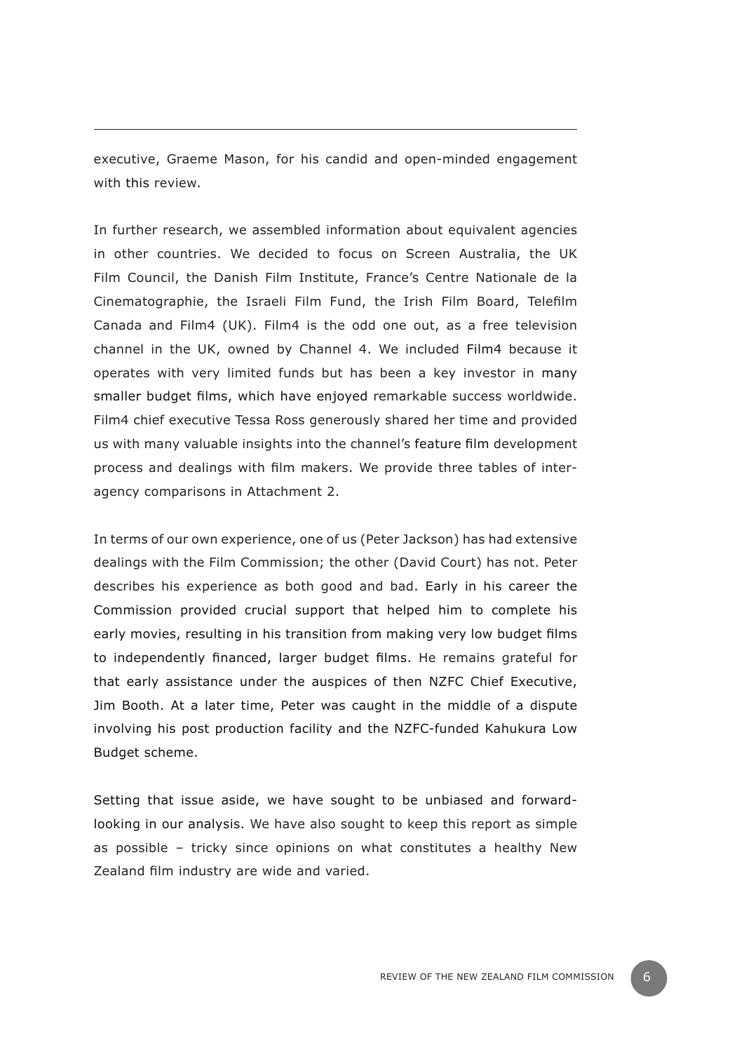executive, Graeme Mason, for his candid and open-minded engagement with this review.

In further research, we assembled information about equivalent agencies in other countries. We decided to focus on Screen Australia, the UK Film Council, the Danish Film Institute, France's Centre Nationale de la Cinematographie, the Israeli Film Fund, the Irish Film Board, Telefilm Canada and Film4 (UK). Film4 is the odd one out, as a free television channel in the UK, owned by Channel 4. We included Film4 because it operates with very limited funds but has been a key investor in many smaller budget films, which have enjoyed remarkable success worldwide. Film4 chief executive Tessa Ross generously shared her time and provided us with many valuable insights into the channel's feature film development process and dealings with film makers. We provide three tables of inter-agency comparisons in Attachment 2.

In terms of our own experience, one of us (Peter Jackson) has had extensive dealings with the Film Commission; the other (David Court) has not. Peter describes his experience as both good and bad. Early in his career the Commission provided crucial support that helped him to complete his early movies, resulting in his transition from making very low budget films to independently financed, larger budget films. He remains grateful for that early assistance under the auspices of then NZFC Chief Executive, Jim Booth. At a later time, Peter was caught in the middle of a dispute involving his post production facility and the NZFC-funded Kahukura Low Budget scheme.

Setting that issue aside, we have sought to be unbiased and forward-looking in our analysis. We have also sought to keep this report as simple as possible – tricky since opinions on what constitutes a healthy New Zealand film industry are wide and varied.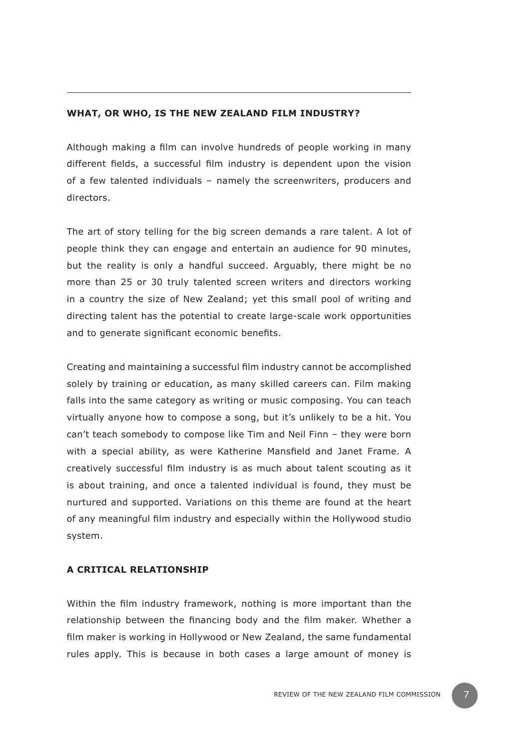## WHAT, OR WHO, IS THE NEW ZEALAND FILM INDUSTRY?

Although making a film can involve hundreds of people working in many different fields, a successful film industry is dependent upon the vision of a few talented individuals – namely the screenwriters, producers and directors.

The art of story telling for the big screen demands a rare talent. A lot of people think they can engage and entertain an audience for 90 minutes, but the reality is only a handful succeed. Arguably, there might be no more than 25 or 30 truly talented screen writers and directors working in a country the size of New Zealand; yet this small pool of writing and directing talent has the potential to create large-scale work opportunities and to generate significant economic benefits.

Creating and maintaining a successful film industry cannot be accomplished solely by training or education, as many skilled careers can. Film making falls into the same category as writing or music composing. You can teach virtually anyone how to compose a song, but it's unlikely to be a hit. You can't teach somebody to compose like Tim and Neil Finn – they were born with a special ability, as were Katherine Mansfield and Janet Frame. A creatively successful film industry is as much about talent scouting as it is about training, and once a talented individual is found, they must be nurtured and supported. Variations on this theme are found at the heart of any meaningful film industry and especially within the Hollywood studio system.

## A CRITICAL RELATIONSHIP

Within the film industry framework, nothing is more important than the relationship between the financing body and the film maker. Whether a film maker is working in Hollywood or New Zealand, the same fundamental rules apply. This is because in both cases a large amount of money is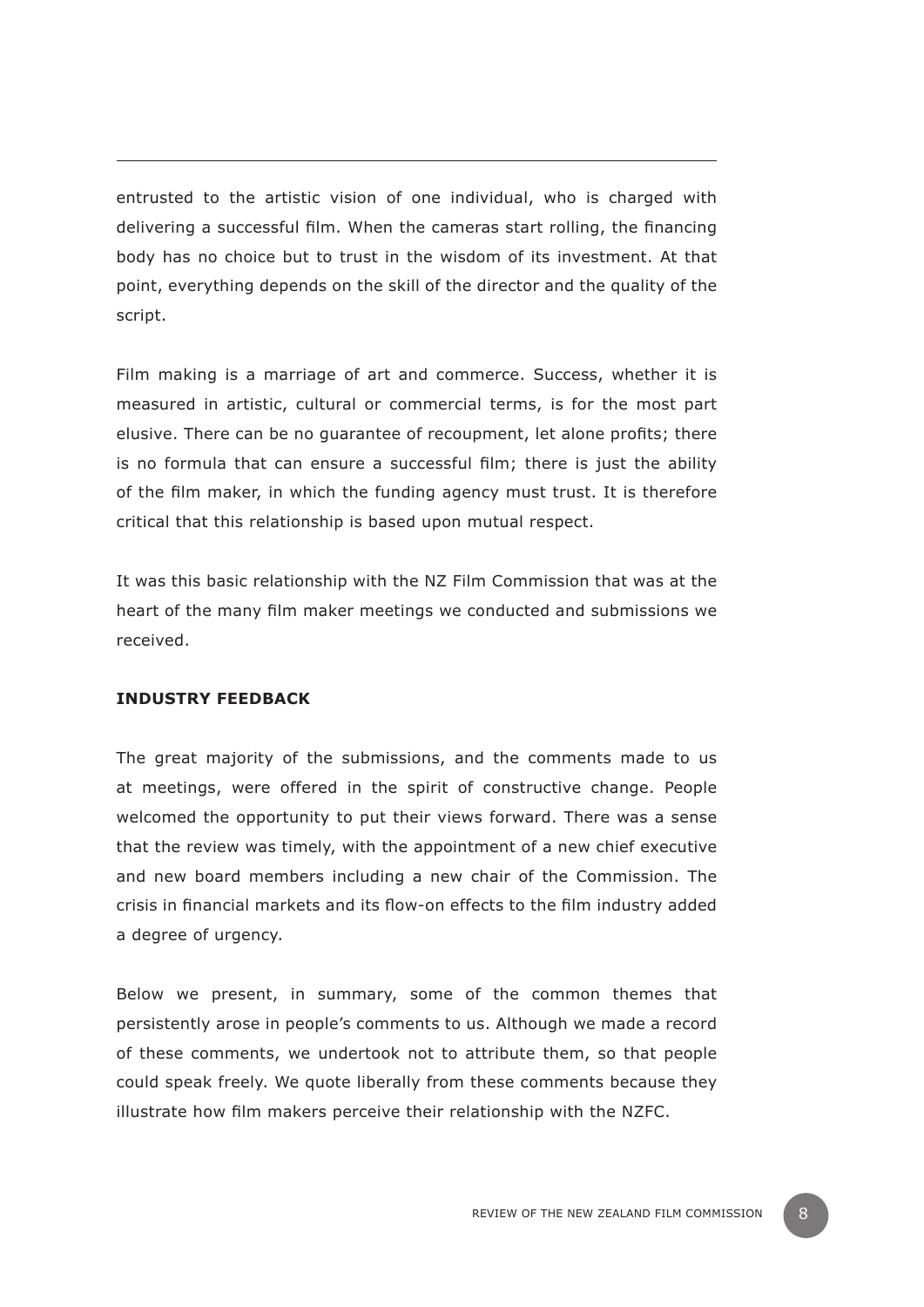entrusted to the artistic vision of one individual, who is charged with delivering a successful film. When the cameras start rolling, the financing body has no choice but to trust in the wisdom of its investment. At that point, everything depends on the skill of the director and the quality of the script.

Film making is a marriage of art and commerce. Success, whether it is measured in artistic, cultural or commercial terms, is for the most part elusive. There can be no guarantee of recoupment, let alone profits; there is no formula that can ensure a successful film; there is just the ability of the film maker, in which the funding agency must trust. It is therefore critical that this relationship is based upon mutual respect.

It was this basic relationship with the NZ Film Commission that was at the heart of the many film maker meetings we conducted and submissions we received.

## INDUSTRY FEEDBACK

The great majority of the submissions, and the comments made to us at meetings, were offered in the spirit of constructive change. People welcomed the opportunity to put their views forward. There was a sense that the review was timely, with the appointment of a new chief executive and new board members including a new chair of the Commission. The crisis in financial markets and its flow-on effects to the film industry added a degree of urgency.

Below we present, in summary, some of the common themes that persistently arose in people's comments to us. Although we made a record of these comments, we undertook not to attribute them, so that people could speak freely. We quote liberally from these comments because they illustrate how film makers perceive their relationship with the NZFC.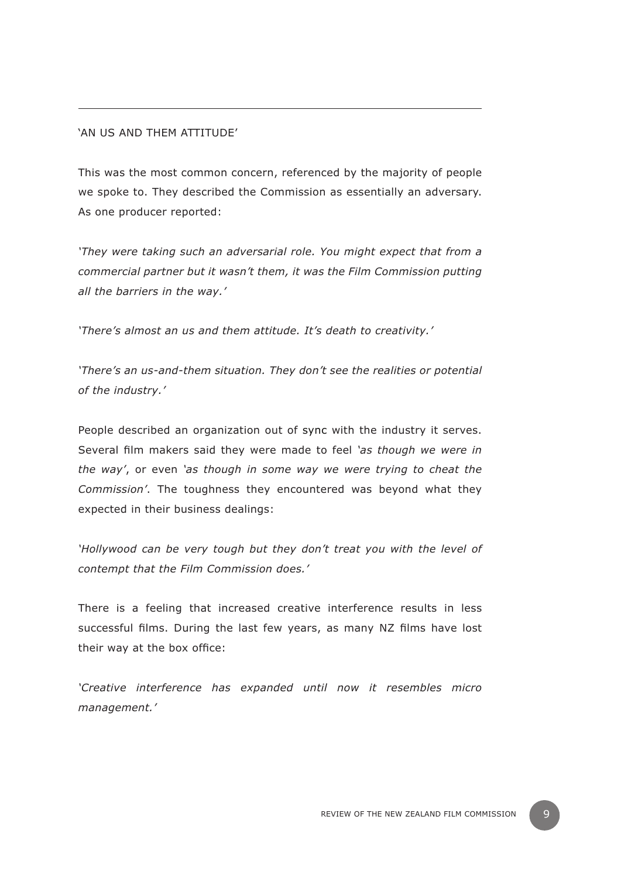## 'AN US AND THEM ATTITUDE'

This was the most common concern, referenced by the majority of people we spoke to. They described the Commission as essentially an adversary. As one producer reported:

*'They were taking such an adversarial role. You might expect that from a commercial partner but it wasn't them, it was the Film Commission putting all the barriers in the way.'*

*'There's almost an us and them attitude. It's death to creativity.'*

*'There's an us-and-them situation. They don't see the realities or potential of the industry.'*

People described an organization out of sync with the industry it serves. Several film makers said they were made to feel *'as though we were in the way'*, or even *'as though in some way we were trying to cheat the Commission'*. The toughness they encountered was beyond what they expected in their business dealings:

*'Hollywood can be very tough but they don't treat you with the level of contempt that the Film Commission does.'*

There is a feeling that increased creative interference results in less successful films. During the last few years, as many NZ films have lost their way at the box office:

*'Creative interference has expanded until now it resembles micro management.'*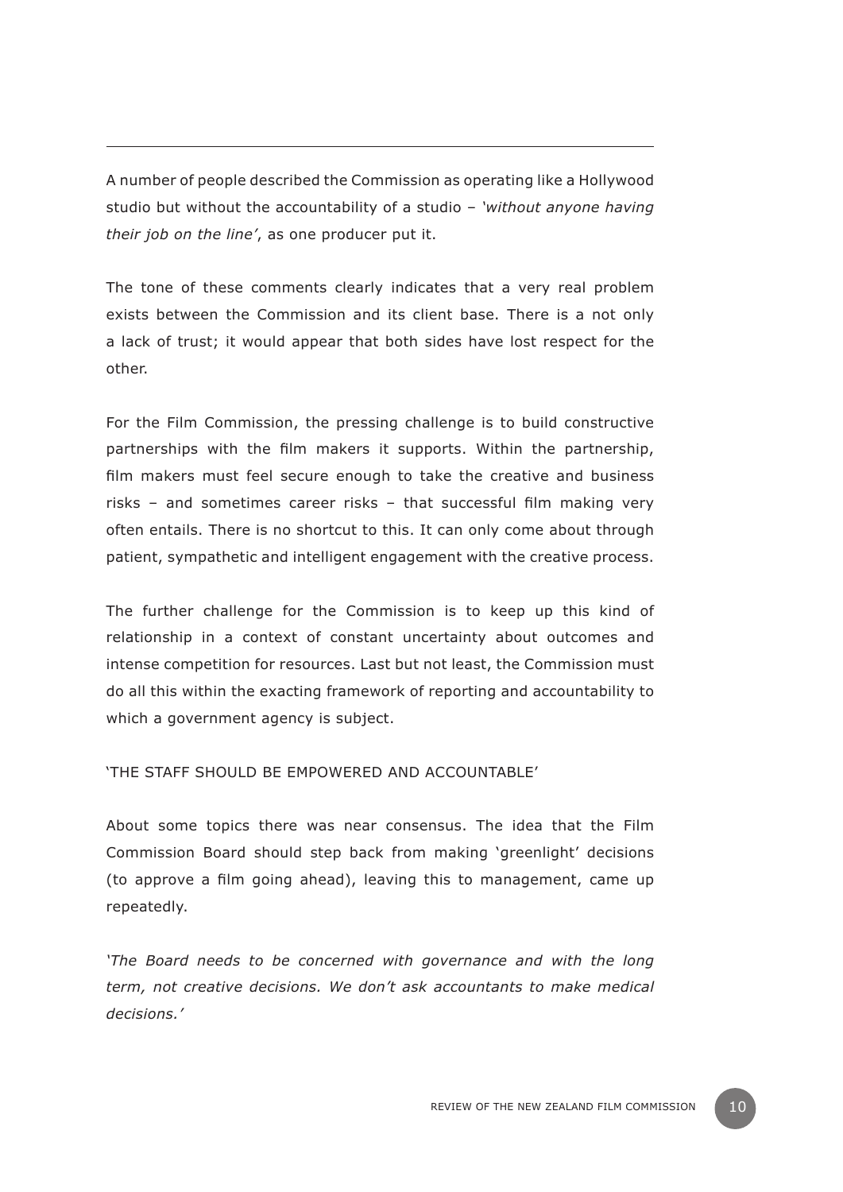A number of people described the Commission as operating like a Hollywood studio but without the accountability of a studio – *'without anyone having their job on the line'*, as one producer put it.

The tone of these comments clearly indicates that a very real problem exists between the Commission and its client base. There is a not only a lack of trust; it would appear that both sides have lost respect for the other.

For the Film Commission, the pressing challenge is to build constructive partnerships with the film makers it supports. Within the partnership, film makers must feel secure enough to take the creative and business risks – and sometimes career risks – that successful film making very often entails. There is no shortcut to this. It can only come about through patient, sympathetic and intelligent engagement with the creative process.

The further challenge for the Commission is to keep up this kind of relationship in a context of constant uncertainty about outcomes and intense competition for resources. Last but not least, the Commission must do all this within the exacting framework of reporting and accountability to which a government agency is subject.

## 'THE STAFF SHOULD BE EMPOWERED AND ACCOUNTABLE'

About some topics there was near consensus. The idea that the Film Commission Board should step back from making 'greenlight' decisions (to approve a film going ahead), leaving this to management, came up repeatedly.

*'The Board needs to be concerned with governance and with the long term, not creative decisions. We don't ask accountants to make medical decisions.'*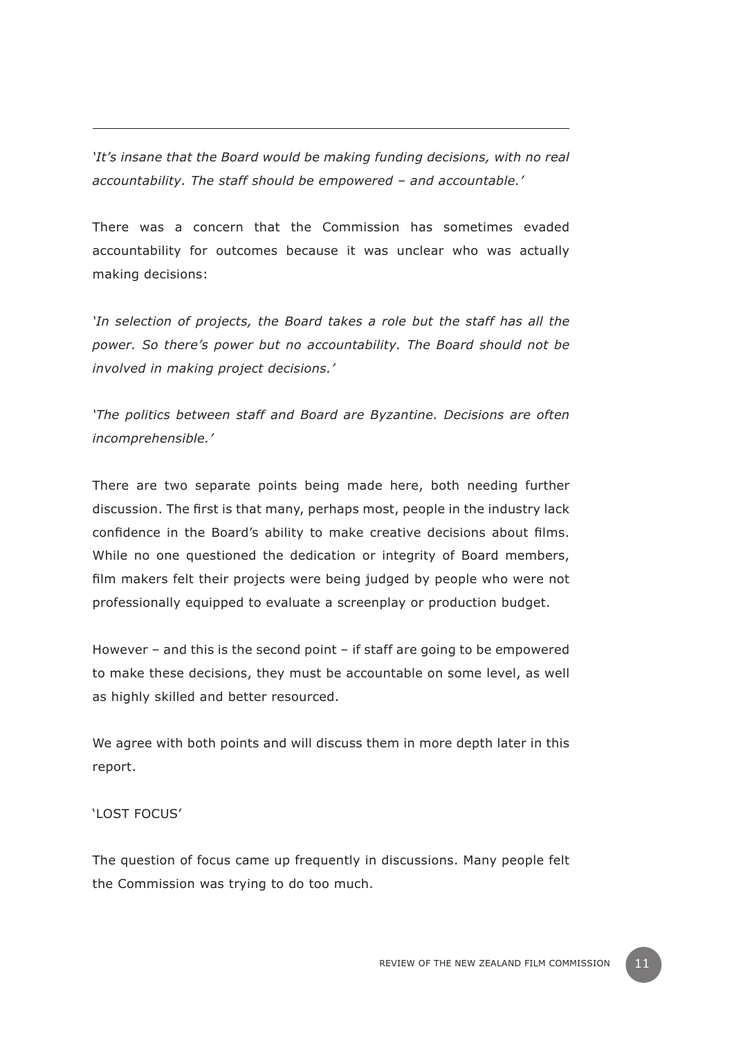---

*'It's insane that the Board would be making funding decisions, with no real accountability. The staff should be empowered – and accountable.'*

There was a concern that the Commission has sometimes evaded accountability for outcomes because it was unclear who was actually making decisions:

*'In selection of projects, the Board takes a role but the staff has all the power. So there's power but no accountability. The Board should not be involved in making project decisions.'*

*'The politics between staff and Board are Byzantine. Decisions are often incomprehensible.'*

There are two separate points being made here, both needing further discussion. The first is that many, perhaps most, people in the industry lack confidence in the Board's ability to make creative decisions about films. While no one questioned the dedication or integrity of Board members, film makers felt their projects were being judged by people who were not professionally equipped to evaluate a screenplay or production budget.

However – and this is the second point – if staff are going to be empowered to make these decisions, they must be accountable on some level, as well as highly skilled and better resourced.

We agree with both points and will discuss them in more depth later in this report.

## 'LOST FOCUS'

The question of focus came up frequently in discussions. Many people felt the Commission was trying to do too much.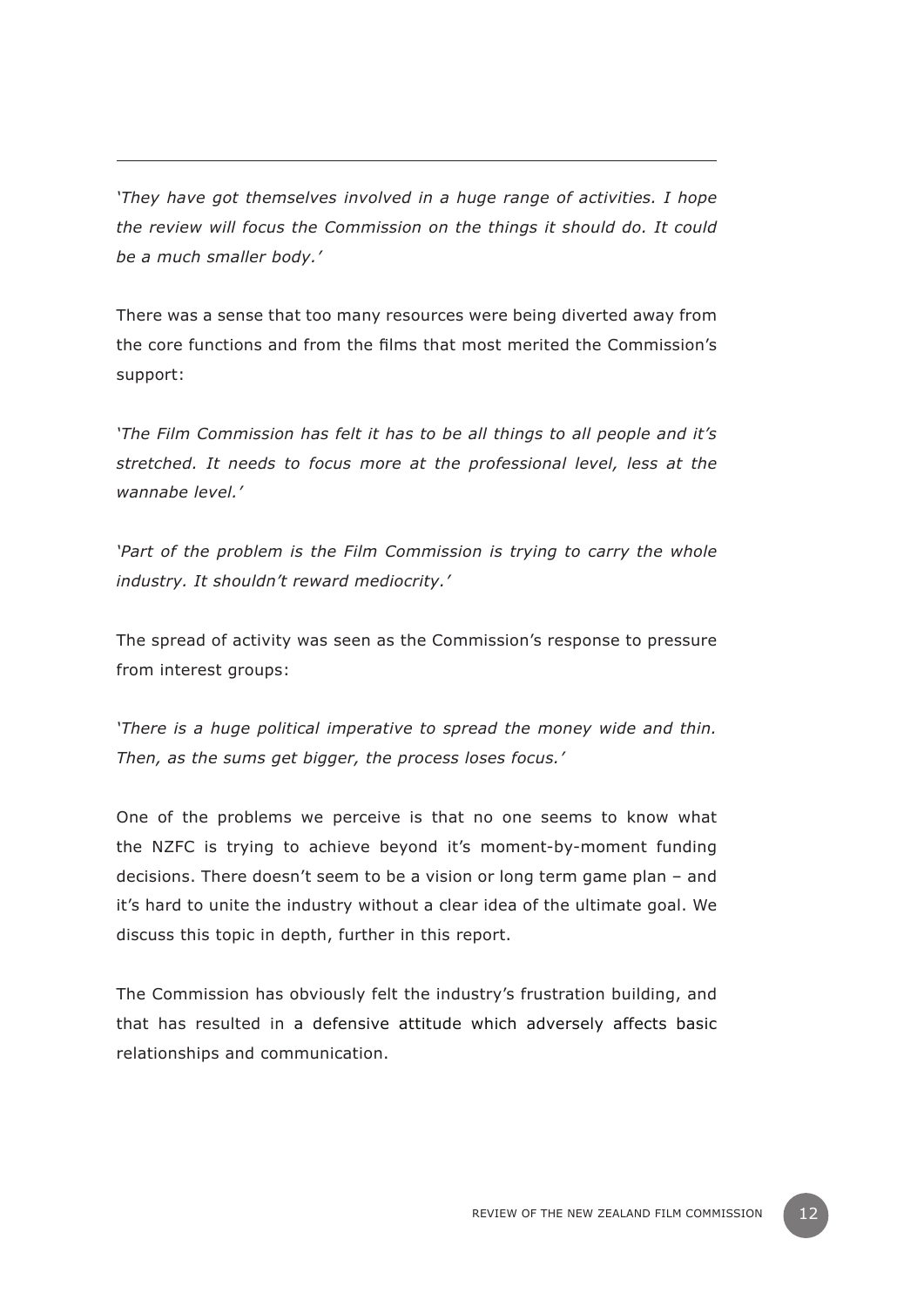---

*'They have got themselves involved in a huge range of activities. I hope the review will focus the Commission on the things it should do. It could be a much smaller body.'*

There was a sense that too many resources were being diverted away from the core functions and from the films that most merited the Commission's support:

*'The Film Commission has felt it has to be all things to all people and it's stretched. It needs to focus more at the professional level, less at the wannabe level.'*

*'Part of the problem is the Film Commission is trying to carry the whole industry. It shouldn't reward mediocrity.'*

The spread of activity was seen as the Commission's response to pressure from interest groups:

*'There is a huge political imperative to spread the money wide and thin. Then, as the sums get bigger, the process loses focus.'*

One of the problems we perceive is that no one seems to know what the NZFC is trying to achieve beyond it's moment-by-moment funding decisions. There doesn't seem to be a vision or long term game plan – and it's hard to unite the industry without a clear idea of the ultimate goal. We discuss this topic in depth, further in this report.

The Commission has obviously felt the industry's frustration building, and that has resulted in a defensive attitude which adversely affects basic relationships and communication.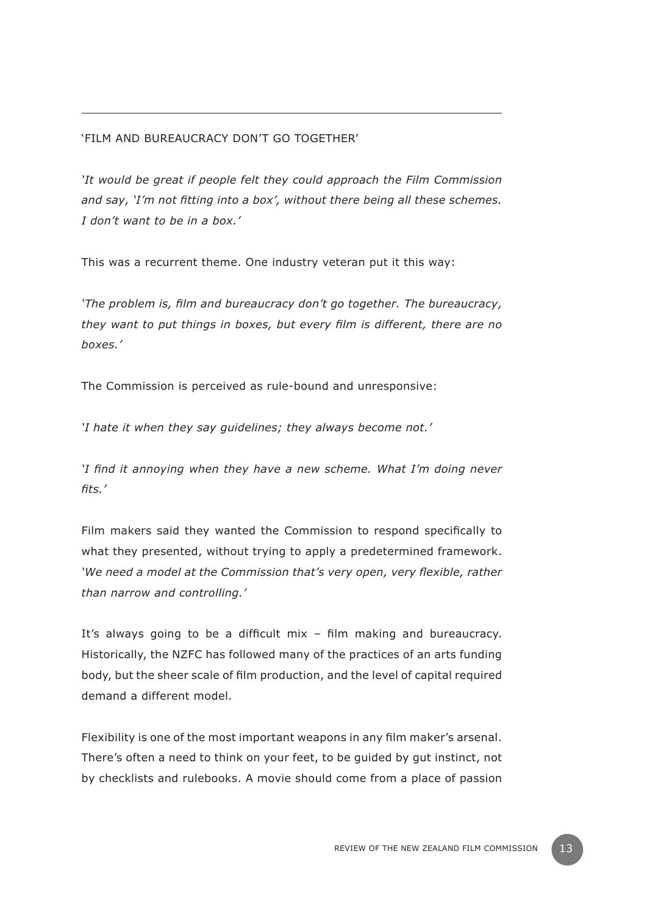## 'FILM AND BUREAUCRACY DON'T GO TOGETHER'

*'It would be great if people felt they could approach the Film Commission and say, 'I'm not fitting into a box', without there being all these schemes. I don't want to be in a box.'*

This was a recurrent theme. One industry veteran put it this way:

*'The problem is, film and bureaucracy don't go together. The bureaucracy, they want to put things in boxes, but every film is different, there are no boxes.'*

The Commission is perceived as rule-bound and unresponsive:

*'I hate it when they say guidelines; they always become not.'*

*'I find it annoying when they have a new scheme. What I'm doing never fits.'*

Film makers said they wanted the Commission to respond specifically to what they presented, without trying to apply a predetermined framework. *'We need a model at the Commission that's very open, very flexible, rather than narrow and controlling.'*

It's always going to be a difficult mix – film making and bureaucracy. Historically, the NZFC has followed many of the practices of an arts funding body, but the sheer scale of film production, and the level of capital required demand a different model.

Flexibility is one of the most important weapons in any film maker's arsenal. There's often a need to think on your feet, to be guided by gut instinct, not by checklists and rulebooks. A movie should come from a place of passion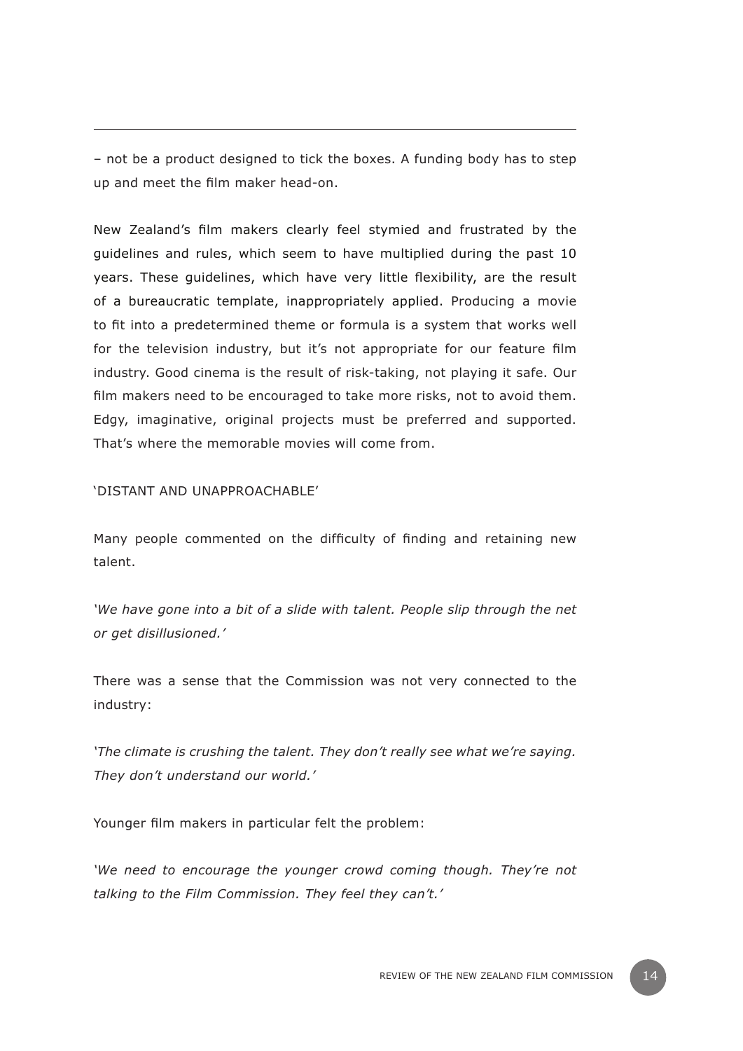– not be a product designed to tick the boxes. A funding body has to step up and meet the film maker head-on.

New Zealand's film makers clearly feel stymied and frustrated by the guidelines and rules, which seem to have multiplied during the past 10 years. These guidelines, which have very little flexibility, are the result of a bureaucratic template, inappropriately applied. Producing a movie to fit into a predetermined theme or formula is a system that works well for the television industry, but it's not appropriate for our feature film industry. Good cinema is the result of risk-taking, not playing it safe. Our film makers need to be encouraged to take more risks, not to avoid them. Edgy, imaginative, original projects must be preferred and supported. That's where the memorable movies will come from.

## 'DISTANT AND UNAPPROACHABLE'

Many people commented on the difficulty of finding and retaining new talent.

*'We have gone into a bit of a slide with talent. People slip through the net or get disillusioned.'*

There was a sense that the Commission was not very connected to the industry:

*'The climate is crushing the talent. They don't really see what we're saying. They don't understand our world.'*

Younger film makers in particular felt the problem:

*'We need to encourage the younger crowd coming though. They're not talking to the Film Commission. They feel they can't.'*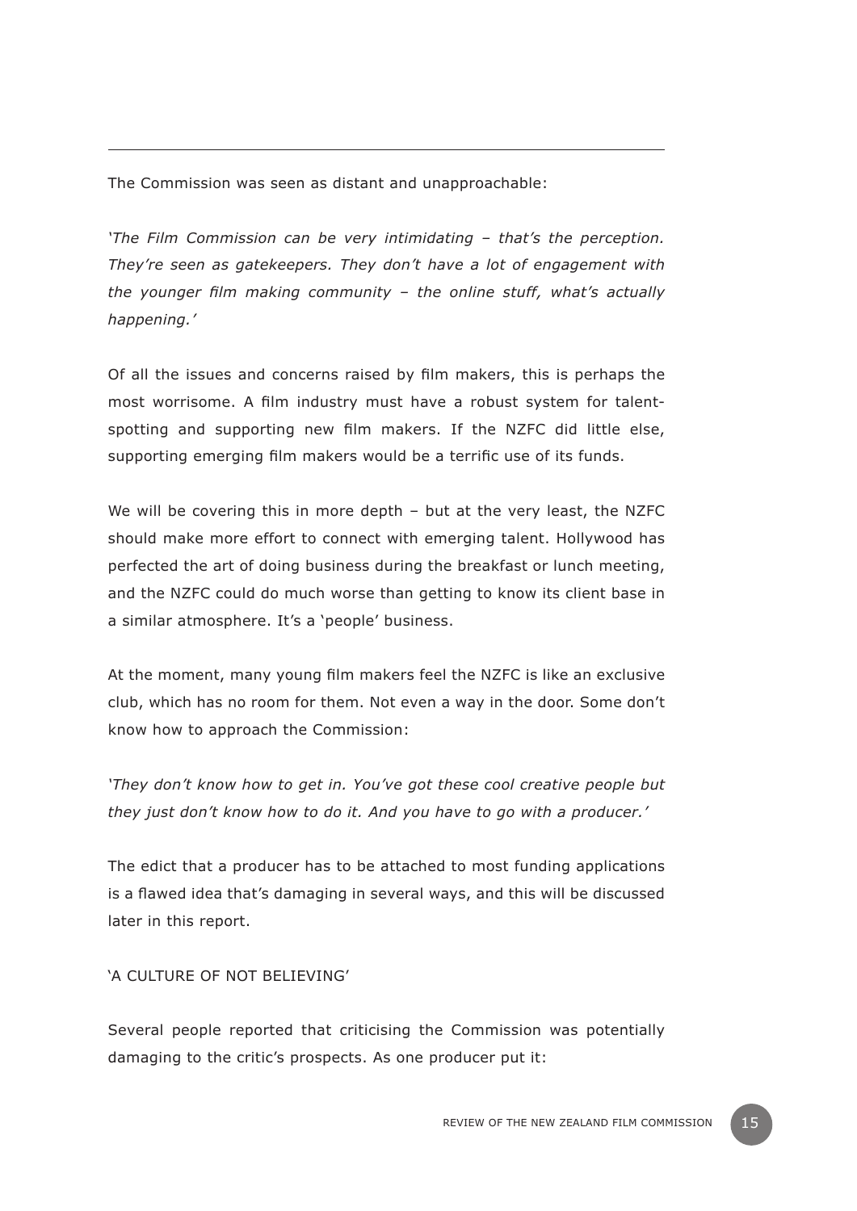The Commission was seen as distant and unapproachable:

*'The Film Commission can be very intimidating – that's the perception. They're seen as gatekeepers. They don't have a lot of engagement with the younger film making community – the online stuff, what's actually happening.'*

Of all the issues and concerns raised by film makers, this is perhaps the most worrisome. A film industry must have a robust system for talent-spotting and supporting new film makers. If the NZFC did little else, supporting emerging film makers would be a terrific use of its funds.

We will be covering this in more depth – but at the very least, the NZFC should make more effort to connect with emerging talent. Hollywood has perfected the art of doing business during the breakfast or lunch meeting, and the NZFC could do much worse than getting to know its client base in a similar atmosphere. It's a 'people' business.

At the moment, many young film makers feel the NZFC is like an exclusive club, which has no room for them. Not even a way in the door. Some don't know how to approach the Commission:

*'They don't know how to get in. You've got these cool creative people but they just don't know how to do it. And you have to go with a producer.'*

The edict that a producer has to be attached to most funding applications is a flawed idea that's damaging in several ways, and this will be discussed later in this report.

## 'A CULTURE OF NOT BELIEVING'

Several people reported that criticising the Commission was potentially damaging to the critic's prospects. As one producer put it: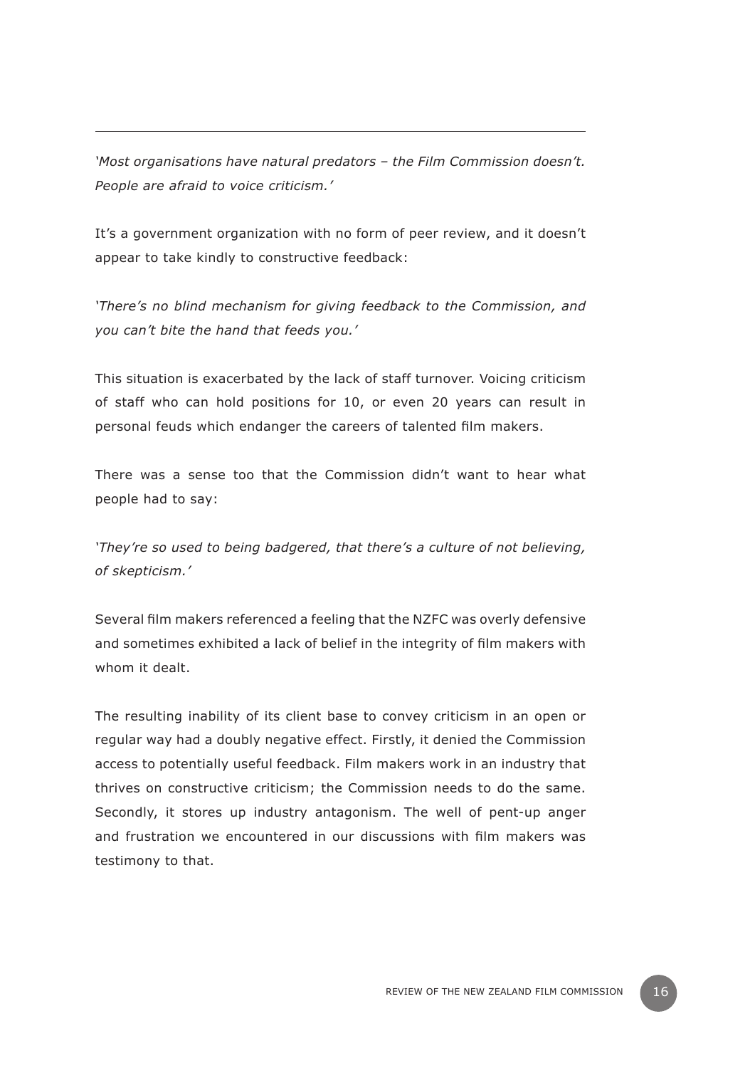---

*'Most organisations have natural predators – the Film Commission doesn't. People are afraid to voice criticism.'*

It's a government organization with no form of peer review, and it doesn't appear to take kindly to constructive feedback:

*'There's no blind mechanism for giving feedback to the Commission, and you can't bite the hand that feeds you.'*

This situation is exacerbated by the lack of staff turnover. Voicing criticism of staff who can hold positions for 10, or even 20 years can result in personal feuds which endanger the careers of talented film makers.

There was a sense too that the Commission didn't want to hear what people had to say:

*'They're so used to being badgered, that there's a culture of not believing, of skepticism.'*

Several film makers referenced a feeling that the NZFC was overly defensive and sometimes exhibited a lack of belief in the integrity of film makers with whom it dealt.

The resulting inability of its client base to convey criticism in an open or regular way had a doubly negative effect. Firstly, it denied the Commission access to potentially useful feedback. Film makers work in an industry that thrives on constructive criticism; the Commission needs to do the same. Secondly, it stores up industry antagonism. The well of pent-up anger and frustration we encountered in our discussions with film makers was testimony to that.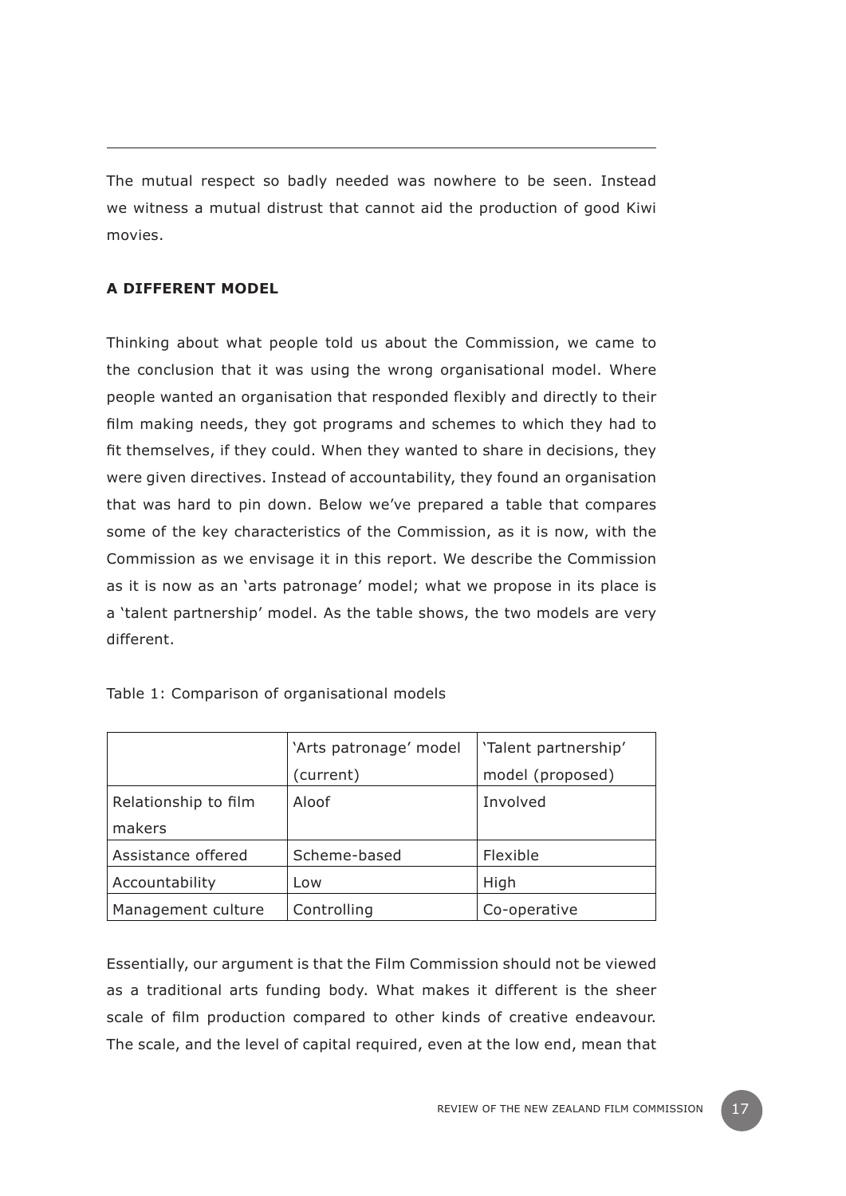The mutual respect so badly needed was nowhere to be seen. Instead we witness a mutual distrust that cannot aid the production of good Kiwi movies.

**A DIFFERENT MODEL**

Thinking about what people told us about the Commission, we came to the conclusion that it was using the wrong organisational model. Where people wanted an organisation that responded flexibly and directly to their film making needs, they got programs and schemes to which they had to fit themselves, if they could. When they wanted to share in decisions, they were given directives. Instead of accountability, they found an organisation that was hard to pin down. Below we've prepared a table that compares some of the key characteristics of the Commission, as it is now, with the Commission as we envisage it in this report. We describe the Commission as it is now as an 'arts patronage' model; what we propose in its place is a 'talent partnership' model. As the table shows, the two models are very different.

Table 1: Comparison of organisational models

| | 'Arts patronage' model (current) | 'Talent partnership' model (proposed) |
|---|---|---|
| Relationship to film makers | Aloof | Involved |
| Assistance offered | Scheme-based | Flexible |
| Accountability | Low | High |
| Management culture | Controlling | Co-operative |

Essentially, our argument is that the Film Commission should not be viewed as a traditional arts funding body. What makes it different is the sheer scale of film production compared to other kinds of creative endeavour. The scale, and the level of capital required, even at the low end, mean that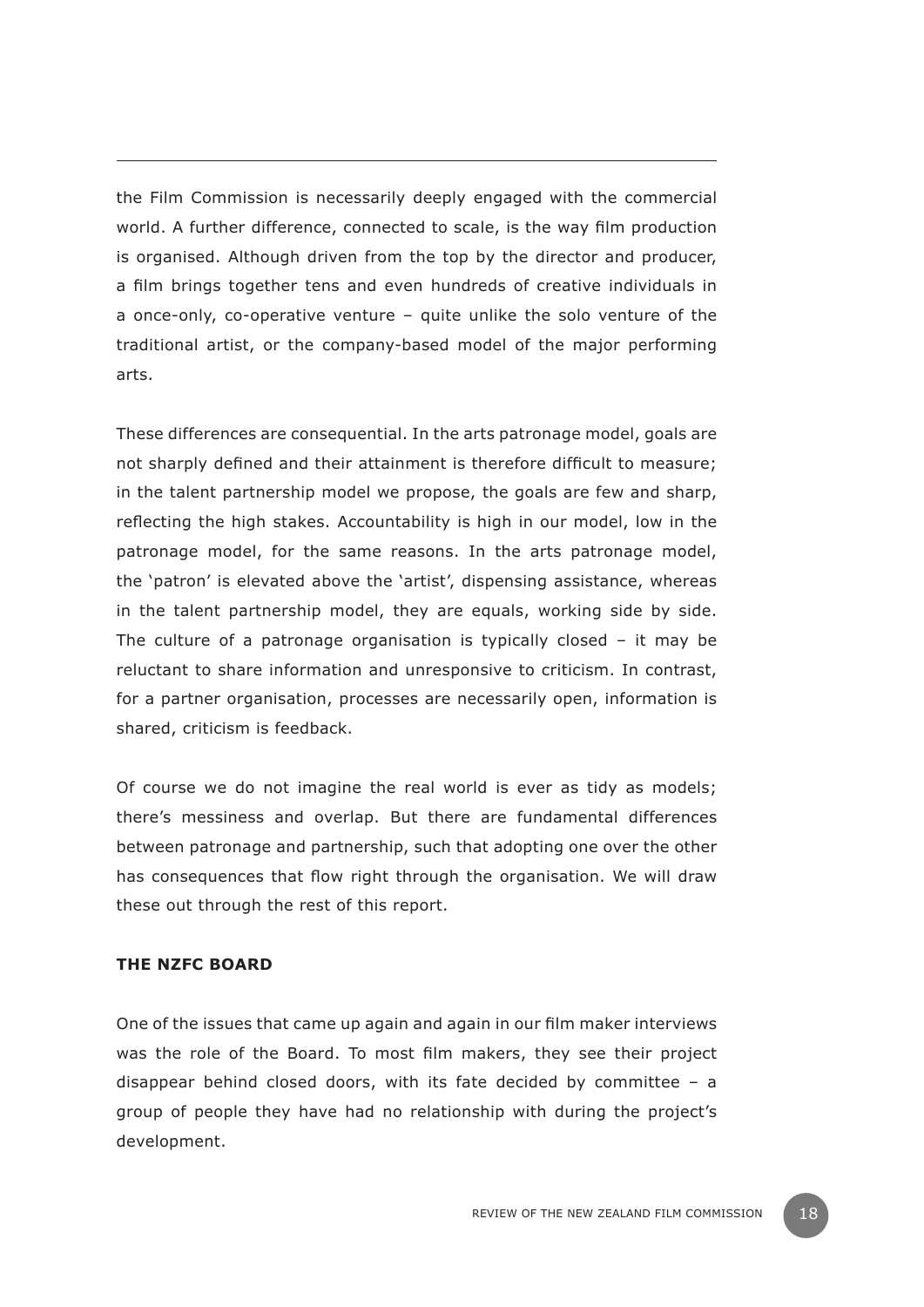the Film Commission is necessarily deeply engaged with the commercial world. A further difference, connected to scale, is the way film production is organised. Although driven from the top by the director and producer, a film brings together tens and even hundreds of creative individuals in a once-only, co-operative venture – quite unlike the solo venture of the traditional artist, or the company-based model of the major performing arts.

These differences are consequential. In the arts patronage model, goals are not sharply defined and their attainment is therefore difficult to measure; in the talent partnership model we propose, the goals are few and sharp, reflecting the high stakes. Accountability is high in our model, low in the patronage model, for the same reasons. In the arts patronage model, the 'patron' is elevated above the 'artist', dispensing assistance, whereas in the talent partnership model, they are equals, working side by side. The culture of a patronage organisation is typically closed – it may be reluctant to share information and unresponsive to criticism. In contrast, for a partner organisation, processes are necessarily open, information is shared, criticism is feedback.

Of course we do not imagine the real world is ever as tidy as models; there's messiness and overlap. But there are fundamental differences between patronage and partnership, such that adopting one over the other has consequences that flow right through the organisation. We will draw these out through the rest of this report.

**THE NZFC BOARD**

One of the issues that came up again and again in our film maker interviews was the role of the Board. To most film makers, they see their project disappear behind closed doors, with its fate decided by committee – a group of people they have had no relationship with during the project's development.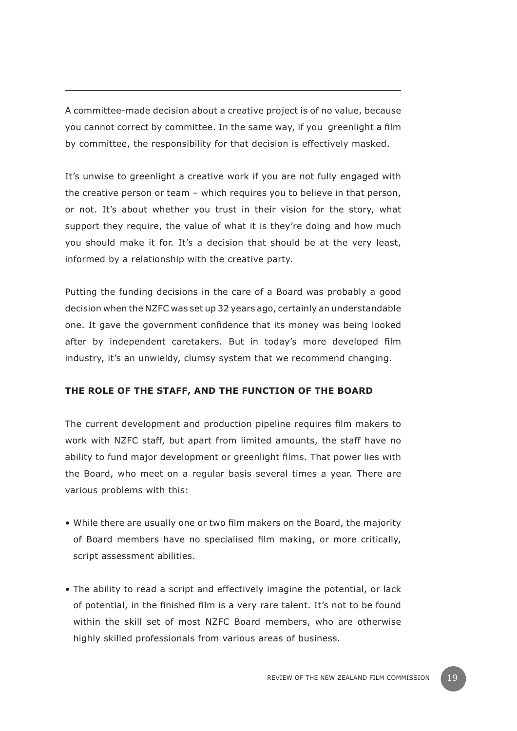A committee-made decision about a creative project is of no value, because you cannot correct by committee. In the same way, if you greenlight a film by committee, the responsibility for that decision is effectively masked.

It's unwise to greenlight a creative work if you are not fully engaged with the creative person or team – which requires you to believe in that person, or not. It's about whether you trust in their vision for the story, what support they require, the value of what it is they're doing and how much you should make it for. It's a decision that should be at the very least, informed by a relationship with the creative party.

Putting the funding decisions in the care of a Board was probably a good decision when the NZFC was set up 32 years ago, certainly an understandable one. It gave the government confidence that its money was being looked after by independent caretakers. But in today's more developed film industry, it's an unwieldy, clumsy system that we recommend changing.

## THE ROLE OF THE STAFF, AND THE FUNCTION OF THE BOARD

The current development and production pipeline requires film makers to work with NZFC staff, but apart from limited amounts, the staff have no ability to fund major development or greenlight films. That power lies with the Board, who meet on a regular basis several times a year. There are various problems with this:

- While there are usually one or two film makers on the Board, the majority of Board members have no specialised film making, or more critically, script assessment abilities.
- The ability to read a script and effectively imagine the potential, or lack of potential, in the finished film is a very rare talent. It's not to be found within the skill set of most NZFC Board members, who are otherwise highly skilled professionals from various areas of business.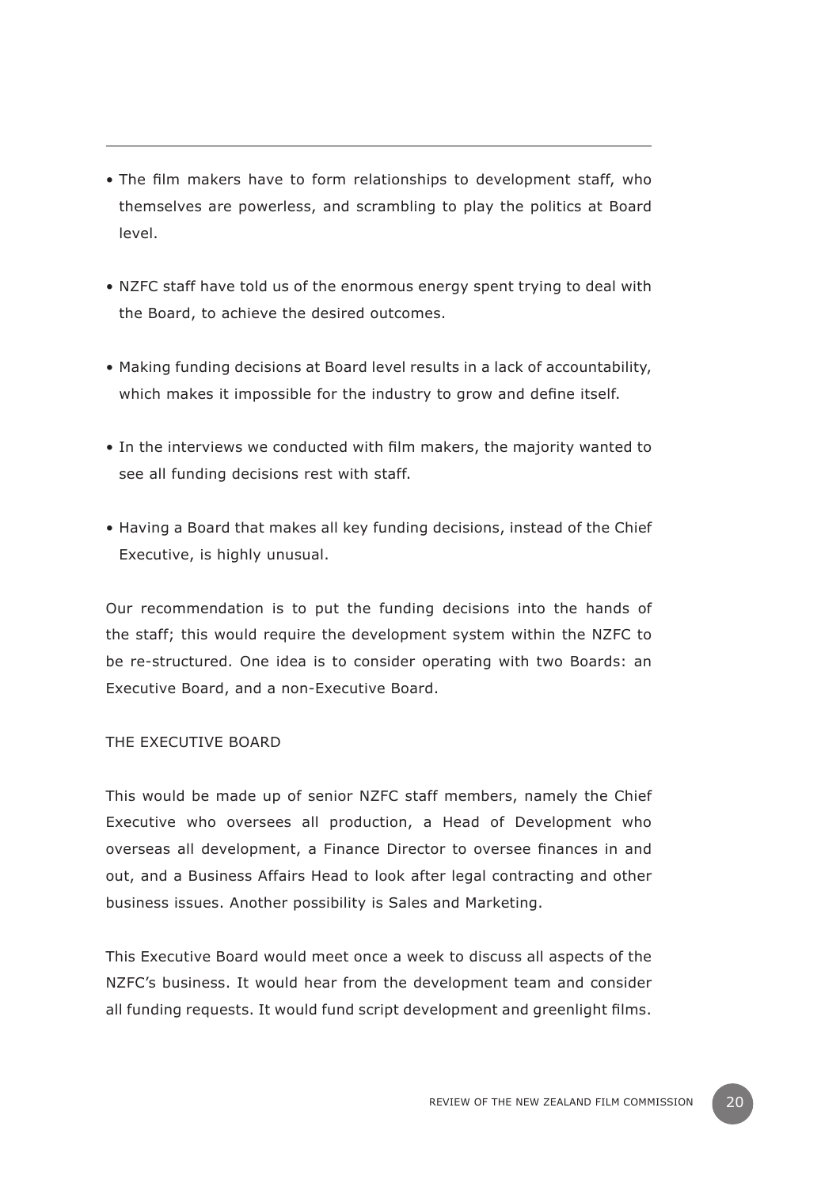- The film makers have to form relationships to development staff, who themselves are powerless, and scrambling to play the politics at Board level.

- NZFC staff have told us of the enormous energy spent trying to deal with the Board, to achieve the desired outcomes.

- Making funding decisions at Board level results in a lack of accountability, which makes it impossible for the industry to grow and define itself.

- In the interviews we conducted with film makers, the majority wanted to see all funding decisions rest with staff.

- Having a Board that makes all key funding decisions, instead of the Chief Executive, is highly unusual.

Our recommendation is to put the funding decisions into the hands of the staff; this would require the development system within the NZFC to be re-structured. One idea is to consider operating with two Boards: an Executive Board, and a non-Executive Board.

THE EXECUTIVE BOARD

This would be made up of senior NZFC staff members, namely the Chief Executive who oversees all production, a Head of Development who overseas all development, a Finance Director to oversee finances in and out, and a Business Affairs Head to look after legal contracting and other business issues. Another possibility is Sales and Marketing.

This Executive Board would meet once a week to discuss all aspects of the NZFC's business. It would hear from the development team and consider all funding requests. It would fund script development and greenlight films.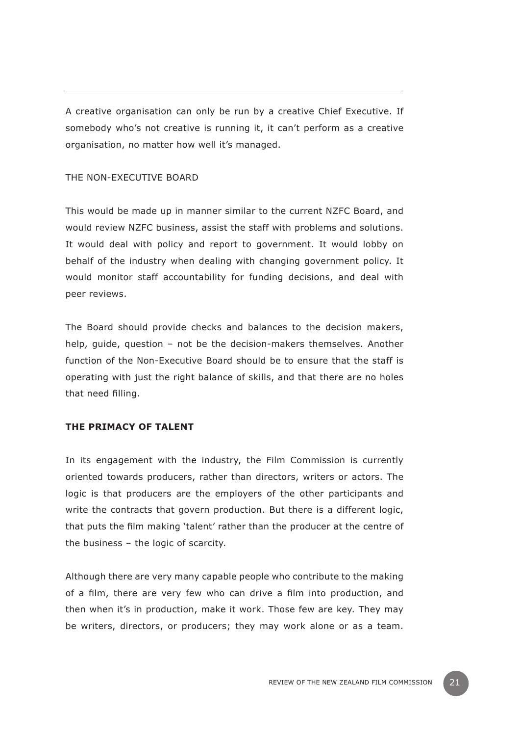---

A creative organisation can only be run by a creative Chief Executive. If somebody who's not creative is running it, it can't perform as a creative organisation, no matter how well it's managed.

THE NON-EXECUTIVE BOARD

This would be made up in manner similar to the current NZFC Board, and would review NZFC business, assist the staff with problems and solutions. It would deal with policy and report to government. It would lobby on behalf of the industry when dealing with changing government policy. It would monitor staff accountability for funding decisions, and deal with peer reviews.

The Board should provide checks and balances to the decision makers, help, guide, question – not be the decision-makers themselves. Another function of the Non-Executive Board should be to ensure that the staff is operating with just the right balance of skills, and that there are no holes that need filling.

## THE PRIMACY OF TALENT

In its engagement with the industry, the Film Commission is currently oriented towards producers, rather than directors, writers or actors. The logic is that producers are the employers of the other participants and write the contracts that govern production. But there is a different logic, that puts the film making 'talent' rather than the producer at the centre of the business – the logic of scarcity.

Although there are very many capable people who contribute to the making of a film, there are very few who can drive a film into production, and then when it's in production, make it work. Those few are key. They may be writers, directors, or producers; they may work alone or as a team.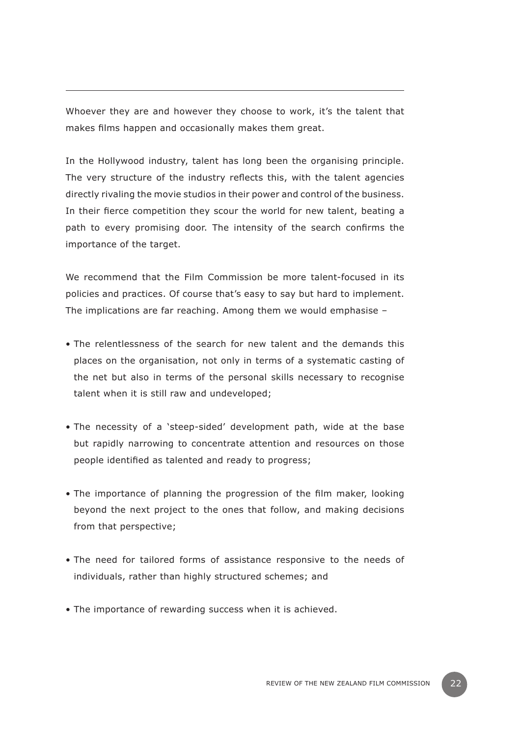---

Whoever they are and however they choose to work, it's the talent that makes films happen and occasionally makes them great.

In the Hollywood industry, talent has long been the organising principle. The very structure of the industry reflects this, with the talent agencies directly rivaling the movie studios in their power and control of the business. In their fierce competition they scour the world for new talent, beating a path to every promising door. The intensity of the search confirms the importance of the target.

We recommend that the Film Commission be more talent-focused in its policies and practices. Of course that's easy to say but hard to implement. The implications are far reaching. Among them we would emphasise –

- The relentlessness of the search for new talent and the demands this places on the organisation, not only in terms of a systematic casting of the net but also in terms of the personal skills necessary to recognise talent when it is still raw and undeveloped;
- The necessity of a 'steep-sided' development path, wide at the base but rapidly narrowing to concentrate attention and resources on those people identified as talented and ready to progress;
- The importance of planning the progression of the film maker, looking beyond the next project to the ones that follow, and making decisions from that perspective;
- The need for tailored forms of assistance responsive to the needs of individuals, rather than highly structured schemes; and
- The importance of rewarding success when it is achieved.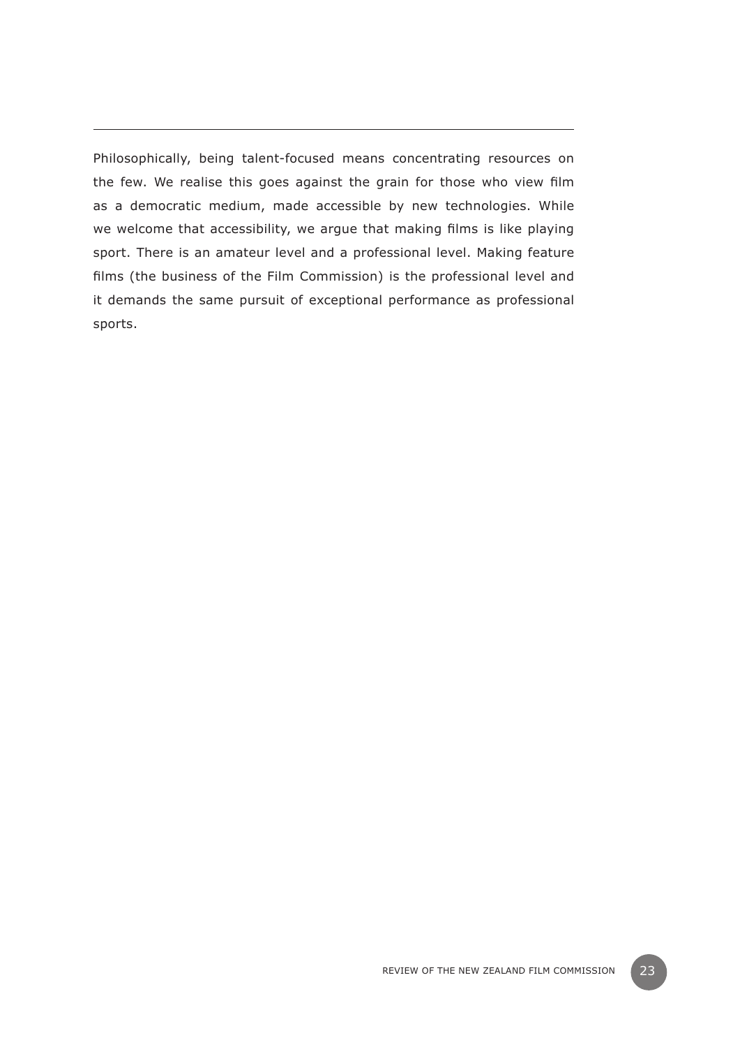Philosophically, being talent-focused means concentrating resources on the few. We realise this goes against the grain for those who view film as a democratic medium, made accessible by new technologies. While we welcome that accessibility, we argue that making films is like playing sport. There is an amateur level and a professional level. Making feature films (the business of the Film Commission) is the professional level and it demands the same pursuit of exceptional performance as professional sports.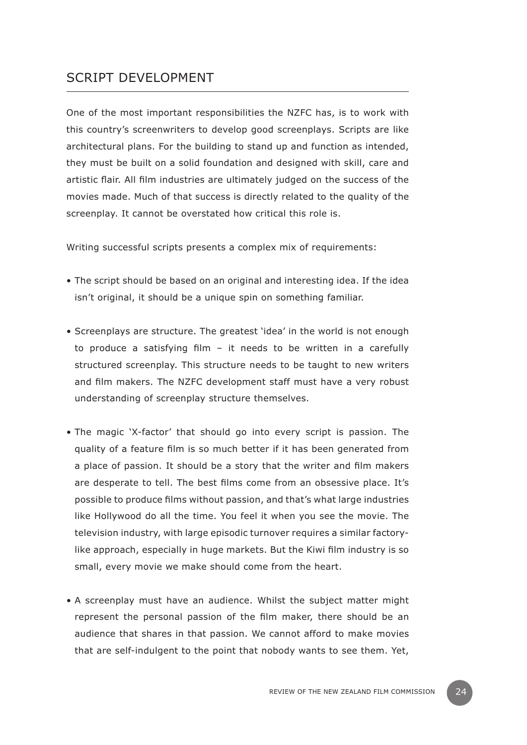## SCRIPT DEVELOPMENT

One of the most important responsibilities the NZFC has, is to work with this country's screenwriters to develop good screenplays. Scripts are like architectural plans. For the building to stand up and function as intended, they must be built on a solid foundation and designed with skill, care and artistic flair. All film industries are ultimately judged on the success of the movies made. Much of that success is directly related to the quality of the screenplay. It cannot be overstated how critical this role is.

Writing successful scripts presents a complex mix of requirements:

- The script should be based on an original and interesting idea. If the idea isn't original, it should be a unique spin on something familiar.
- Screenplays are structure. The greatest 'idea' in the world is not enough to produce a satisfying film – it needs to be written in a carefully structured screenplay. This structure needs to be taught to new writers and film makers. The NZFC development staff must have a very robust understanding of screenplay structure themselves.
- The magic 'X-factor' that should go into every script is passion. The quality of a feature film is so much better if it has been generated from a place of passion. It should be a story that the writer and film makers are desperate to tell. The best films come from an obsessive place. It's possible to produce films without passion, and that's what large industries like Hollywood do all the time. You feel it when you see the movie. The television industry, with large episodic turnover requires a similar factory-like approach, especially in huge markets. But the Kiwi film industry is so small, every movie we make should come from the heart.
- A screenplay must have an audience. Whilst the subject matter might represent the personal passion of the film maker, there should be an audience that shares in that passion. We cannot afford to make movies that are self-indulgent to the point that nobody wants to see them. Yet,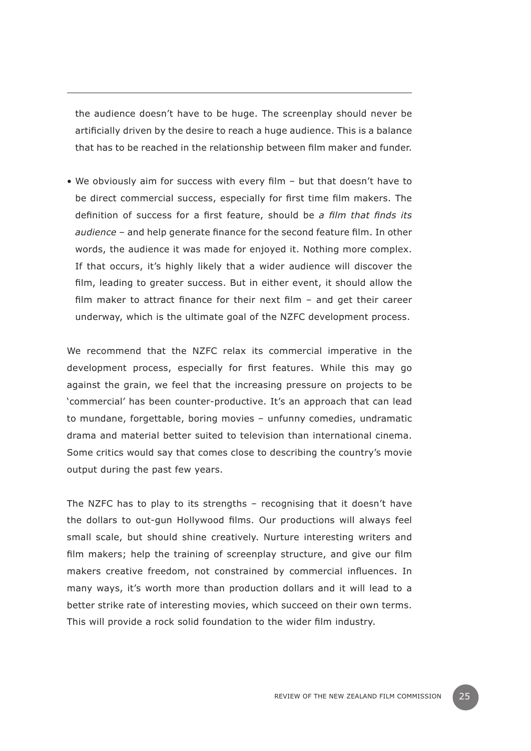the audience doesn't have to be huge. The screenplay should never be artificially driven by the desire to reach a huge audience. This is a balance that has to be reached in the relationship between film maker and funder.

- We obviously aim for success with every film – but that doesn't have to be direct commercial success, especially for first time film makers. The definition of success for a first feature, should be *a film that finds its audience* – and help generate finance for the second feature film. In other words, the audience it was made for enjoyed it. Nothing more complex. If that occurs, it's highly likely that a wider audience will discover the film, leading to greater success. But in either event, it should allow the film maker to attract finance for their next film – and get their career underway, which is the ultimate goal of the NZFC development process.

We recommend that the NZFC relax its commercial imperative in the development process, especially for first features. While this may go against the grain, we feel that the increasing pressure on projects to be 'commercial' has been counter-productive. It's an approach that can lead to mundane, forgettable, boring movies – unfunny comedies, undramatic drama and material better suited to television than international cinema. Some critics would say that comes close to describing the country's movie output during the past few years.

The NZFC has to play to its strengths – recognising that it doesn't have the dollars to out-gun Hollywood films. Our productions will always feel small scale, but should shine creatively. Nurture interesting writers and film makers; help the training of screenplay structure, and give our film makers creative freedom, not constrained by commercial influences. In many ways, it's worth more than production dollars and it will lead to a better strike rate of interesting movies, which succeed on their own terms. This will provide a rock solid foundation to the wider film industry.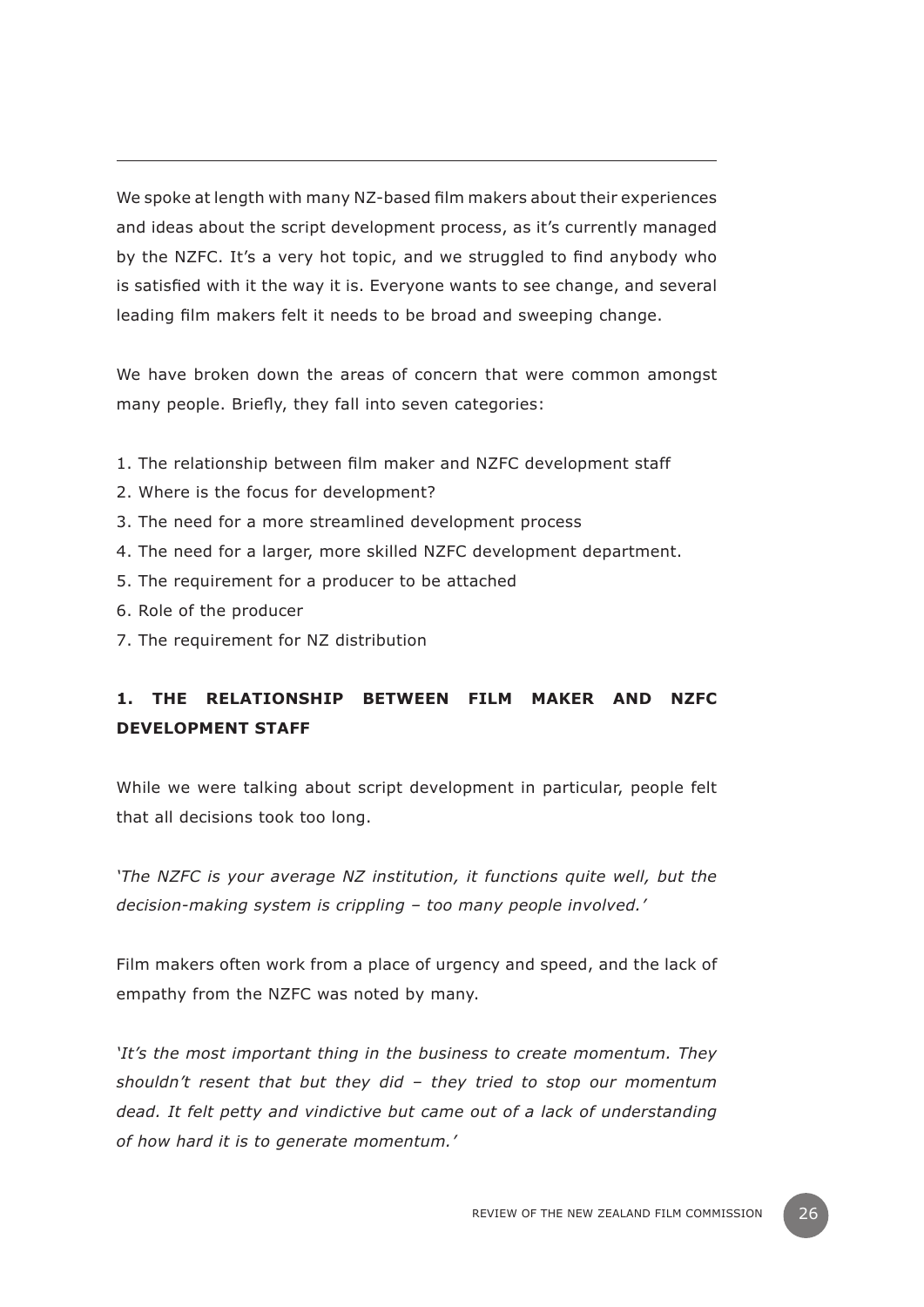We spoke at length with many NZ-based film makers about their experiences and ideas about the script development process, as it's currently managed by the NZFC. It's a very hot topic, and we struggled to find anybody who is satisfied with it the way it is. Everyone wants to see change, and several leading film makers felt it needs to be broad and sweeping change.

We have broken down the areas of concern that were common amongst many people. Briefly, they fall into seven categories:

1. The relationship between film maker and NZFC development staff
2. Where is the focus for development?
3. The need for a more streamlined development process
4. The need for a larger, more skilled NZFC development department.
5. The requirement for a producer to be attached
6. Role of the producer
7. The requirement for NZ distribution

## 1. THE RELATIONSHIP BETWEEN FILM MAKER AND NZFC DEVELOPMENT STAFF

While we were talking about script development in particular, people felt that all decisions took too long.

*'The NZFC is your average NZ institution, it functions quite well, but the decision-making system is crippling – too many people involved.'*

Film makers often work from a place of urgency and speed, and the lack of empathy from the NZFC was noted by many.

*'It's the most important thing in the business to create momentum. They shouldn't resent that but they did – they tried to stop our momentum dead. It felt petty and vindictive but came out of a lack of understanding of how hard it is to generate momentum.'*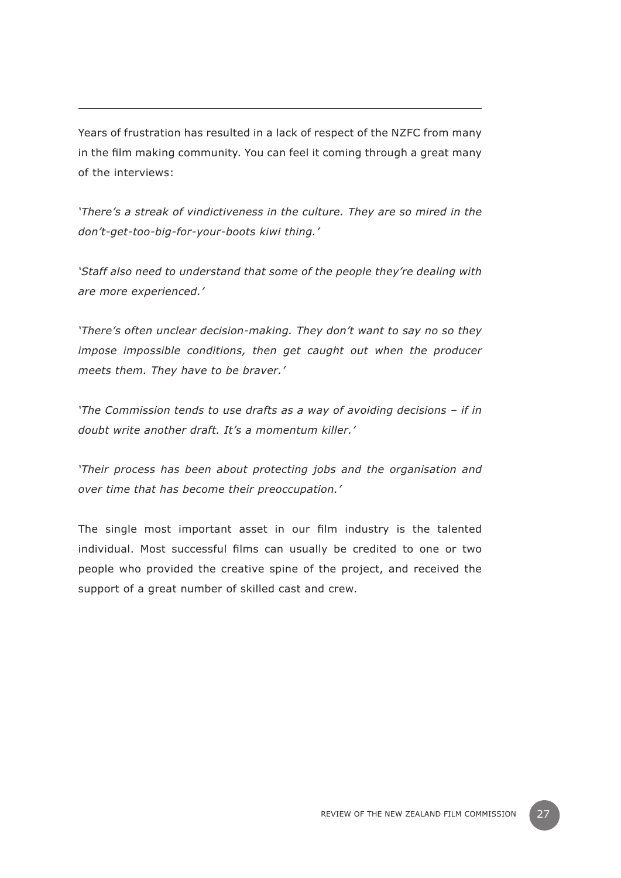---

Years of frustration has resulted in a lack of respect of the NZFC from many in the film making community. You can feel it coming through a great many of the interviews:

*'There's a streak of vindictiveness in the culture. They are so mired in the don't-get-too-big-for-your-boots kiwi thing.'*

*'Staff also need to understand that some of the people they're dealing with are more experienced.'*

*'There's often unclear decision-making. They don't want to say no so they impose impossible conditions, then get caught out when the producer meets them. They have to be braver.'*

*'The Commission tends to use drafts as a way of avoiding decisions – if in doubt write another draft. It's a momentum killer.'*

*'Their process has been about protecting jobs and the organisation and over time that has become their preoccupation.'*

The single most important asset in our film industry is the talented individual. Most successful films can usually be credited to one or two people who provided the creative spine of the project, and received the support of a great number of skilled cast and crew.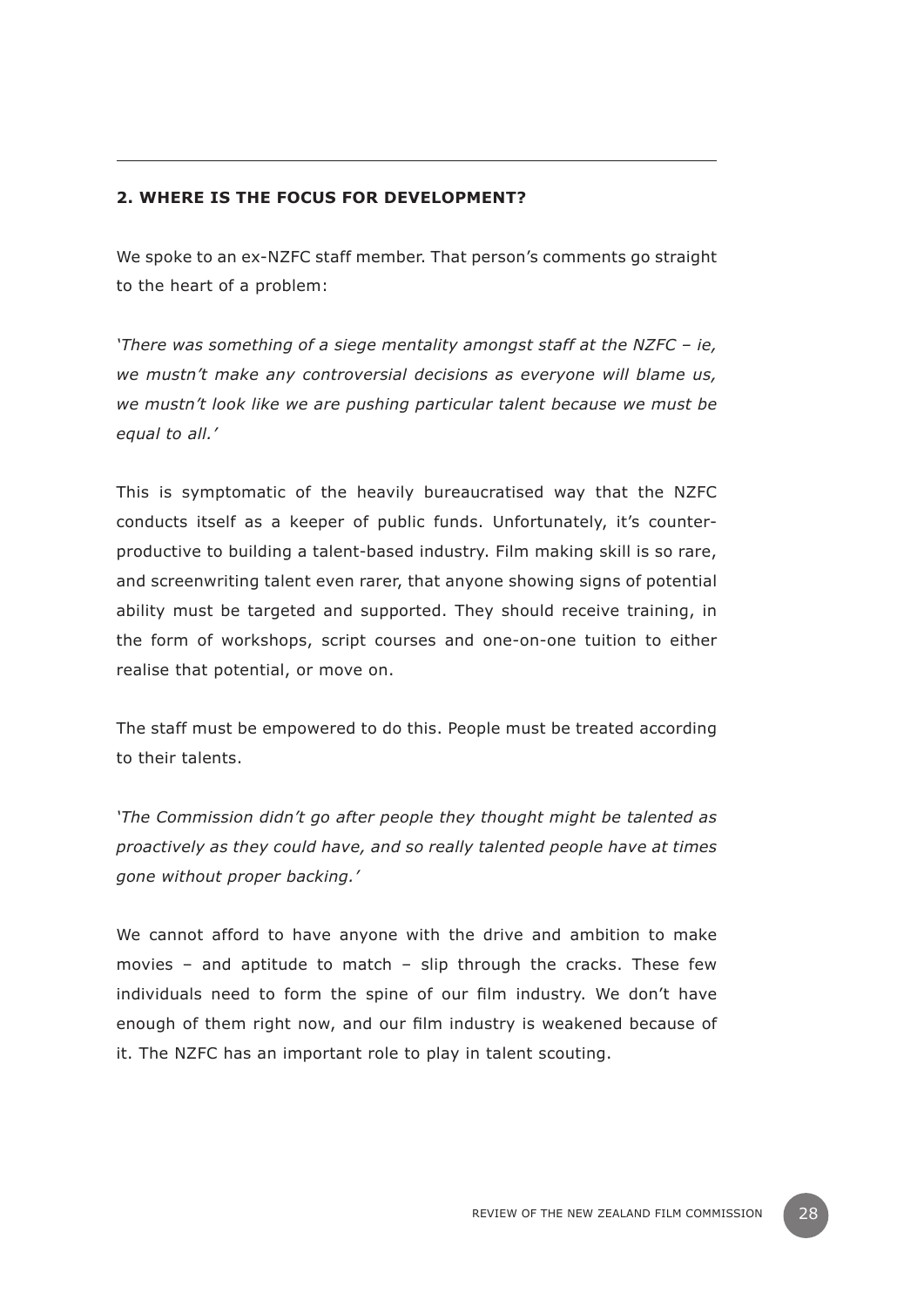## 2. WHERE IS THE FOCUS FOR DEVELOPMENT?

We spoke to an ex-NZFC staff member. That person's comments go straight to the heart of a problem:

*'There was something of a siege mentality amongst staff at the NZFC – ie, we mustn't make any controversial decisions as everyone will blame us, we mustn't look like we are pushing particular talent because we must be equal to all.'*

This is symptomatic of the heavily bureaucratised way that the NZFC conducts itself as a keeper of public funds. Unfortunately, it's counter-productive to building a talent-based industry. Film making skill is so rare, and screenwriting talent even rarer, that anyone showing signs of potential ability must be targeted and supported. They should receive training, in the form of workshops, script courses and one-on-one tuition to either realise that potential, or move on.

The staff must be empowered to do this. People must be treated according to their talents.

*'The Commission didn't go after people they thought might be talented as proactively as they could have, and so really talented people have at times gone without proper backing.'*

We cannot afford to have anyone with the drive and ambition to make movies – and aptitude to match – slip through the cracks. These few individuals need to form the spine of our film industry. We don't have enough of them right now, and our film industry is weakened because of it. The NZFC has an important role to play in talent scouting.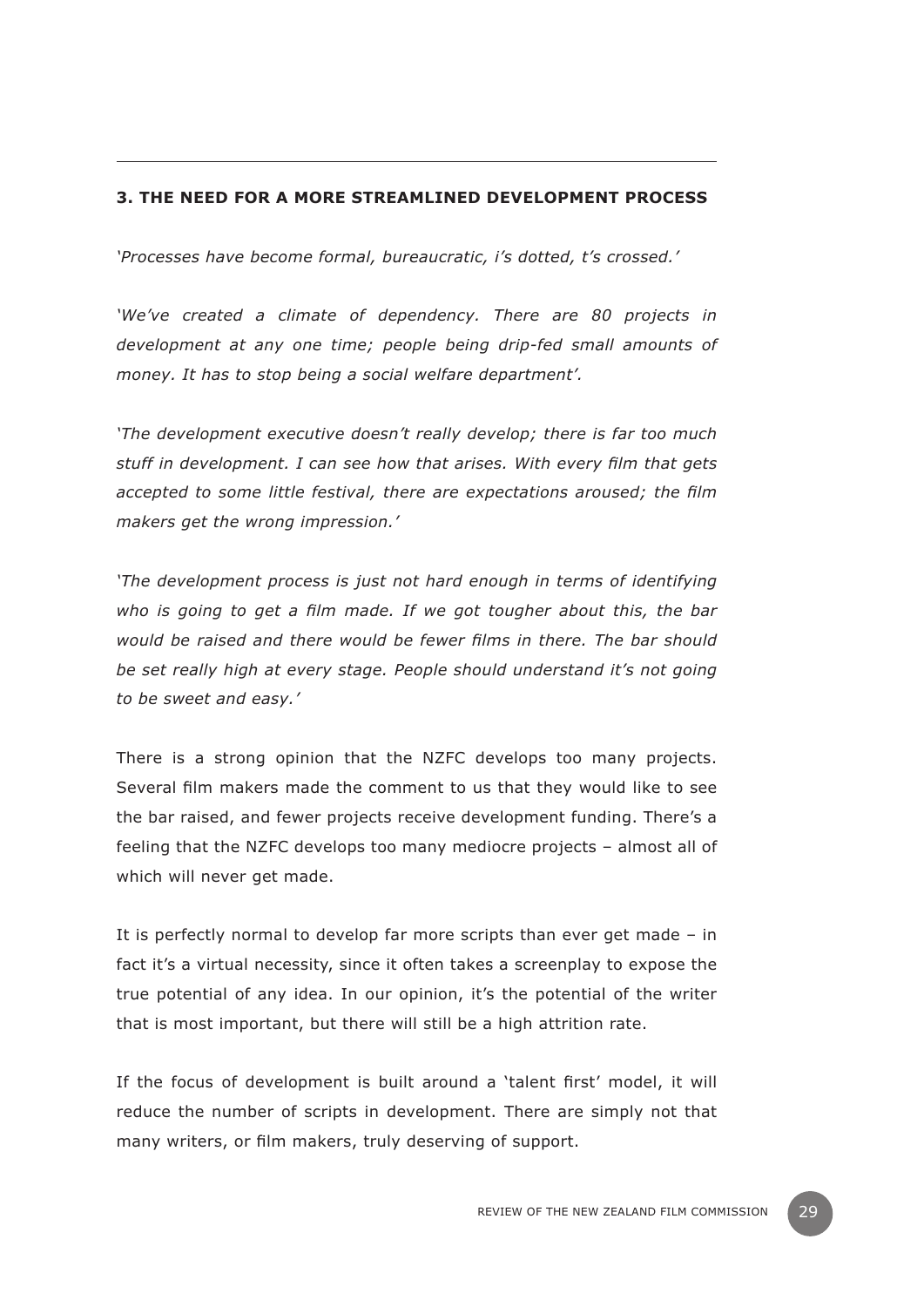## 3. THE NEED FOR A MORE STREAMLINED DEVELOPMENT PROCESS

*'Processes have become formal, bureaucratic, i's dotted, t's crossed.'*

*'We've created a climate of dependency. There are 80 projects in development at any one time; people being drip-fed small amounts of money. It has to stop being a social welfare department'.*

*'The development executive doesn't really develop; there is far too much stuff in development. I can see how that arises. With every film that gets accepted to some little festival, there are expectations aroused; the film makers get the wrong impression.'*

*'The development process is just not hard enough in terms of identifying who is going to get a film made. If we got tougher about this, the bar would be raised and there would be fewer films in there. The bar should be set really high at every stage. People should understand it's not going to be sweet and easy.'*

There is a strong opinion that the NZFC develops too many projects. Several film makers made the comment to us that they would like to see the bar raised, and fewer projects receive development funding. There's a feeling that the NZFC develops too many mediocre projects – almost all of which will never get made.

It is perfectly normal to develop far more scripts than ever get made – in fact it's a virtual necessity, since it often takes a screenplay to expose the true potential of any idea. In our opinion, it's the potential of the writer that is most important, but there will still be a high attrition rate.

If the focus of development is built around a 'talent first' model, it will reduce the number of scripts in development. There are simply not that many writers, or film makers, truly deserving of support.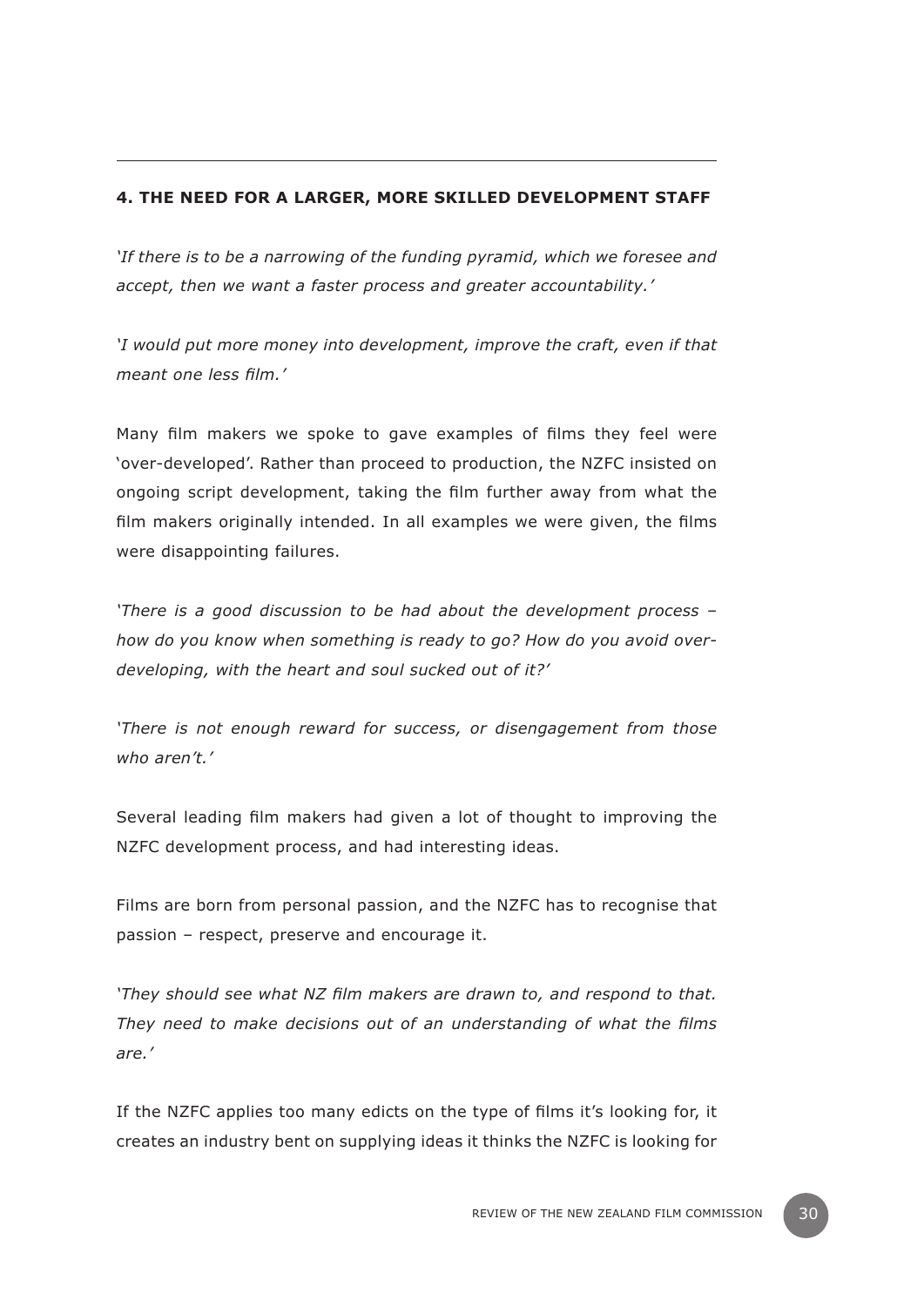## 4. THE NEED FOR A LARGER, MORE SKILLED DEVELOPMENT STAFF

*'If there is to be a narrowing of the funding pyramid, which we foresee and accept, then we want a faster process and greater accountability.'*

*'I would put more money into development, improve the craft, even if that meant one less film.'*

Many film makers we spoke to gave examples of films they feel were 'over-developed'. Rather than proceed to production, the NZFC insisted on ongoing script development, taking the film further away from what the film makers originally intended. In all examples we were given, the films were disappointing failures.

*'There is a good discussion to be had about the development process – how do you know when something is ready to go? How do you avoid over-developing, with the heart and soul sucked out of it?'*

*'There is not enough reward for success, or disengagement from those who aren't.'*

Several leading film makers had given a lot of thought to improving the NZFC development process, and had interesting ideas.

Films are born from personal passion, and the NZFC has to recognise that passion – respect, preserve and encourage it.

*'They should see what NZ film makers are drawn to, and respond to that. They need to make decisions out of an understanding of what the films are.'*

If the NZFC applies too many edicts on the type of films it's looking for, it creates an industry bent on supplying ideas it thinks the NZFC is looking for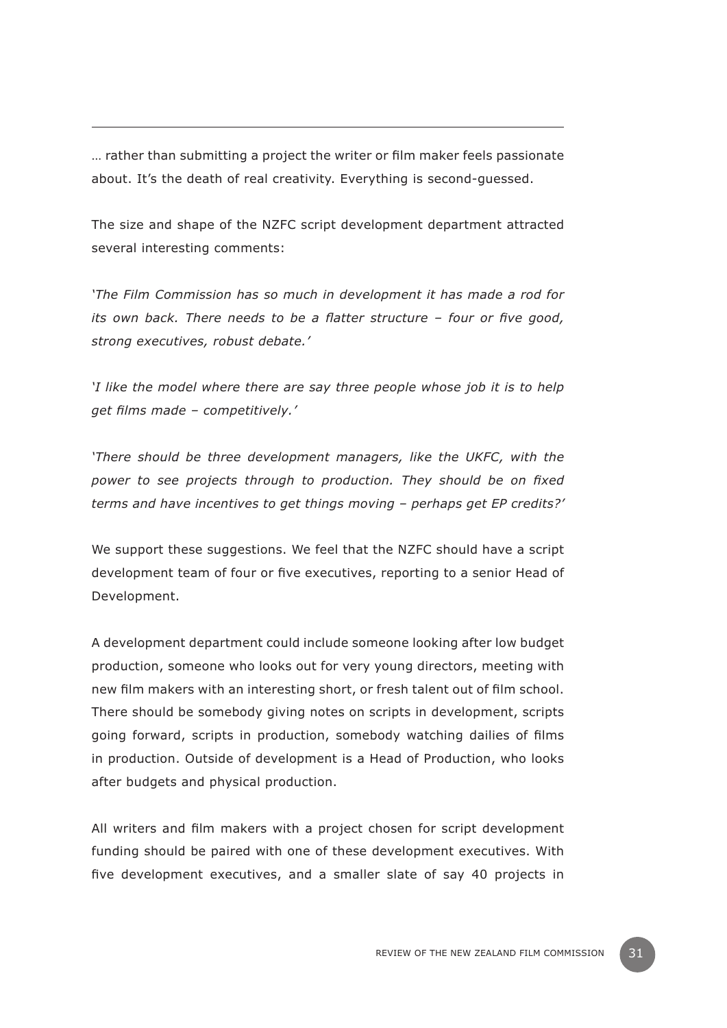… rather than submitting a project the writer or film maker feels passionate about. It's the death of real creativity. Everything is second-guessed.

The size and shape of the NZFC script development department attracted several interesting comments:

*'The Film Commission has so much in development it has made a rod for its own back. There needs to be a flatter structure – four or five good, strong executives, robust debate.'*

*'I like the model where there are say three people whose job it is to help get films made – competitively.'*

*'There should be three development managers, like the UKFC, with the power to see projects through to production. They should be on fixed terms and have incentives to get things moving – perhaps get EP credits?'*

We support these suggestions. We feel that the NZFC should have a script development team of four or five executives, reporting to a senior Head of Development.

A development department could include someone looking after low budget production, someone who looks out for very young directors, meeting with new film makers with an interesting short, or fresh talent out of film school. There should be somebody giving notes on scripts in development, scripts going forward, scripts in production, somebody watching dailies of films in production. Outside of development is a Head of Production, who looks after budgets and physical production.

All writers and film makers with a project chosen for script development funding should be paired with one of these development executives. With five development executives, and a smaller slate of say 40 projects in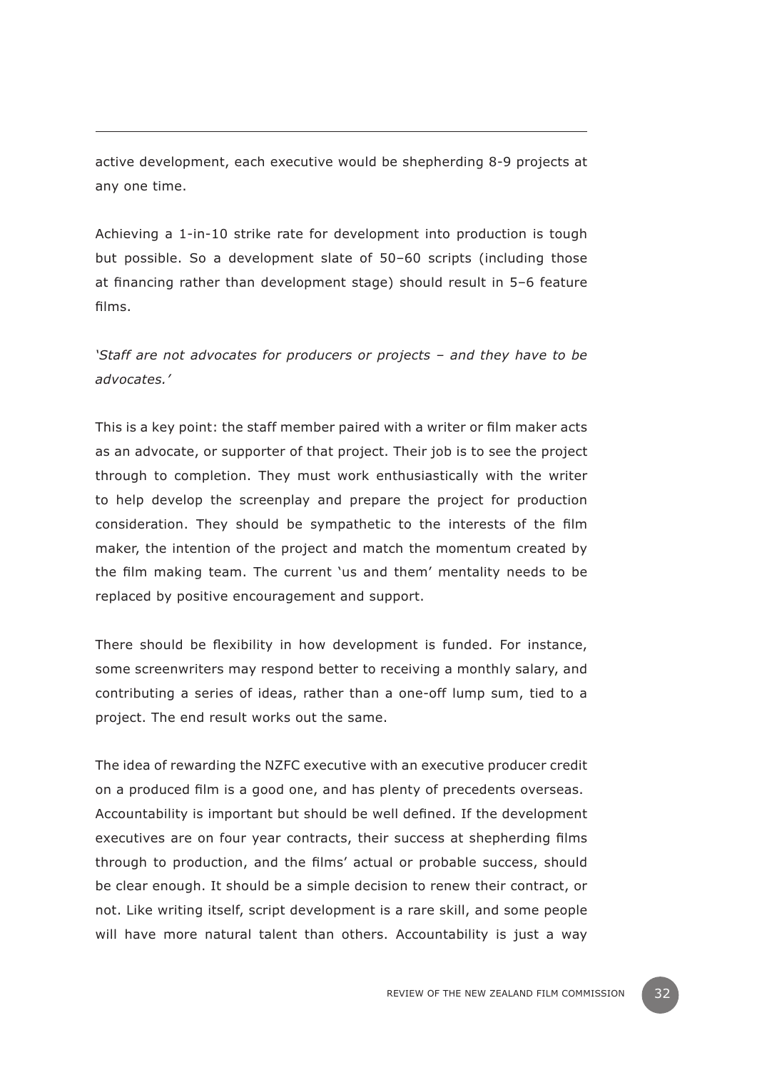active development, each executive would be shepherding 8-9 projects at any one time.

Achieving a 1-in-10 strike rate for development into production is tough but possible. So a development slate of 50–60 scripts (including those at financing rather than development stage) should result in 5–6 feature films.

*'Staff are not advocates for producers or projects – and they have to be advocates.'*

This is a key point: the staff member paired with a writer or film maker acts as an advocate, or supporter of that project. Their job is to see the project through to completion. They must work enthusiastically with the writer to help develop the screenplay and prepare the project for production consideration. They should be sympathetic to the interests of the film maker, the intention of the project and match the momentum created by the film making team. The current 'us and them' mentality needs to be replaced by positive encouragement and support.

There should be flexibility in how development is funded. For instance, some screenwriters may respond better to receiving a monthly salary, and contributing a series of ideas, rather than a one-off lump sum, tied to a project. The end result works out the same.

The idea of rewarding the NZFC executive with an executive producer credit on a produced film is a good one, and has plenty of precedents overseas. Accountability is important but should be well defined. If the development executives are on four year contracts, their success at shepherding films through to production, and the films' actual or probable success, should be clear enough. It should be a simple decision to renew their contract, or not. Like writing itself, script development is a rare skill, and some people will have more natural talent than others. Accountability is just a way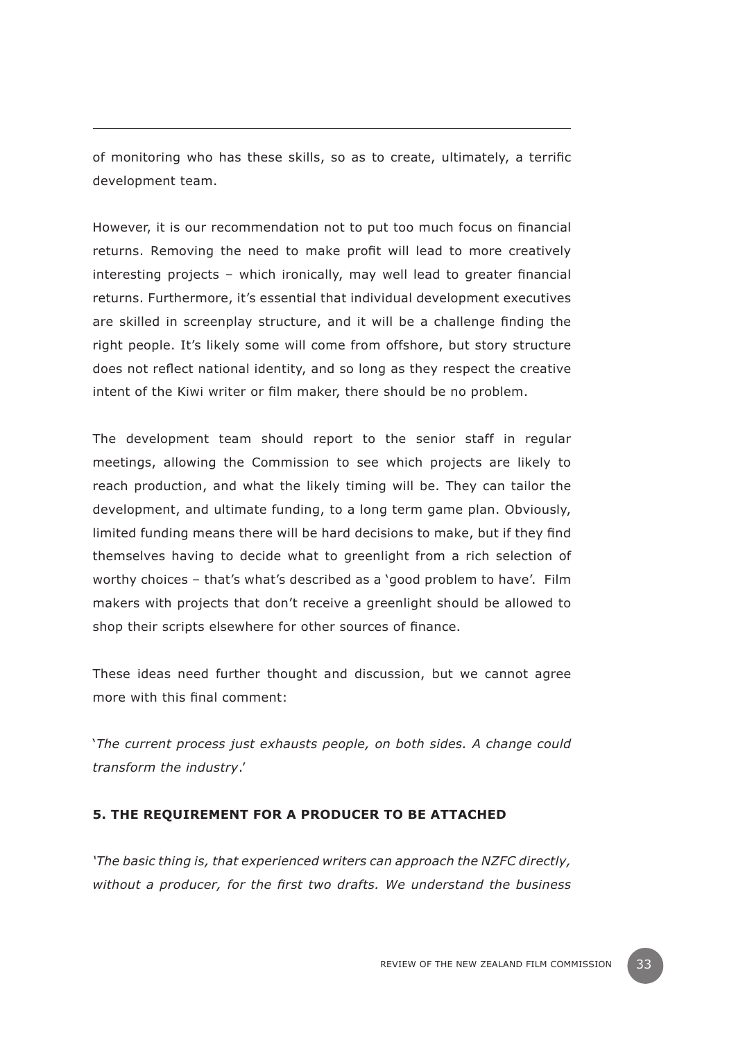of monitoring who has these skills, so as to create, ultimately, a terrific development team.

However, it is our recommendation not to put too much focus on financial returns. Removing the need to make profit will lead to more creatively interesting projects – which ironically, may well lead to greater financial returns. Furthermore, it's essential that individual development executives are skilled in screenplay structure, and it will be a challenge finding the right people. It's likely some will come from offshore, but story structure does not reflect national identity, and so long as they respect the creative intent of the Kiwi writer or film maker, there should be no problem.

The development team should report to the senior staff in regular meetings, allowing the Commission to see which projects are likely to reach production, and what the likely timing will be. They can tailor the development, and ultimate funding, to a long term game plan. Obviously, limited funding means there will be hard decisions to make, but if they find themselves having to decide what to greenlight from a rich selection of worthy choices – that's what's described as a 'good problem to have'. Film makers with projects that don't receive a greenlight should be allowed to shop their scripts elsewhere for other sources of finance.

These ideas need further thought and discussion, but we cannot agree more with this final comment:

'*The current process just exhausts people, on both sides. A change could transform the industry*.'

**5. THE REQUIREMENT FOR A PRODUCER TO BE ATTACHED**

*'The basic thing is, that experienced writers can approach the NZFC directly, without a producer, for the first two drafts. We understand the business*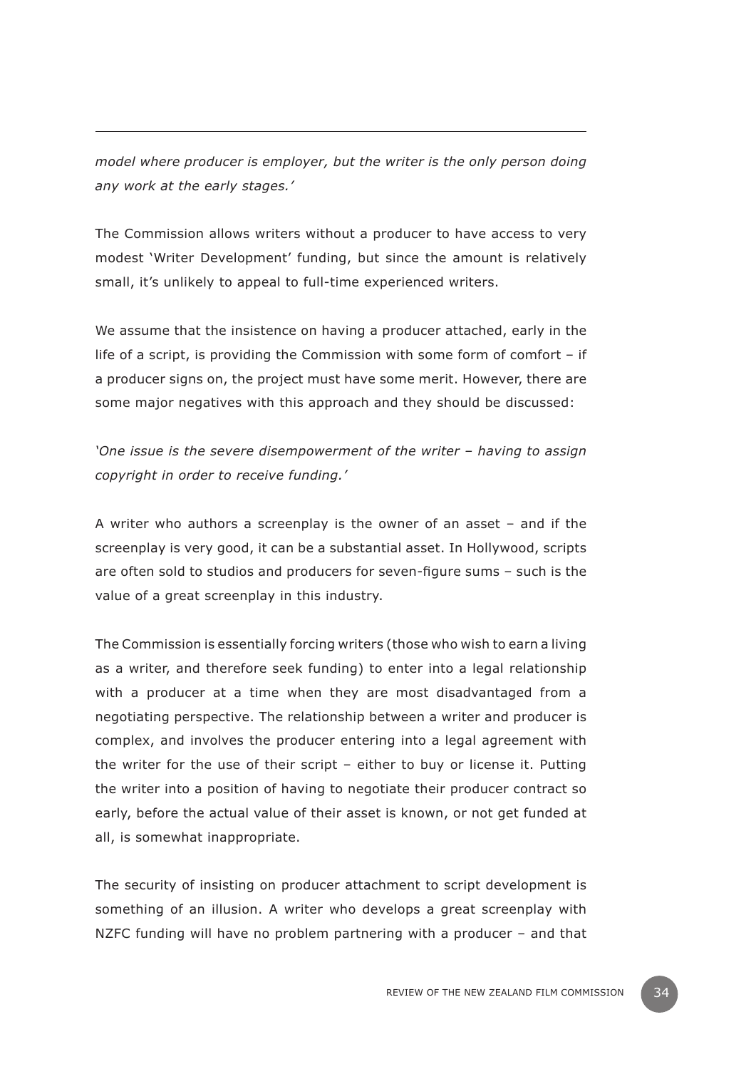*model where producer is employer, but the writer is the only person doing any work at the early stages.'*

The Commission allows writers without a producer to have access to very modest 'Writer Development' funding, but since the amount is relatively small, it's unlikely to appeal to full-time experienced writers.

We assume that the insistence on having a producer attached, early in the life of a script, is providing the Commission with some form of comfort – if a producer signs on, the project must have some merit. However, there are some major negatives with this approach and they should be discussed:

*'One issue is the severe disempowerment of the writer – having to assign copyright in order to receive funding.'*

A writer who authors a screenplay is the owner of an asset – and if the screenplay is very good, it can be a substantial asset. In Hollywood, scripts are often sold to studios and producers for seven-figure sums – such is the value of a great screenplay in this industry.

The Commission is essentially forcing writers (those who wish to earn a living as a writer, and therefore seek funding) to enter into a legal relationship with a producer at a time when they are most disadvantaged from a negotiating perspective. The relationship between a writer and producer is complex, and involves the producer entering into a legal agreement with the writer for the use of their script – either to buy or license it. Putting the writer into a position of having to negotiate their producer contract so early, before the actual value of their asset is known, or not get funded at all, is somewhat inappropriate.

The security of insisting on producer attachment to script development is something of an illusion. A writer who develops a great screenplay with NZFC funding will have no problem partnering with a producer – and that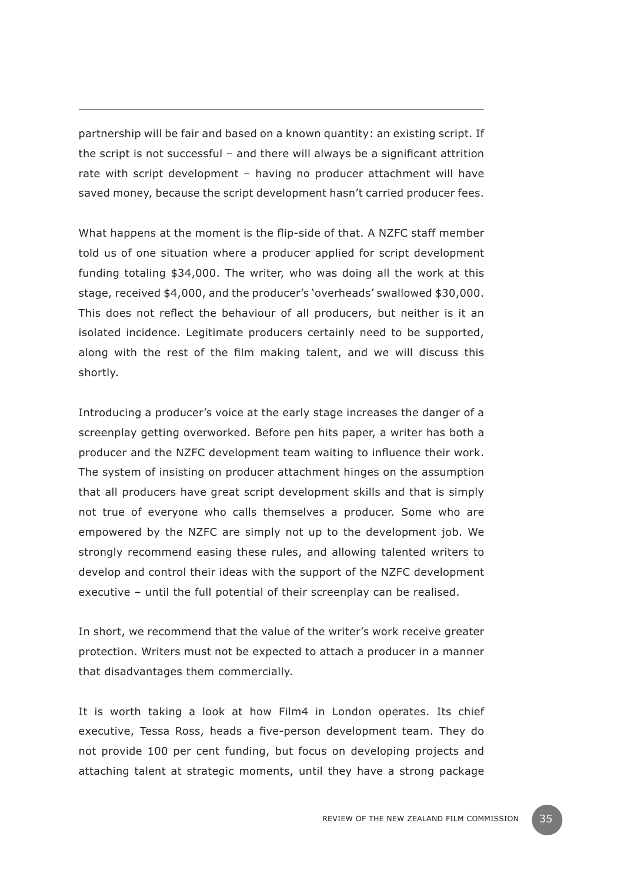partnership will be fair and based on a known quantity: an existing script. If the script is not successful – and there will always be a significant attrition rate with script development – having no producer attachment will have saved money, because the script development hasn't carried producer fees.

What happens at the moment is the flip-side of that. A NZFC staff member told us of one situation where a producer applied for script development funding totaling $34,000. The writer, who was doing all the work at this stage, received $4,000, and the producer's 'overheads' swallowed $30,000. This does not reflect the behaviour of all producers, but neither is it an isolated incidence. Legitimate producers certainly need to be supported, along with the rest of the film making talent, and we will discuss this shortly.

Introducing a producer's voice at the early stage increases the danger of a screenplay getting overworked. Before pen hits paper, a writer has both a producer and the NZFC development team waiting to influence their work. The system of insisting on producer attachment hinges on the assumption that all producers have great script development skills and that is simply not true of everyone who calls themselves a producer. Some who are empowered by the NZFC are simply not up to the development job. We strongly recommend easing these rules, and allowing talented writers to develop and control their ideas with the support of the NZFC development executive – until the full potential of their screenplay can be realised.

In short, we recommend that the value of the writer's work receive greater protection. Writers must not be expected to attach a producer in a manner that disadvantages them commercially.

It is worth taking a look at how Film4 in London operates. Its chief executive, Tessa Ross, heads a five-person development team. They do not provide 100 per cent funding, but focus on developing projects and attaching talent at strategic moments, until they have a strong package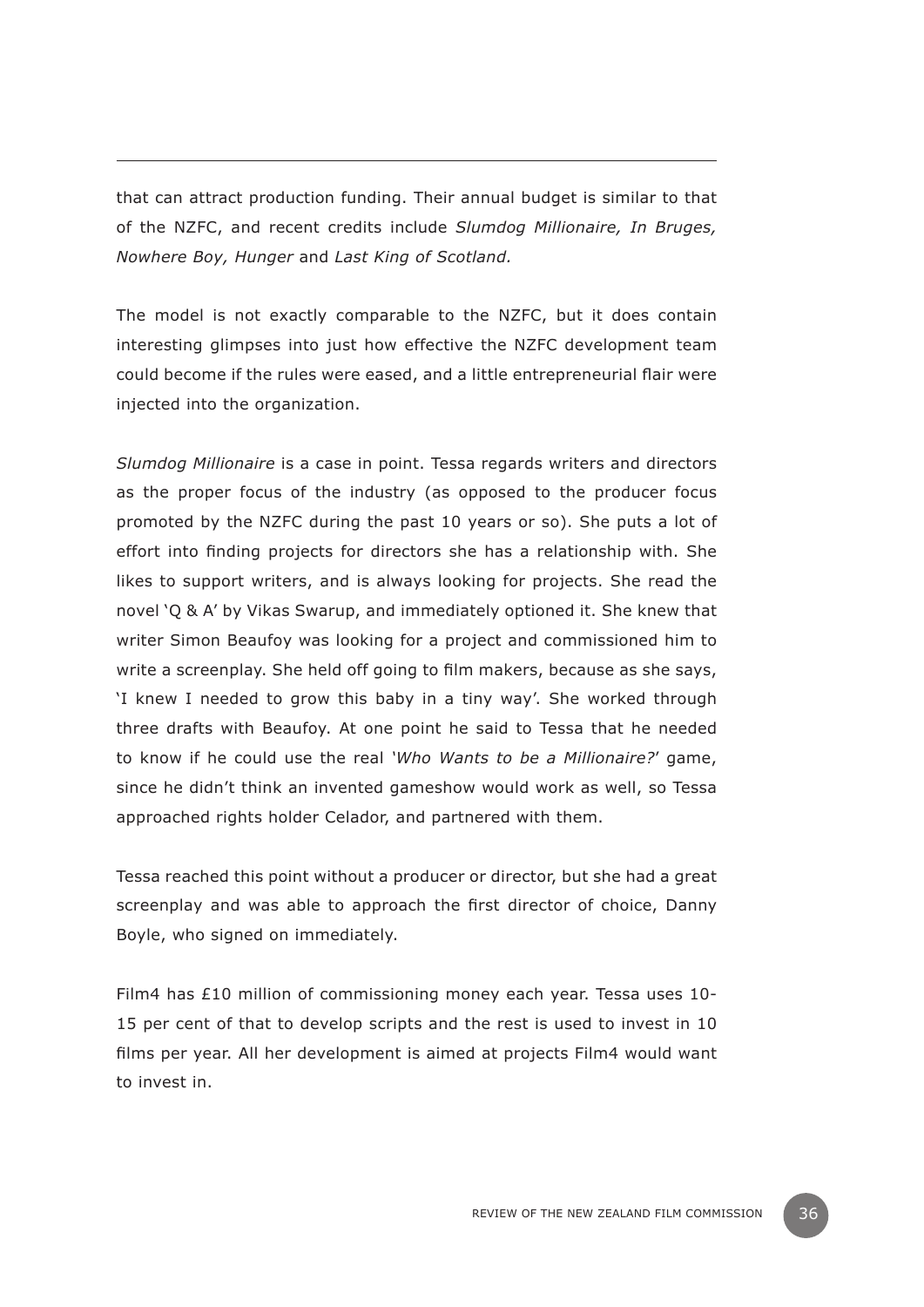that can attract production funding. Their annual budget is similar to that of the NZFC, and recent credits include *Slumdog Millionaire, In Bruges, Nowhere Boy, Hunger* and *Last King of Scotland.*

The model is not exactly comparable to the NZFC, but it does contain interesting glimpses into just how effective the NZFC development team could become if the rules were eased, and a little entrepreneurial flair were injected into the organization.

*Slumdog Millionaire* is a case in point. Tessa regards writers and directors as the proper focus of the industry (as opposed to the producer focus promoted by the NZFC during the past 10 years or so). She puts a lot of effort into finding projects for directors she has a relationship with. She likes to support writers, and is always looking for projects. She read the novel 'Q & A' by Vikas Swarup, and immediately optioned it. She knew that writer Simon Beaufoy was looking for a project and commissioned him to write a screenplay. She held off going to film makers, because as she says, 'I knew I needed to grow this baby in a tiny way'. She worked through three drafts with Beaufoy. At one point he said to Tessa that he needed to know if he could use the real '*Who Wants to be a Millionaire?*' game, since he didn't think an invented gameshow would work as well, so Tessa approached rights holder Celador, and partnered with them.

Tessa reached this point without a producer or director, but she had a great screenplay and was able to approach the first director of choice, Danny Boyle, who signed on immediately.

Film4 has £10 million of commissioning money each year. Tessa uses 10-15 per cent of that to develop scripts and the rest is used to invest in 10 films per year. All her development is aimed at projects Film4 would want to invest in.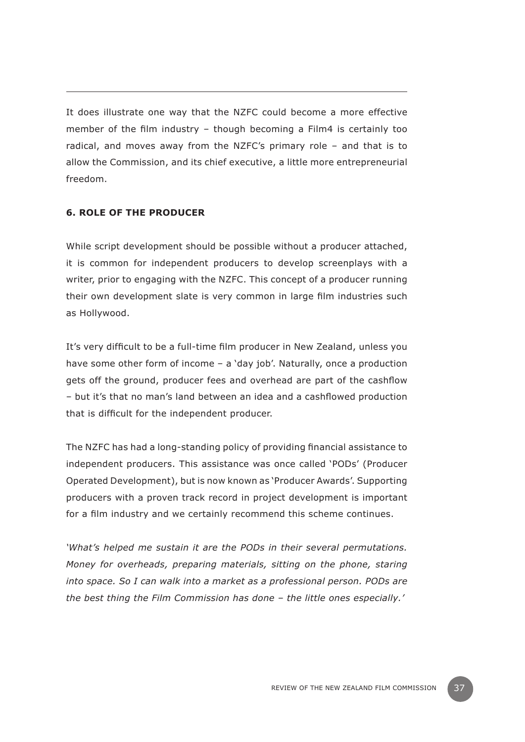It does illustrate one way that the NZFC could become a more effective member of the film industry – though becoming a Film4 is certainly too radical, and moves away from the NZFC's primary role – and that is to allow the Commission, and its chief executive, a little more entrepreneurial freedom.

### 6. ROLE OF THE PRODUCER

While script development should be possible without a producer attached, it is common for independent producers to develop screenplays with a writer, prior to engaging with the NZFC. This concept of a producer running their own development slate is very common in large film industries such as Hollywood.

It's very difficult to be a full-time film producer in New Zealand, unless you have some other form of income – a 'day job'. Naturally, once a production gets off the ground, producer fees and overhead are part of the cashflow – but it's that no man's land between an idea and a cashflowed production that is difficult for the independent producer.

The NZFC has had a long-standing policy of providing financial assistance to independent producers. This assistance was once called 'PODs' (Producer Operated Development), but is now known as 'Producer Awards'. Supporting producers with a proven track record in project development is important for a film industry and we certainly recommend this scheme continues.

*'What's helped me sustain it are the PODs in their several permutations. Money for overheads, preparing materials, sitting on the phone, staring into space. So I can walk into a market as a professional person. PODs are the best thing the Film Commission has done – the little ones especially.'*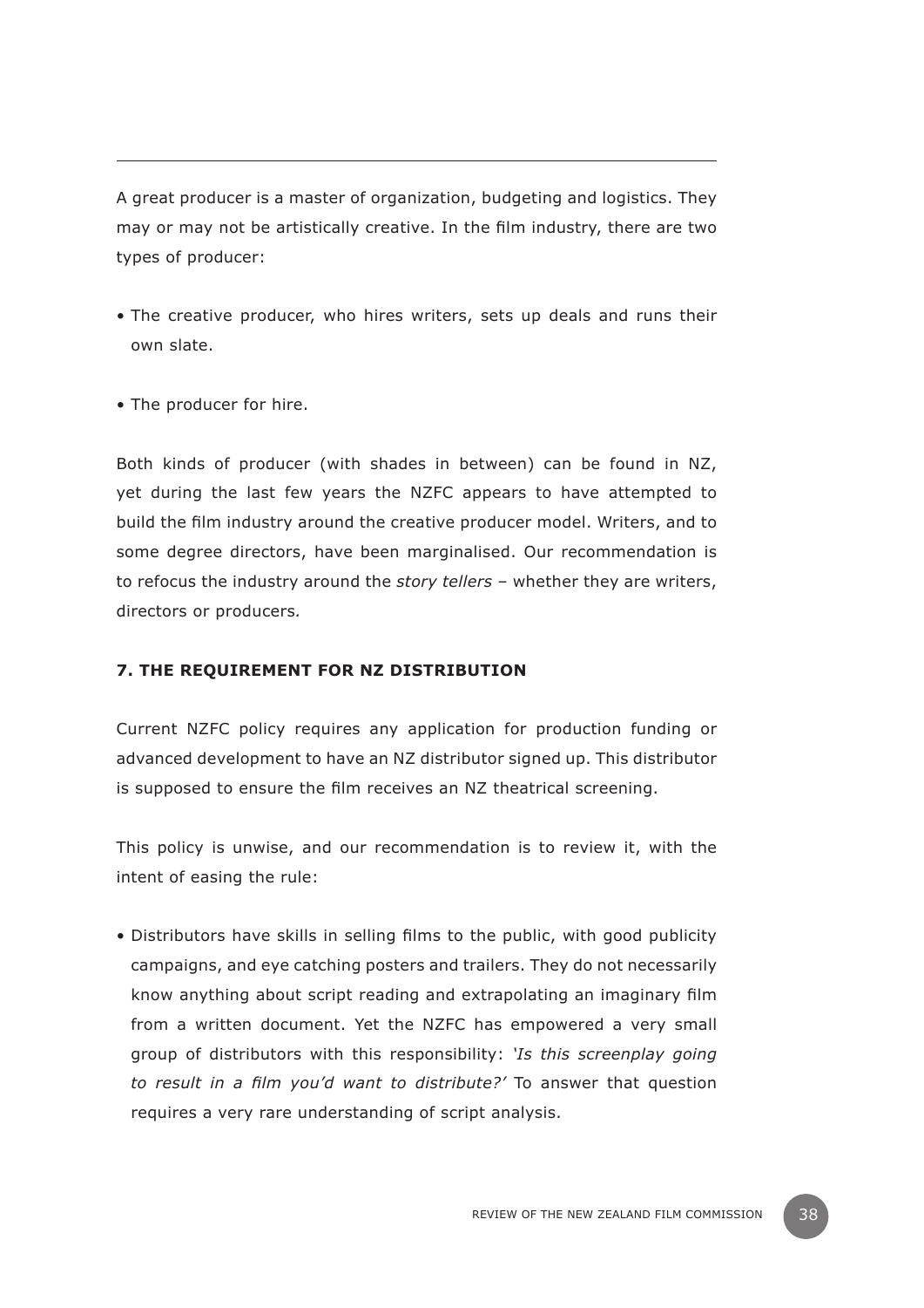---

A great producer is a master of organization, budgeting and logistics. They may or may not be artistically creative. In the film industry, there are two types of producer:

- The creative producer, who hires writers, sets up deals and runs their own slate.
- The producer for hire.

Both kinds of producer (with shades in between) can be found in NZ, yet during the last few years the NZFC appears to have attempted to build the film industry around the creative producer model. Writers, and to some degree directors, have been marginalised. Our recommendation is to refocus the industry around the *story tellers* – whether they are writers, directors or producers.

**7. THE REQUIREMENT FOR NZ DISTRIBUTION**

Current NZFC policy requires any application for production funding or advanced development to have an NZ distributor signed up. This distributor is supposed to ensure the film receives an NZ theatrical screening.

This policy is unwise, and our recommendation is to review it, with the intent of easing the rule:

- Distributors have skills in selling films to the public, with good publicity campaigns, and eye catching posters and trailers. They do not necessarily know anything about script reading and extrapolating an imaginary film from a written document. Yet the NZFC has empowered a very small group of distributors with this responsibility: *'Is this screenplay going to result in a film you'd want to distribute?'* To answer that question requires a very rare understanding of script analysis.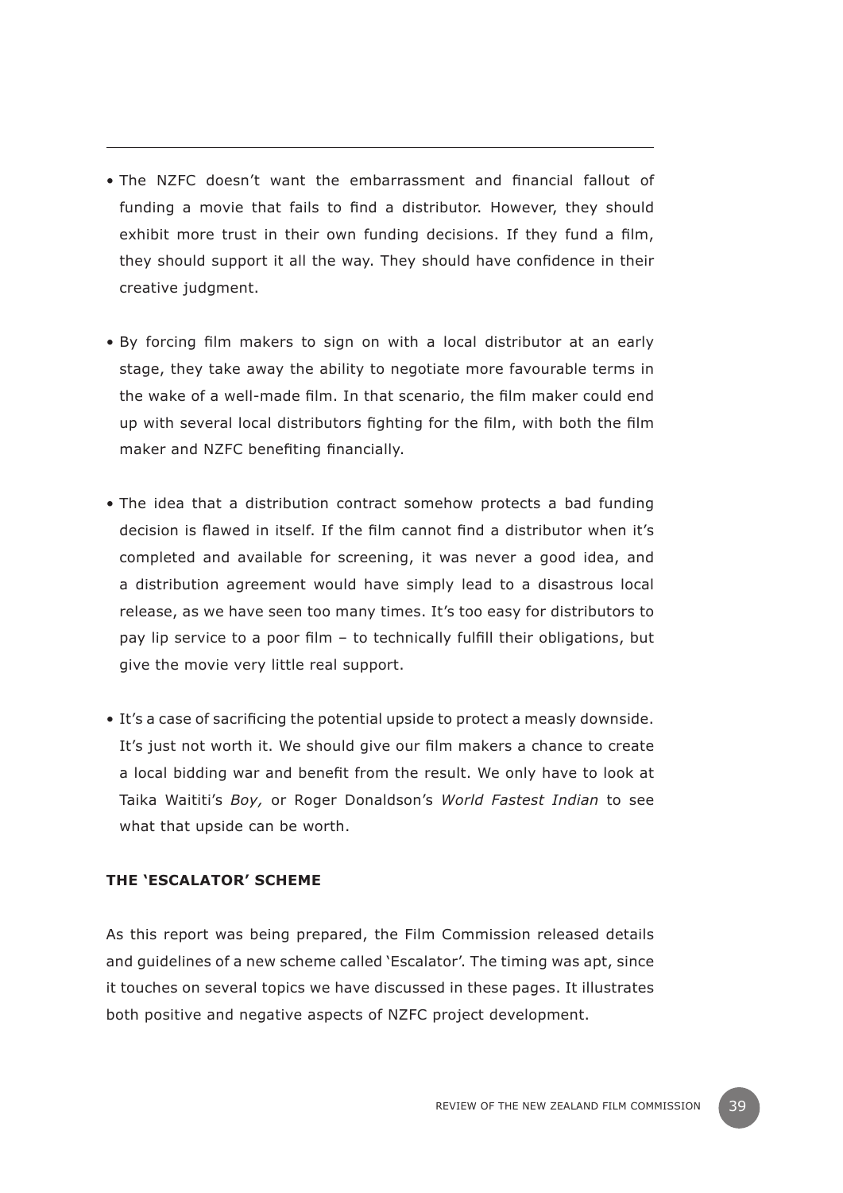- The NZFC doesn't want the embarrassment and financial fallout of funding a movie that fails to find a distributor. However, they should exhibit more trust in their own funding decisions. If they fund a film, they should support it all the way. They should have confidence in their creative judgment.

- By forcing film makers to sign on with a local distributor at an early stage, they take away the ability to negotiate more favourable terms in the wake of a well-made film. In that scenario, the film maker could end up with several local distributors fighting for the film, with both the film maker and NZFC benefiting financially.

- The idea that a distribution contract somehow protects a bad funding decision is flawed in itself. If the film cannot find a distributor when it's completed and available for screening, it was never a good idea, and a distribution agreement would have simply lead to a disastrous local release, as we have seen too many times. It's too easy for distributors to pay lip service to a poor film – to technically fulfill their obligations, but give the movie very little real support.

- It's a case of sacrificing the potential upside to protect a measly downside. It's just not worth it. We should give our film makers a chance to create a local bidding war and benefit from the result. We only have to look at Taika Waititi's *Boy,* or Roger Donaldson's *World Fastest Indian* to see what that upside can be worth.

**THE 'ESCALATOR' SCHEME**

As this report was being prepared, the Film Commission released details and guidelines of a new scheme called 'Escalator'. The timing was apt, since it touches on several topics we have discussed in these pages. It illustrates both positive and negative aspects of NZFC project development.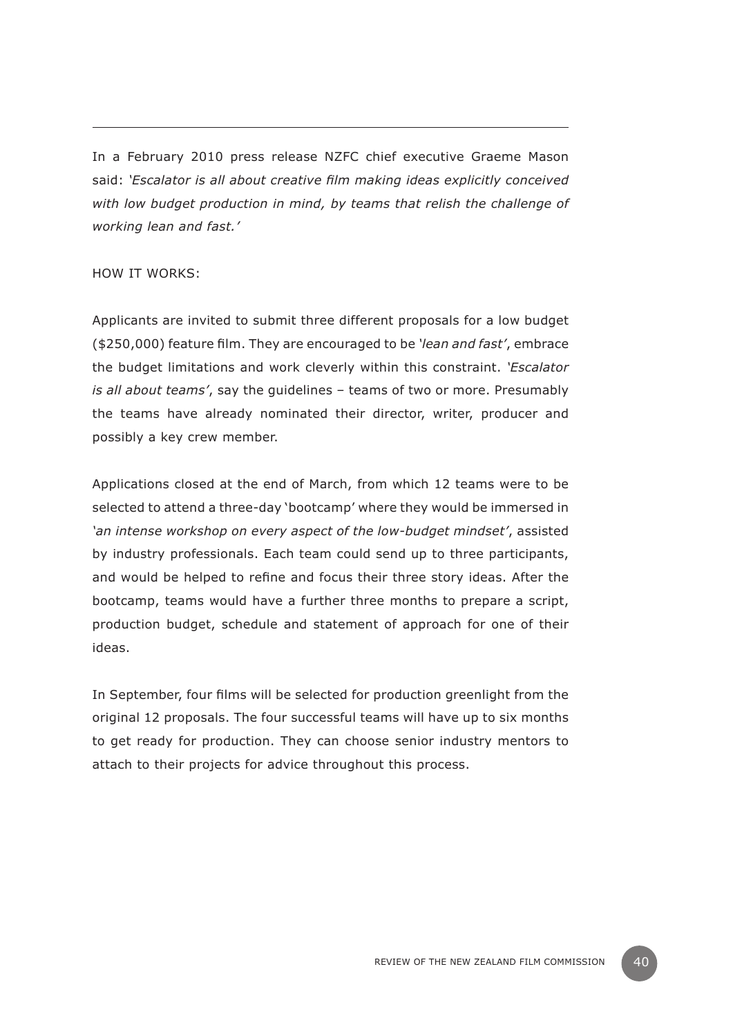In a February 2010 press release NZFC chief executive Graeme Mason said: *'Escalator is all about creative film making ideas explicitly conceived with low budget production in mind, by teams that relish the challenge of working lean and fast.'*

HOW IT WORKS:

Applicants are invited to submit three different proposals for a low budget ($250,000) feature film. They are encouraged to be *'lean and fast'*, embrace the budget limitations and work cleverly within this constraint. *'Escalator is all about teams'*, say the guidelines – teams of two or more. Presumably the teams have already nominated their director, writer, producer and possibly a key crew member.

Applications closed at the end of March, from which 12 teams were to be selected to attend a three-day 'bootcamp' where they would be immersed in *'an intense workshop on every aspect of the low-budget mindset'*, assisted by industry professionals. Each team could send up to three participants, and would be helped to refine and focus their three story ideas. After the bootcamp, teams would have a further three months to prepare a script, production budget, schedule and statement of approach for one of their ideas.

In September, four films will be selected for production greenlight from the original 12 proposals. The four successful teams will have up to six months to get ready for production. They can choose senior industry mentors to attach to their projects for advice throughout this process.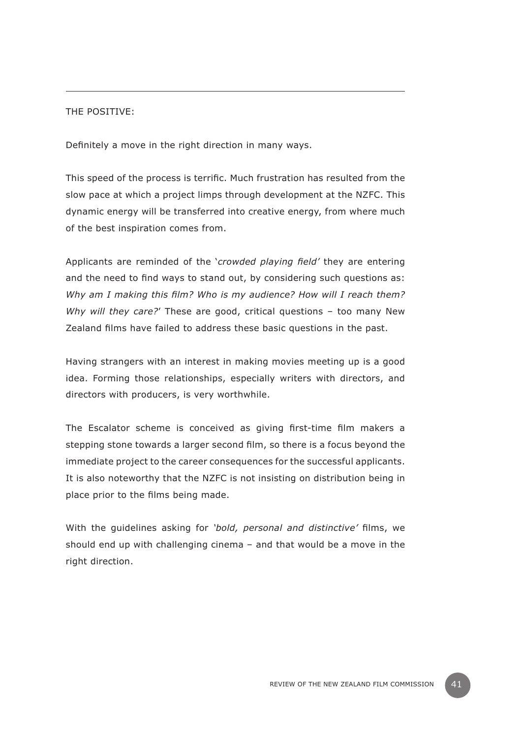---

THE POSITIVE:

Definitely a move in the right direction in many ways.

This speed of the process is terrific. Much frustration has resulted from the slow pace at which a project limps through development at the NZFC. This dynamic energy will be transferred into creative energy, from where much of the best inspiration comes from.

Applicants are reminded of the '*crowded playing field'* they are entering and the need to find ways to stand out, by considering such questions as: *Why am I making this film? Who is my audience? How will I reach them? Why will they care?*' These are good, critical questions – too many New Zealand films have failed to address these basic questions in the past.

Having strangers with an interest in making movies meeting up is a good idea. Forming those relationships, especially writers with directors, and directors with producers, is very worthwhile.

The Escalator scheme is conceived as giving first-time film makers a stepping stone towards a larger second film, so there is a focus beyond the immediate project to the career consequences for the successful applicants. It is also noteworthy that the NZFC is not insisting on distribution being in place prior to the films being made.

With the guidelines asking for *'bold, personal and distinctive'* films, we should end up with challenging cinema – and that would be a move in the right direction.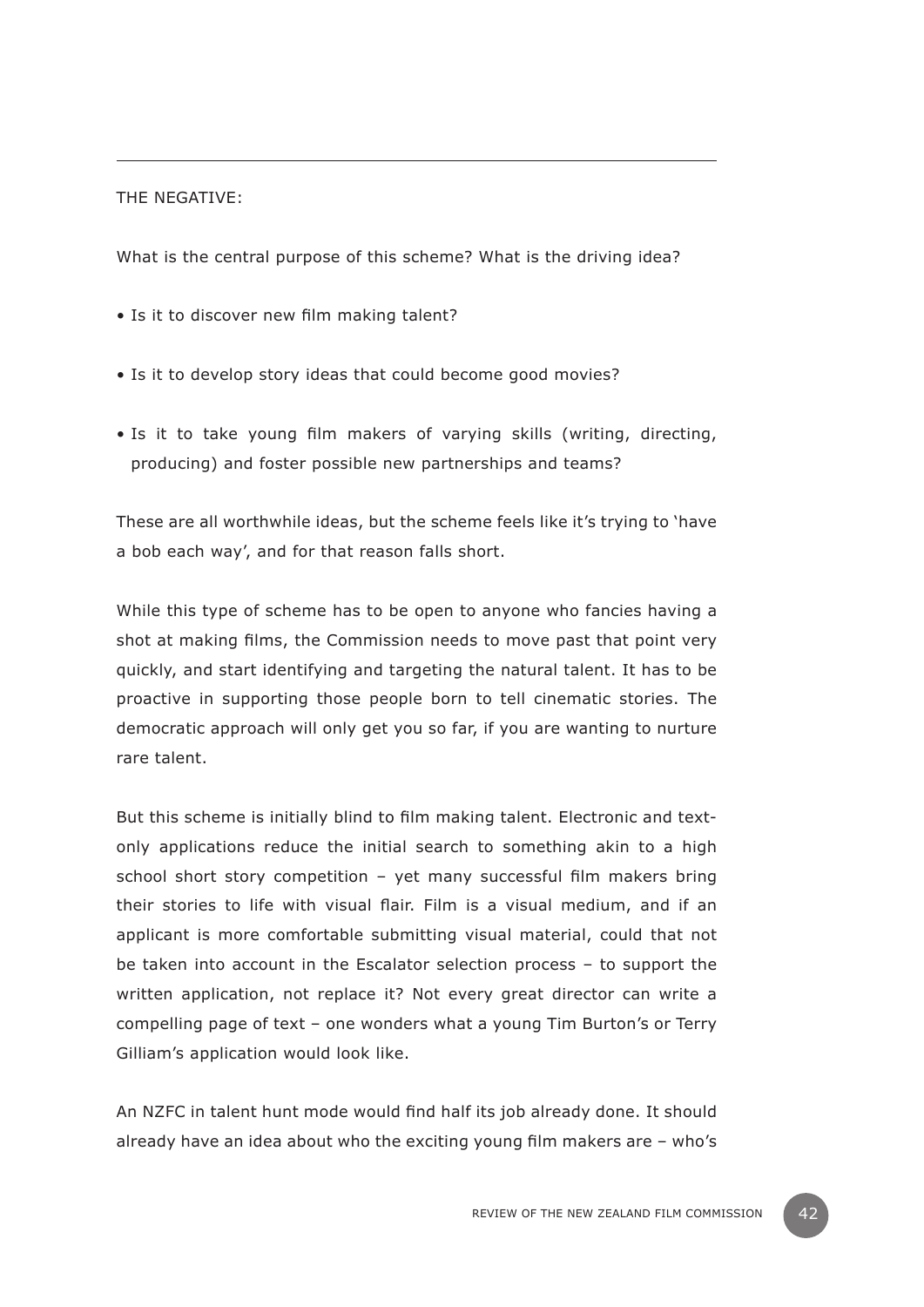---

THE NEGATIVE:

What is the central purpose of this scheme? What is the driving idea?

- Is it to discover new film making talent?
- Is it to develop story ideas that could become good movies?
- Is it to take young film makers of varying skills (writing, directing, producing) and foster possible new partnerships and teams?

These are all worthwhile ideas, but the scheme feels like it's trying to 'have a bob each way', and for that reason falls short.

While this type of scheme has to be open to anyone who fancies having a shot at making films, the Commission needs to move past that point very quickly, and start identifying and targeting the natural talent. It has to be proactive in supporting those people born to tell cinematic stories. The democratic approach will only get you so far, if you are wanting to nurture rare talent.

But this scheme is initially blind to film making talent. Electronic and text-only applications reduce the initial search to something akin to a high school short story competition – yet many successful film makers bring their stories to life with visual flair. Film is a visual medium, and if an applicant is more comfortable submitting visual material, could that not be taken into account in the Escalator selection process – to support the written application, not replace it? Not every great director can write a compelling page of text – one wonders what a young Tim Burton's or Terry Gilliam's application would look like.

An NZFC in talent hunt mode would find half its job already done. It should already have an idea about who the exciting young film makers are – who's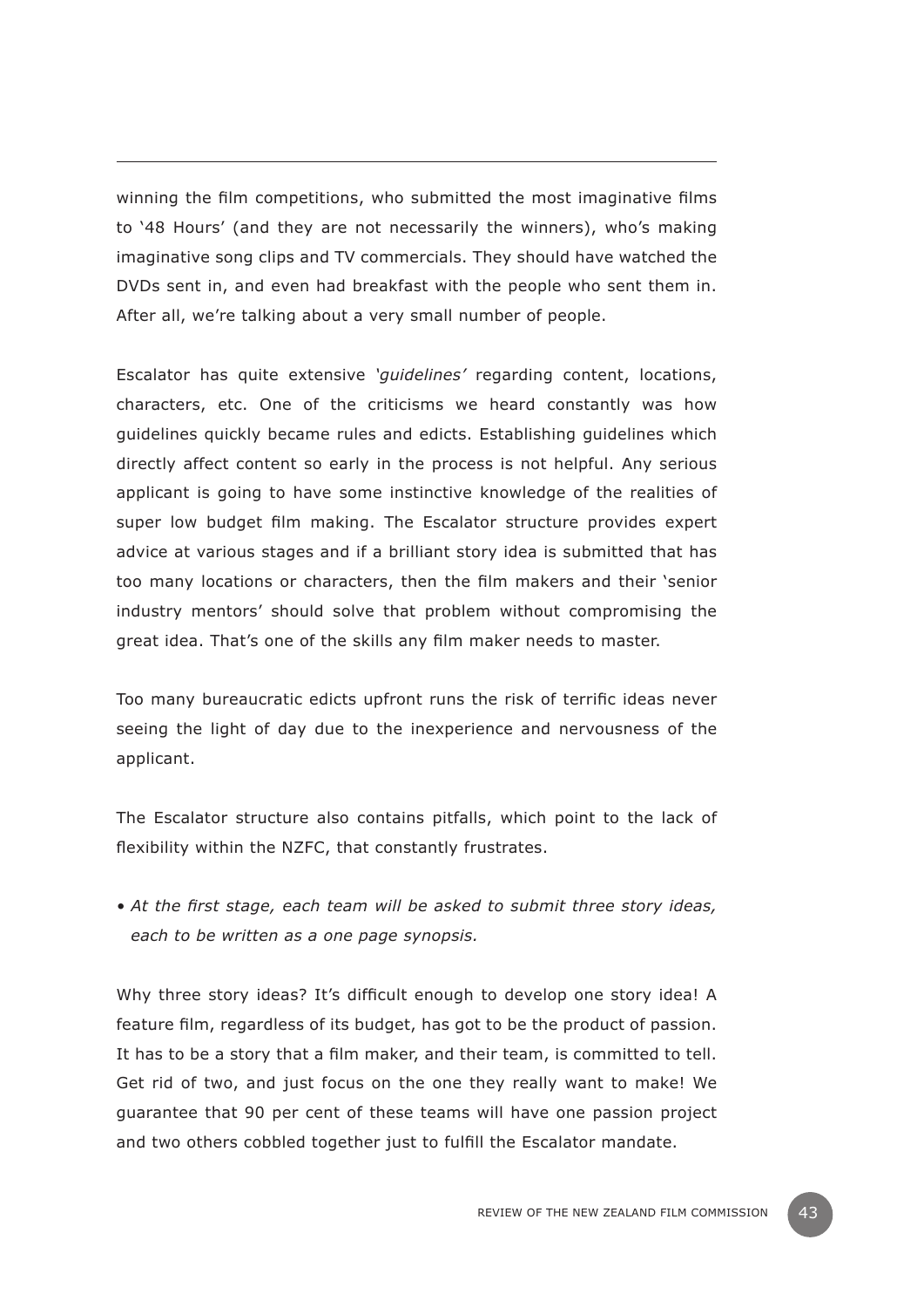winning the film competitions, who submitted the most imaginative films to '48 Hours' (and they are not necessarily the winners), who's making imaginative song clips and TV commercials. They should have watched the DVDs sent in, and even had breakfast with the people who sent them in. After all, we're talking about a very small number of people.

Escalator has quite extensive *'guidelines'* regarding content, locations, characters, etc. One of the criticisms we heard constantly was how guidelines quickly became rules and edicts. Establishing guidelines which directly affect content so early in the process is not helpful. Any serious applicant is going to have some instinctive knowledge of the realities of super low budget film making. The Escalator structure provides expert advice at various stages and if a brilliant story idea is submitted that has too many locations or characters, then the film makers and their 'senior industry mentors' should solve that problem without compromising the great idea. That's one of the skills any film maker needs to master.

Too many bureaucratic edicts upfront runs the risk of terrific ideas never seeing the light of day due to the inexperience and nervousness of the applicant.

The Escalator structure also contains pitfalls, which point to the lack of flexibility within the NZFC, that constantly frustrates.

- *At the first stage, each team will be asked to submit three story ideas, each to be written as a one page synopsis.*

Why three story ideas? It's difficult enough to develop one story idea! A feature film, regardless of its budget, has got to be the product of passion. It has to be a story that a film maker, and their team, is committed to tell. Get rid of two, and just focus on the one they really want to make! We guarantee that 90 per cent of these teams will have one passion project and two others cobbled together just to fulfill the Escalator mandate.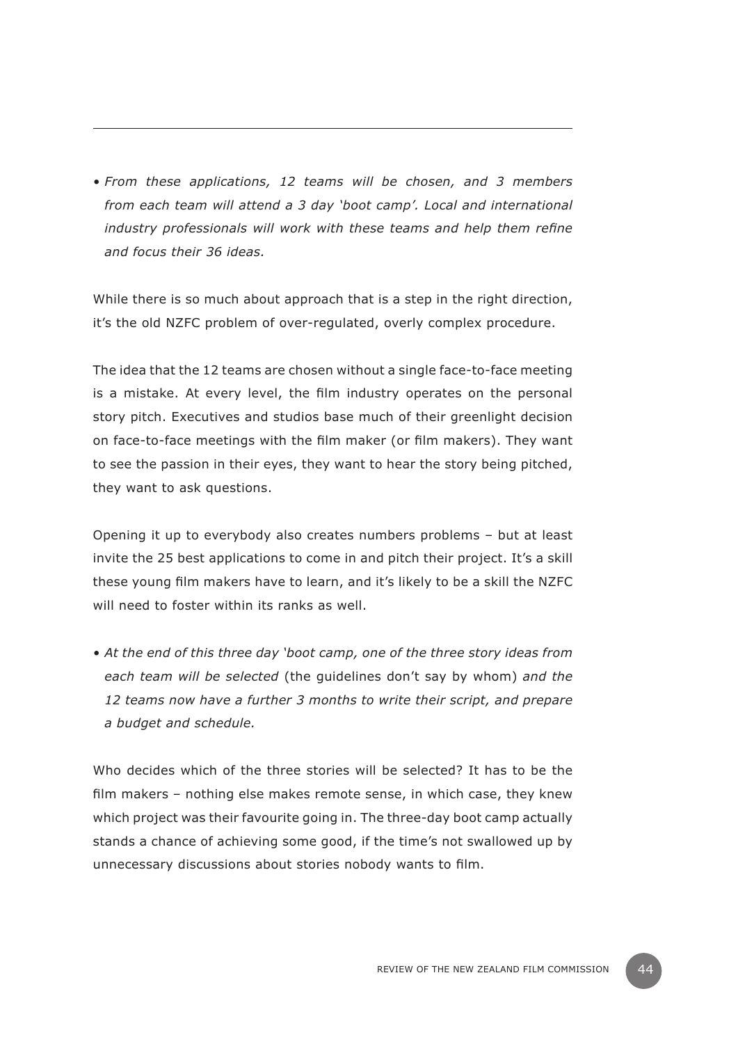- *From these applications, 12 teams will be chosen, and 3 members from each team will attend a 3 day 'boot camp'. Local and international industry professionals will work with these teams and help them refine and focus their 36 ideas.*

While there is so much about approach that is a step in the right direction, it's the old NZFC problem of over-regulated, overly complex procedure.

The idea that the 12 teams are chosen without a single face-to-face meeting is a mistake. At every level, the film industry operates on the personal story pitch. Executives and studios base much of their greenlight decision on face-to-face meetings with the film maker (or film makers). They want to see the passion in their eyes, they want to hear the story being pitched, they want to ask questions.

Opening it up to everybody also creates numbers problems – but at least invite the 25 best applications to come in and pitch their project. It's a skill these young film makers have to learn, and it's likely to be a skill the NZFC will need to foster within its ranks as well.

- *At the end of this three day 'boot camp, one of the three story ideas from each team will be selected* (the guidelines don't say by whom) *and the 12 teams now have a further 3 months to write their script, and prepare a budget and schedule.*

Who decides which of the three stories will be selected? It has to be the film makers – nothing else makes remote sense, in which case, they knew which project was their favourite going in. The three-day boot camp actually stands a chance of achieving some good, if the time's not swallowed up by unnecessary discussions about stories nobody wants to film.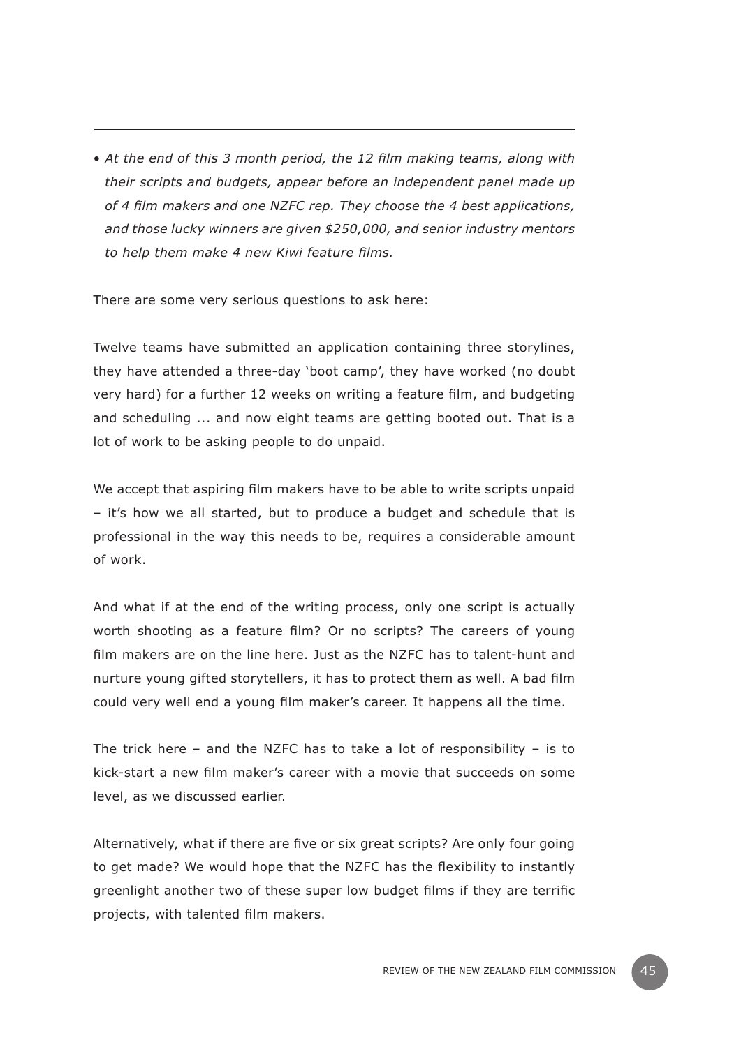---

- *At the end of this 3 month period, the 12 film making teams, along with their scripts and budgets, appear before an independent panel made up of 4 film makers and one NZFC rep. They choose the 4 best applications, and those lucky winners are given $250,000, and senior industry mentors to help them make 4 new Kiwi feature films.*

There are some very serious questions to ask here:

Twelve teams have submitted an application containing three storylines, they have attended a three-day 'boot camp', they have worked (no doubt very hard) for a further 12 weeks on writing a feature film, and budgeting and scheduling ... and now eight teams are getting booted out. That is a lot of work to be asking people to do unpaid.

We accept that aspiring film makers have to be able to write scripts unpaid – it's how we all started, but to produce a budget and schedule that is professional in the way this needs to be, requires a considerable amount of work.

And what if at the end of the writing process, only one script is actually worth shooting as a feature film? Or no scripts? The careers of young film makers are on the line here. Just as the NZFC has to talent-hunt and nurture young gifted storytellers, it has to protect them as well. A bad film could very well end a young film maker's career. It happens all the time.

The trick here – and the NZFC has to take a lot of responsibility – is to kick-start a new film maker's career with a movie that succeeds on some level, as we discussed earlier.

Alternatively, what if there are five or six great scripts? Are only four going to get made? We would hope that the NZFC has the flexibility to instantly greenlight another two of these super low budget films if they are terrific projects, with talented film makers.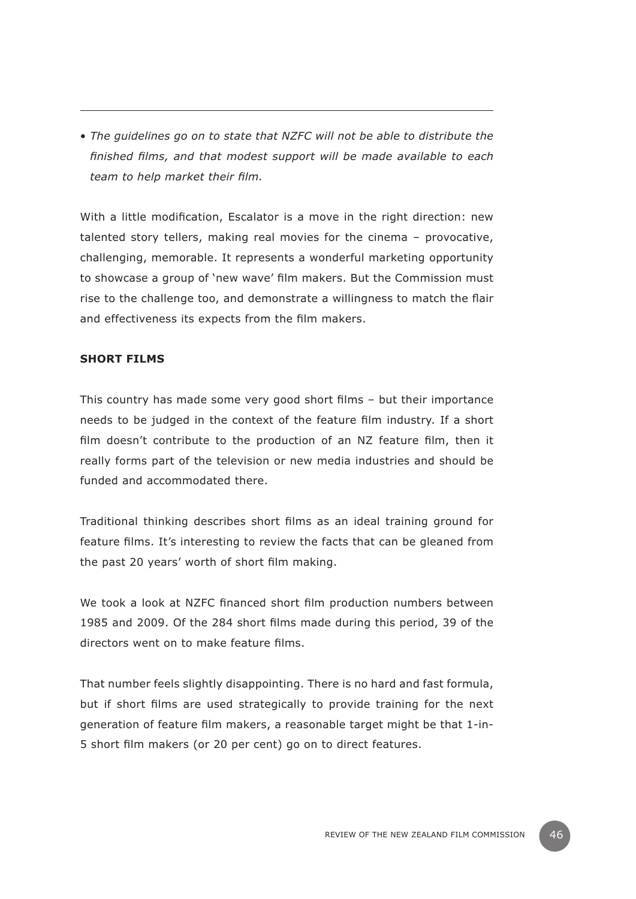- *The guidelines go on to state that NZFC will not be able to distribute the finished films, and that modest support will be made available to each team to help market their film.*

With a little modification, Escalator is a move in the right direction: new talented story tellers, making real movies for the cinema – provocative, challenging, memorable. It represents a wonderful marketing opportunity to showcase a group of 'new wave' film makers. But the Commission must rise to the challenge too, and demonstrate a willingness to match the flair and effectiveness its expects from the film makers.

**SHORT FILMS**

This country has made some very good short films – but their importance needs to be judged in the context of the feature film industry. If a short film doesn't contribute to the production of an NZ feature film, then it really forms part of the television or new media industries and should be funded and accommodated there.

Traditional thinking describes short films as an ideal training ground for feature films. It's interesting to review the facts that can be gleaned from the past 20 years' worth of short film making.

We took a look at NZFC financed short film production numbers between 1985 and 2009. Of the 284 short films made during this period, 39 of the directors went on to make feature films.

That number feels slightly disappointing. There is no hard and fast formula, but if short films are used strategically to provide training for the next generation of feature film makers, a reasonable target might be that 1-in-5 short film makers (or 20 per cent) go on to direct features.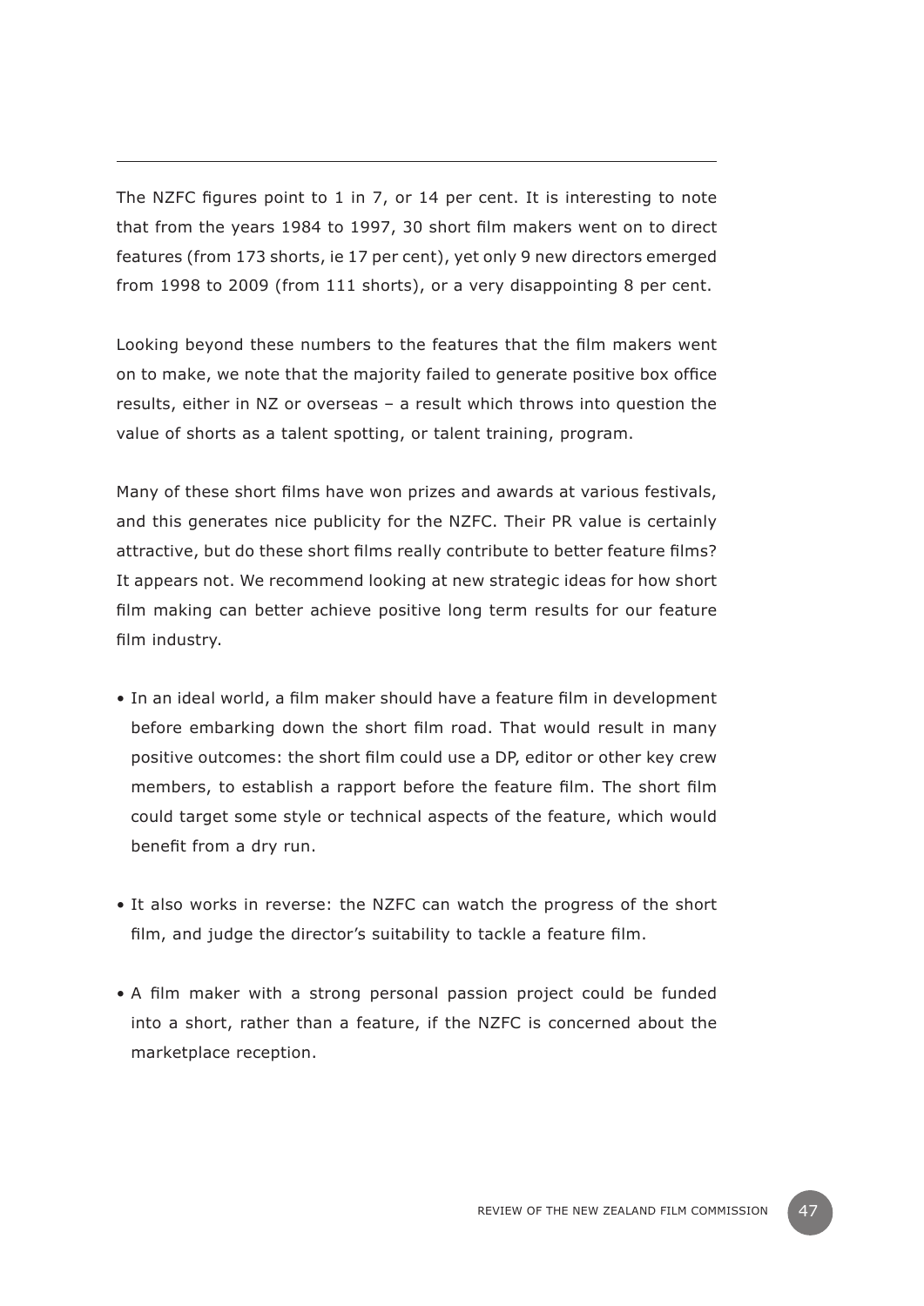The NZFC figures point to 1 in 7, or 14 per cent. It is interesting to note that from the years 1984 to 1997, 30 short film makers went on to direct features (from 173 shorts, ie 17 per cent), yet only 9 new directors emerged from 1998 to 2009 (from 111 shorts), or a very disappointing 8 per cent.

Looking beyond these numbers to the features that the film makers went on to make, we note that the majority failed to generate positive box office results, either in NZ or overseas – a result which throws into question the value of shorts as a talent spotting, or talent training, program.

Many of these short films have won prizes and awards at various festivals, and this generates nice publicity for the NZFC. Their PR value is certainly attractive, but do these short films really contribute to better feature films? It appears not. We recommend looking at new strategic ideas for how short film making can better achieve positive long term results for our feature film industry.

- In an ideal world, a film maker should have a feature film in development before embarking down the short film road. That would result in many positive outcomes: the short film could use a DP, editor or other key crew members, to establish a rapport before the feature film. The short film could target some style or technical aspects of the feature, which would benefit from a dry run.
- It also works in reverse: the NZFC can watch the progress of the short film, and judge the director's suitability to tackle a feature film.
- A film maker with a strong personal passion project could be funded into a short, rather than a feature, if the NZFC is concerned about the marketplace reception.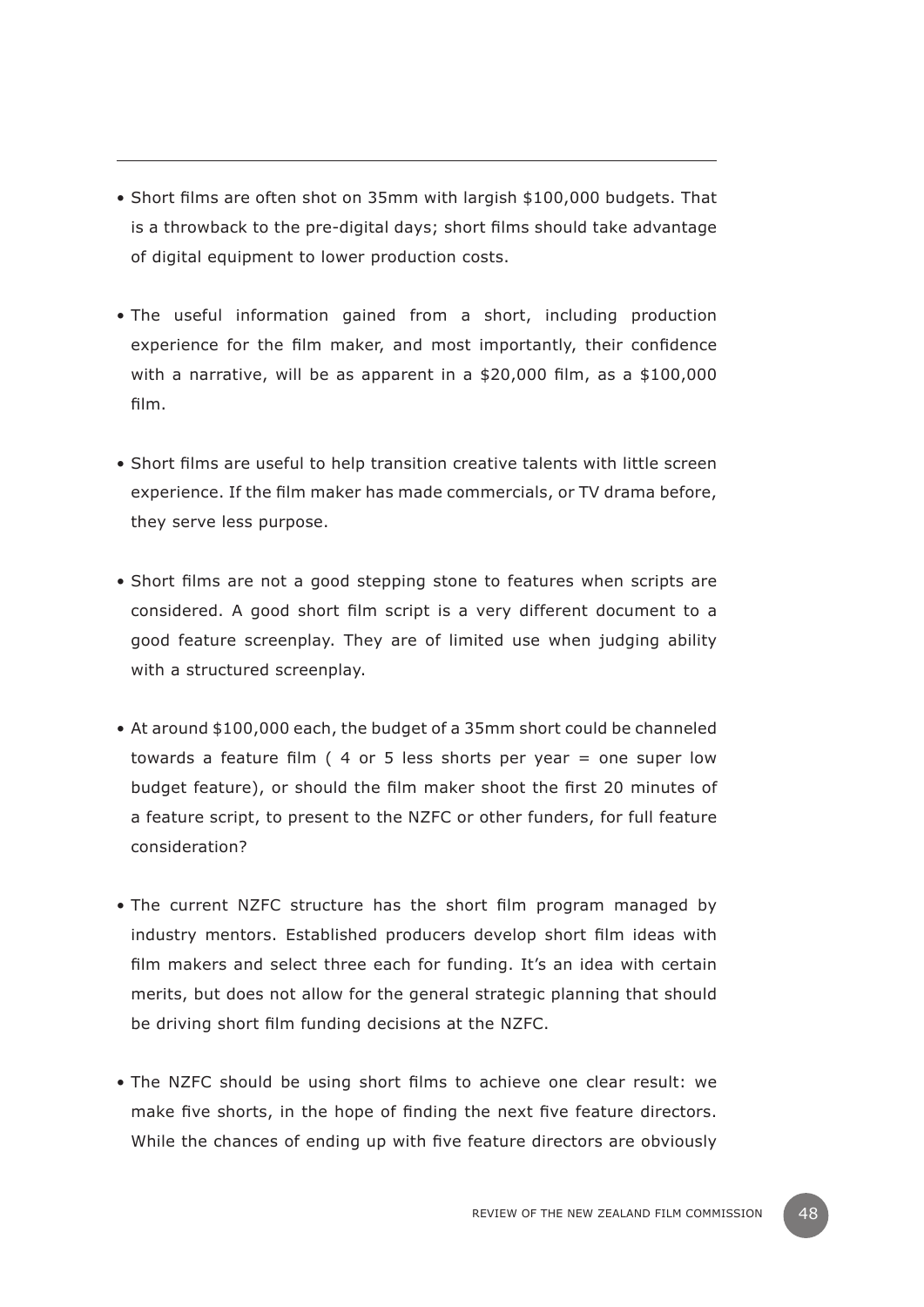- Short films are often shot on 35mm with largish $100,000 budgets. That is a throwback to the pre-digital days; short films should take advantage of digital equipment to lower production costs.

- The useful information gained from a short, including production experience for the film maker, and most importantly, their confidence with a narrative, will be as apparent in a $20,000 film, as a $100,000 film.

- Short films are useful to help transition creative talents with little screen experience. If the film maker has made commercials, or TV drama before, they serve less purpose.

- Short films are not a good stepping stone to features when scripts are considered. A good short film script is a very different document to a good feature screenplay. They are of limited use when judging ability with a structured screenplay.

- At around $100,000 each, the budget of a 35mm short could be channeled towards a feature film ( 4 or 5 less shorts per year = one super low budget feature), or should the film maker shoot the first 20 minutes of a feature script, to present to the NZFC or other funders, for full feature consideration?

- The current NZFC structure has the short film program managed by industry mentors. Established producers develop short film ideas with film makers and select three each for funding. It's an idea with certain merits, but does not allow for the general strategic planning that should be driving short film funding decisions at the NZFC.

- The NZFC should be using short films to achieve one clear result: we make five shorts, in the hope of finding the next five feature directors. While the chances of ending up with five feature directors are obviously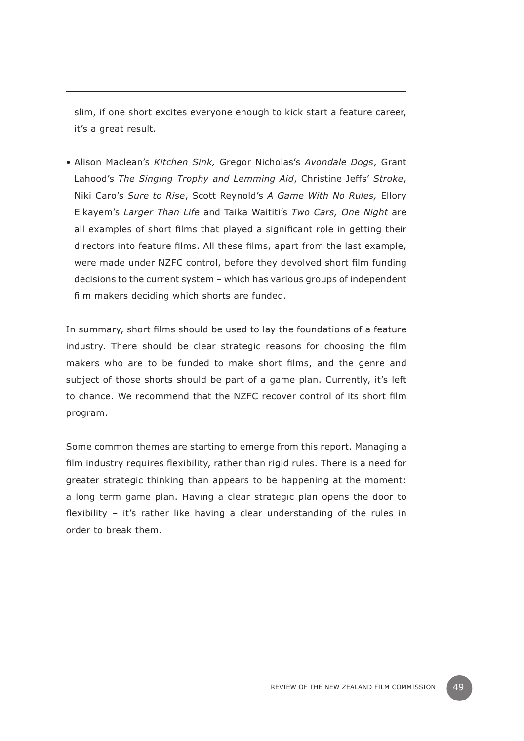slim, if one short excites everyone enough to kick start a feature career, it's a great result.

- Alison Maclean's *Kitchen Sink,* Gregor Nicholas's *Avondale Dogs*, Grant Lahood's *The Singing Trophy and Lemming Aid*, Christine Jeffs' *Stroke*, Niki Caro's *Sure to Rise*, Scott Reynold's *A Game With No Rules,* Ellory Elkayem's *Larger Than Life* and Taika Waititi's *Two Cars, One Night* are all examples of short films that played a significant role in getting their directors into feature films. All these films, apart from the last example, were made under NZFC control, before they devolved short film funding decisions to the current system – which has various groups of independent film makers deciding which shorts are funded.

In summary, short films should be used to lay the foundations of a feature industry. There should be clear strategic reasons for choosing the film makers who are to be funded to make short films, and the genre and subject of those shorts should be part of a game plan. Currently, it's left to chance. We recommend that the NZFC recover control of its short film program.

Some common themes are starting to emerge from this report. Managing a film industry requires flexibility, rather than rigid rules. There is a need for greater strategic thinking than appears to be happening at the moment: a long term game plan. Having a clear strategic plan opens the door to flexibility – it's rather like having a clear understanding of the rules in order to break them.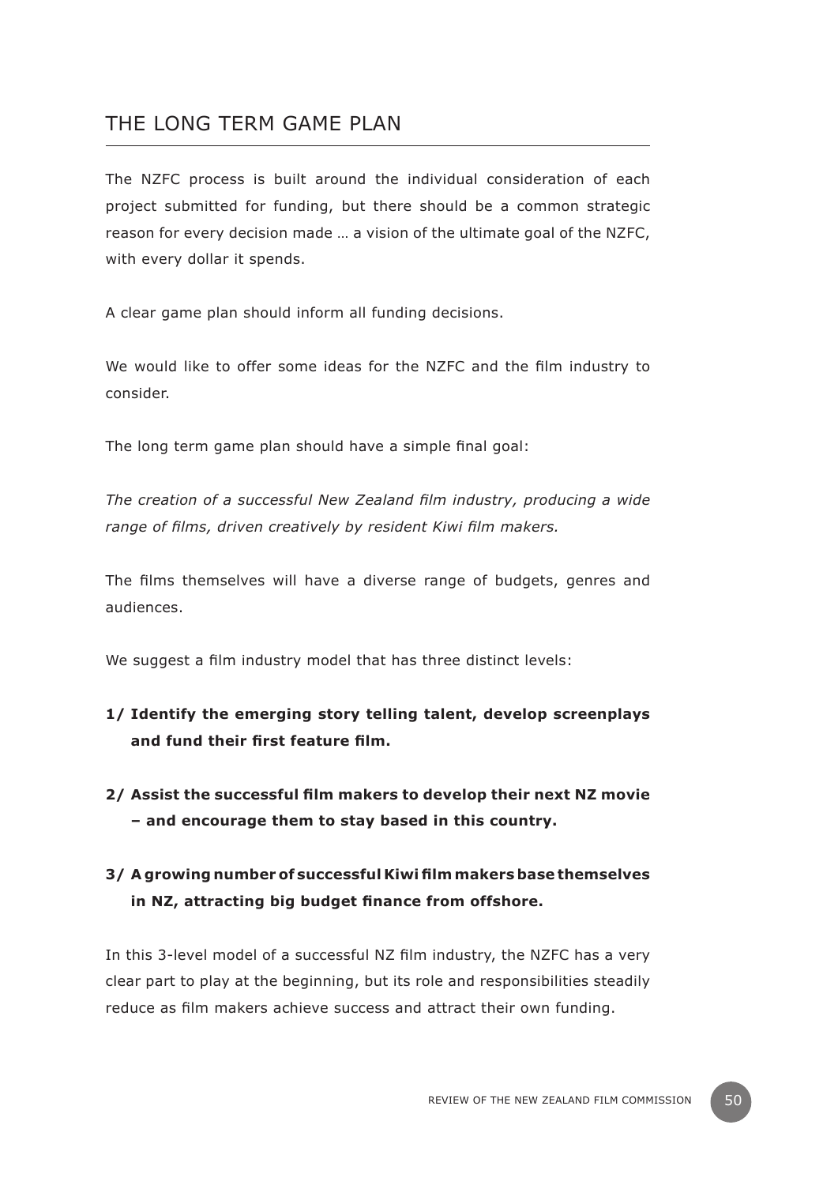## THE LONG TERM GAME PLAN

The NZFC process is built around the individual consideration of each project submitted for funding, but there should be a common strategic reason for every decision made … a vision of the ultimate goal of the NZFC, with every dollar it spends.

A clear game plan should inform all funding decisions.

We would like to offer some ideas for the NZFC and the film industry to consider.

The long term game plan should have a simple final goal:

*The creation of a successful New Zealand film industry, producing a wide range of films, driven creatively by resident Kiwi film makers.*

The films themselves will have a diverse range of budgets, genres and audiences.

We suggest a film industry model that has three distinct levels:

**1/ Identify the emerging story telling talent, develop screenplays and fund their first feature film.**

**2/ Assist the successful film makers to develop their next NZ movie – and encourage them to stay based in this country.**

**3/ A growing number of successful Kiwi film makers base themselves in NZ, attracting big budget finance from offshore.**

In this 3-level model of a successful NZ film industry, the NZFC has a very clear part to play at the beginning, but its role and responsibilities steadily reduce as film makers achieve success and attract their own funding.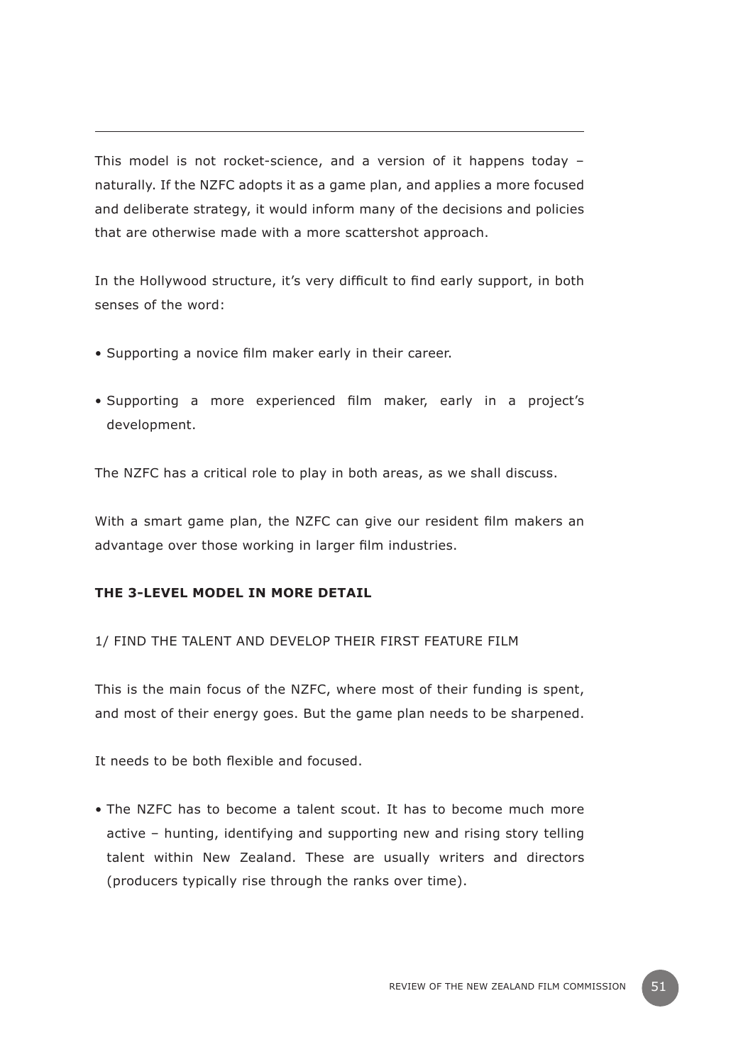This model is not rocket-science, and a version of it happens today – naturally. If the NZFC adopts it as a game plan, and applies a more focused and deliberate strategy, it would inform many of the decisions and policies that are otherwise made with a more scattershot approach.

In the Hollywood structure, it's very difficult to find early support, in both senses of the word:

- Supporting a novice film maker early in their career.
- Supporting a more experienced film maker, early in a project's development.

The NZFC has a critical role to play in both areas, as we shall discuss.

With a smart game plan, the NZFC can give our resident film makers an advantage over those working in larger film industries.

**THE 3-LEVEL MODEL IN MORE DETAIL**

1/ FIND THE TALENT AND DEVELOP THEIR FIRST FEATURE FILM

This is the main focus of the NZFC, where most of their funding is spent, and most of their energy goes. But the game plan needs to be sharpened.

It needs to be both flexible and focused.

- The NZFC has to become a talent scout. It has to become much more active – hunting, identifying and supporting new and rising story telling talent within New Zealand. These are usually writers and directors (producers typically rise through the ranks over time).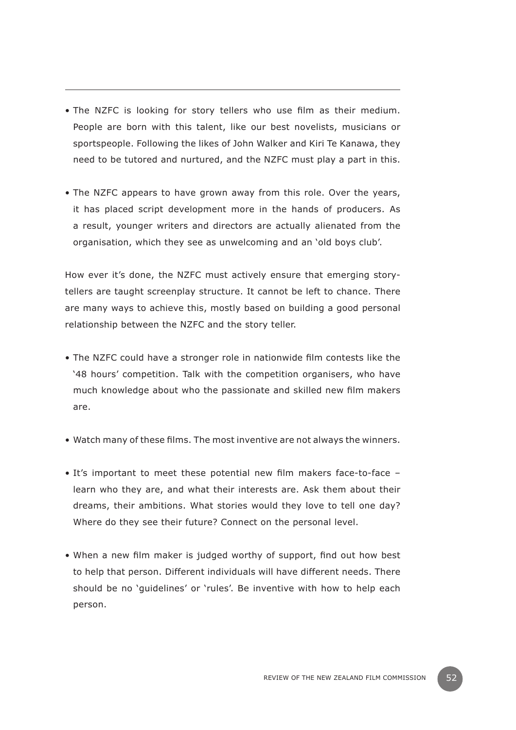- The NZFC is looking for story tellers who use film as their medium. People are born with this talent, like our best novelists, musicians or sportspeople. Following the likes of John Walker and Kiri Te Kanawa, they need to be tutored and nurtured, and the NZFC must play a part in this.

- The NZFC appears to have grown away from this role. Over the years, it has placed script development more in the hands of producers. As a result, younger writers and directors are actually alienated from the organisation, which they see as unwelcoming and an 'old boys club'.

How ever it's done, the NZFC must actively ensure that emerging story-tellers are taught screenplay structure. It cannot be left to chance. There are many ways to achieve this, mostly based on building a good personal relationship between the NZFC and the story teller.

- The NZFC could have a stronger role in nationwide film contests like the '48 hours' competition. Talk with the competition organisers, who have much knowledge about who the passionate and skilled new film makers are.

- Watch many of these films. The most inventive are not always the winners.

- It's important to meet these potential new film makers face-to-face – learn who they are, and what their interests are. Ask them about their dreams, their ambitions. What stories would they love to tell one day? Where do they see their future? Connect on the personal level.

- When a new film maker is judged worthy of support, find out how best to help that person. Different individuals will have different needs. There should be no 'guidelines' or 'rules'. Be inventive with how to help each person.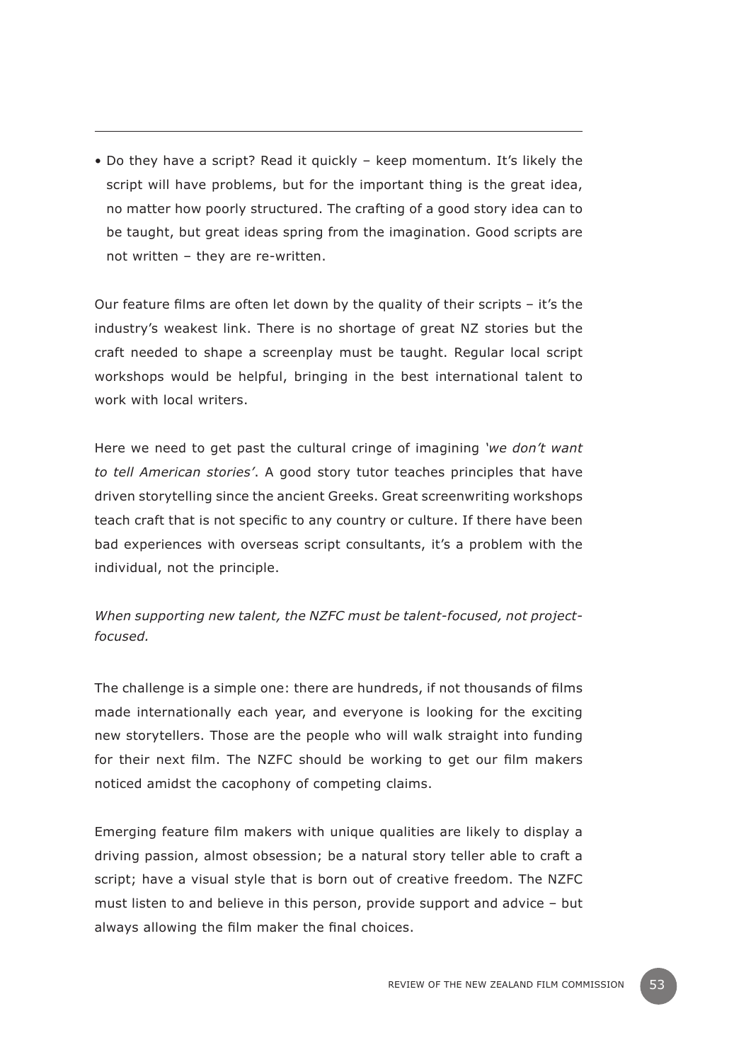- Do they have a script? Read it quickly – keep momentum. It's likely the script will have problems, but for the important thing is the great idea, no matter how poorly structured. The crafting of a good story idea can to be taught, but great ideas spring from the imagination. Good scripts are not written – they are re-written.

Our feature films are often let down by the quality of their scripts – it's the industry's weakest link. There is no shortage of great NZ stories but the craft needed to shape a screenplay must be taught. Regular local script workshops would be helpful, bringing in the best international talent to work with local writers.

Here we need to get past the cultural cringe of imagining *'we don't want to tell American stories'*. A good story tutor teaches principles that have driven storytelling since the ancient Greeks. Great screenwriting workshops teach craft that is not specific to any country or culture. If there have been bad experiences with overseas script consultants, it's a problem with the individual, not the principle.

*When supporting new talent, the NZFC must be talent-focused, not project-focused.*

The challenge is a simple one: there are hundreds, if not thousands of films made internationally each year, and everyone is looking for the exciting new storytellers. Those are the people who will walk straight into funding for their next film. The NZFC should be working to get our film makers noticed amidst the cacophony of competing claims.

Emerging feature film makers with unique qualities are likely to display a driving passion, almost obsession; be a natural story teller able to craft a script; have a visual style that is born out of creative freedom. The NZFC must listen to and believe in this person, provide support and advice – but always allowing the film maker the final choices.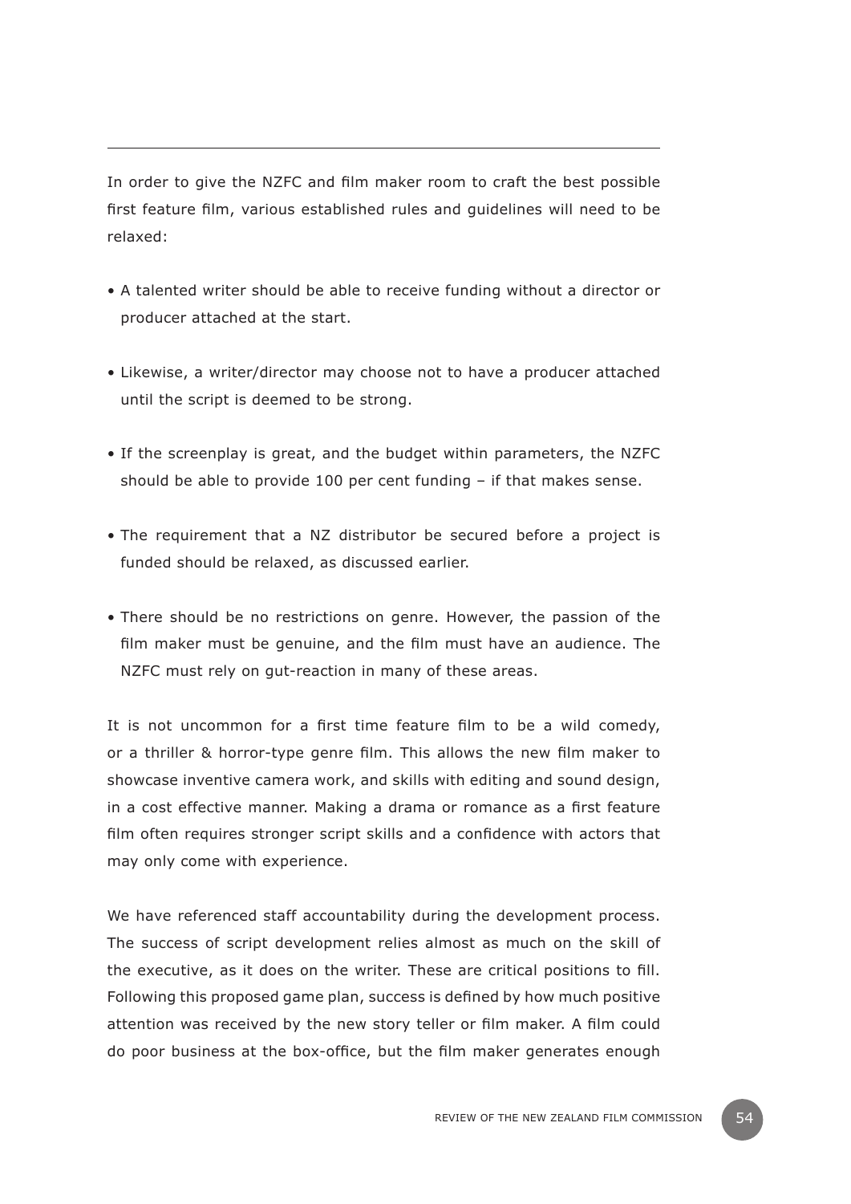In order to give the NZFC and film maker room to craft the best possible first feature film, various established rules and guidelines will need to be relaxed:

- A talented writer should be able to receive funding without a director or producer attached at the start.
- Likewise, a writer/director may choose not to have a producer attached until the script is deemed to be strong.
- If the screenplay is great, and the budget within parameters, the NZFC should be able to provide 100 per cent funding – if that makes sense.
- The requirement that a NZ distributor be secured before a project is funded should be relaxed, as discussed earlier.
- There should be no restrictions on genre. However, the passion of the film maker must be genuine, and the film must have an audience. The NZFC must rely on gut-reaction in many of these areas.

It is not uncommon for a first time feature film to be a wild comedy, or a thriller & horror-type genre film. This allows the new film maker to showcase inventive camera work, and skills with editing and sound design, in a cost effective manner. Making a drama or romance as a first feature film often requires stronger script skills and a confidence with actors that may only come with experience.

We have referenced staff accountability during the development process. The success of script development relies almost as much on the skill of the executive, as it does on the writer. These are critical positions to fill. Following this proposed game plan, success is defined by how much positive attention was received by the new story teller or film maker. A film could do poor business at the box-office, but the film maker generates enough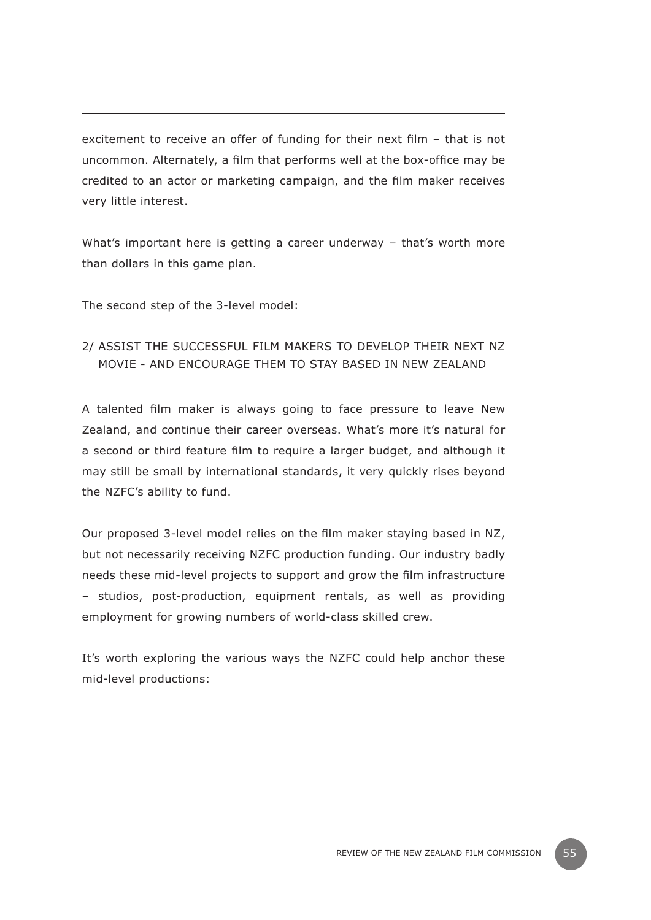excitement to receive an offer of funding for their next film – that is not uncommon. Alternately, a film that performs well at the box-office may be credited to an actor or marketing campaign, and the film maker receives very little interest.

What's important here is getting a career underway – that's worth more than dollars in this game plan.

The second step of the 3-level model:

2/ ASSIST THE SUCCESSFUL FILM MAKERS TO DEVELOP THEIR NEXT NZ MOVIE - AND ENCOURAGE THEM TO STAY BASED IN NEW ZEALAND

A talented film maker is always going to face pressure to leave New Zealand, and continue their career overseas. What's more it's natural for a second or third feature film to require a larger budget, and although it may still be small by international standards, it very quickly rises beyond the NZFC's ability to fund.

Our proposed 3-level model relies on the film maker staying based in NZ, but not necessarily receiving NZFC production funding. Our industry badly needs these mid-level projects to support and grow the film infrastructure – studios, post-production, equipment rentals, as well as providing employment for growing numbers of world-class skilled crew.

It's worth exploring the various ways the NZFC could help anchor these mid-level productions: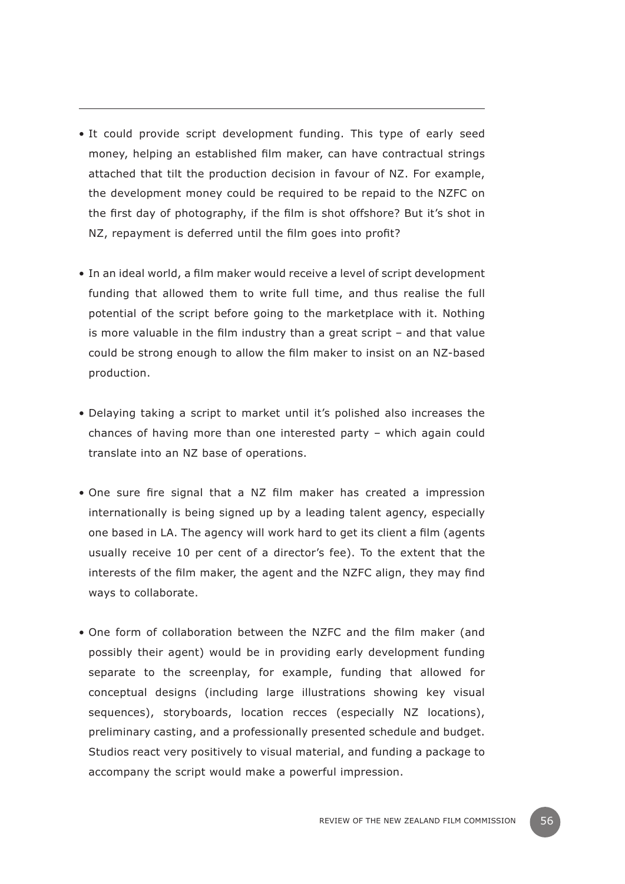- It could provide script development funding. This type of early seed money, helping an established film maker, can have contractual strings attached that tilt the production decision in favour of NZ. For example, the development money could be required to be repaid to the NZFC on the first day of photography, if the film is shot offshore? But it's shot in NZ, repayment is deferred until the film goes into profit?

- In an ideal world, a film maker would receive a level of script development funding that allowed them to write full time, and thus realise the full potential of the script before going to the marketplace with it. Nothing is more valuable in the film industry than a great script – and that value could be strong enough to allow the film maker to insist on an NZ-based production.

- Delaying taking a script to market until it's polished also increases the chances of having more than one interested party – which again could translate into an NZ base of operations.

- One sure fire signal that a NZ film maker has created a impression internationally is being signed up by a leading talent agency, especially one based in LA. The agency will work hard to get its client a film (agents usually receive 10 per cent of a director's fee). To the extent that the interests of the film maker, the agent and the NZFC align, they may find ways to collaborate.

- One form of collaboration between the NZFC and the film maker (and possibly their agent) would be in providing early development funding separate to the screenplay, for example, funding that allowed for conceptual designs (including large illustrations showing key visual sequences), storyboards, location recces (especially NZ locations), preliminary casting, and a professionally presented schedule and budget. Studios react very positively to visual material, and funding a package to accompany the script would make a powerful impression.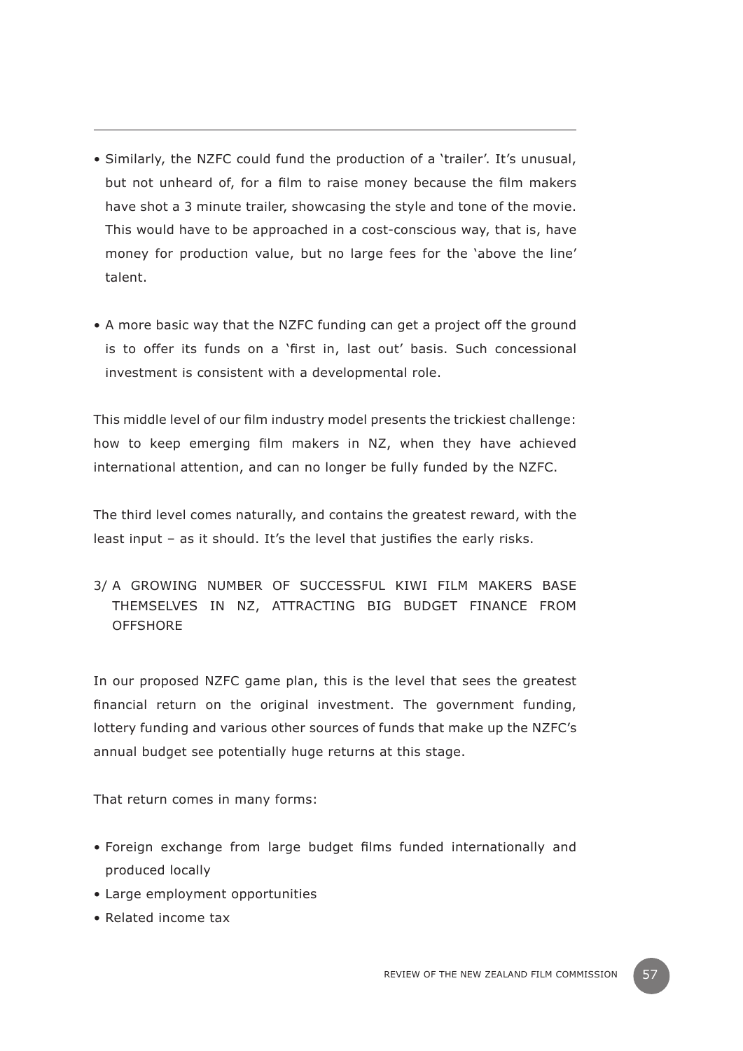- Similarly, the NZFC could fund the production of a 'trailer'. It's unusual, but not unheard of, for a film to raise money because the film makers have shot a 3 minute trailer, showcasing the style and tone of the movie. This would have to be approached in a cost-conscious way, that is, have money for production value, but no large fees for the 'above the line' talent.

- A more basic way that the NZFC funding can get a project off the ground is to offer its funds on a 'first in, last out' basis. Such concessional investment is consistent with a developmental role.

This middle level of our film industry model presents the trickiest challenge: how to keep emerging film makers in NZ, when they have achieved international attention, and can no longer be fully funded by the NZFC.

The third level comes naturally, and contains the greatest reward, with the least input – as it should. It's the level that justifies the early risks.

3/ A GROWING NUMBER OF SUCCESSFUL KIWI FILM MAKERS BASE THEMSELVES IN NZ, ATTRACTING BIG BUDGET FINANCE FROM OFFSHORE

In our proposed NZFC game plan, this is the level that sees the greatest financial return on the original investment. The government funding, lottery funding and various other sources of funds that make up the NZFC's annual budget see potentially huge returns at this stage.

That return comes in many forms:

- Foreign exchange from large budget films funded internationally and produced locally
- Large employment opportunities
- Related income tax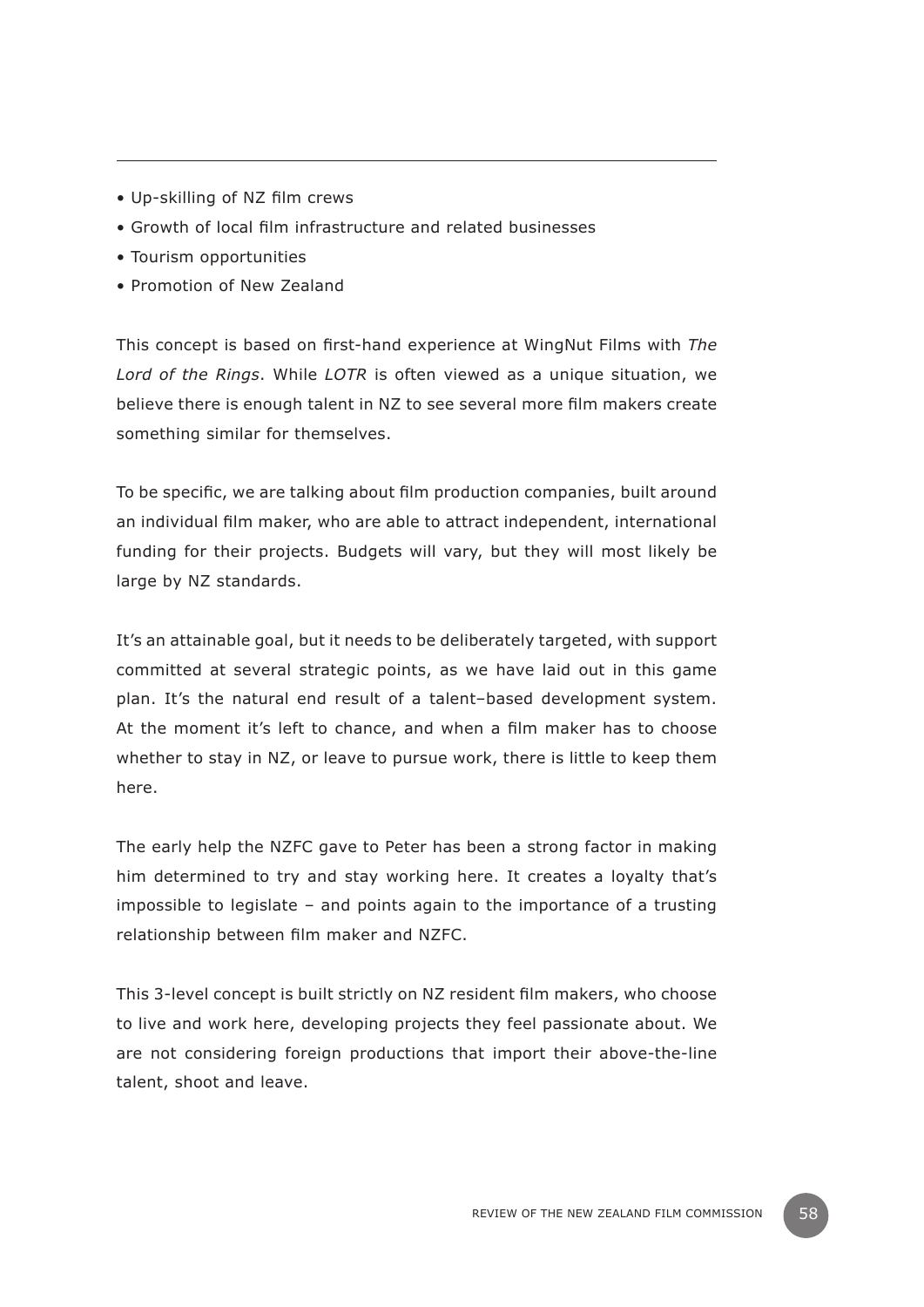- Up-skilling of NZ film crews
- Growth of local film infrastructure and related businesses
- Tourism opportunities
- Promotion of New Zealand

This concept is based on first-hand experience at WingNut Films with *The Lord of the Rings*. While *LOTR* is often viewed as a unique situation, we believe there is enough talent in NZ to see several more film makers create something similar for themselves.

To be specific, we are talking about film production companies, built around an individual film maker, who are able to attract independent, international funding for their projects. Budgets will vary, but they will most likely be large by NZ standards.

It's an attainable goal, but it needs to be deliberately targeted, with support committed at several strategic points, as we have laid out in this game plan. It's the natural end result of a talent–based development system. At the moment it's left to chance, and when a film maker has to choose whether to stay in NZ, or leave to pursue work, there is little to keep them here.

The early help the NZFC gave to Peter has been a strong factor in making him determined to try and stay working here. It creates a loyalty that's impossible to legislate – and points again to the importance of a trusting relationship between film maker and NZFC.

This 3-level concept is built strictly on NZ resident film makers, who choose to live and work here, developing projects they feel passionate about. We are not considering foreign productions that import their above-the-line talent, shoot and leave.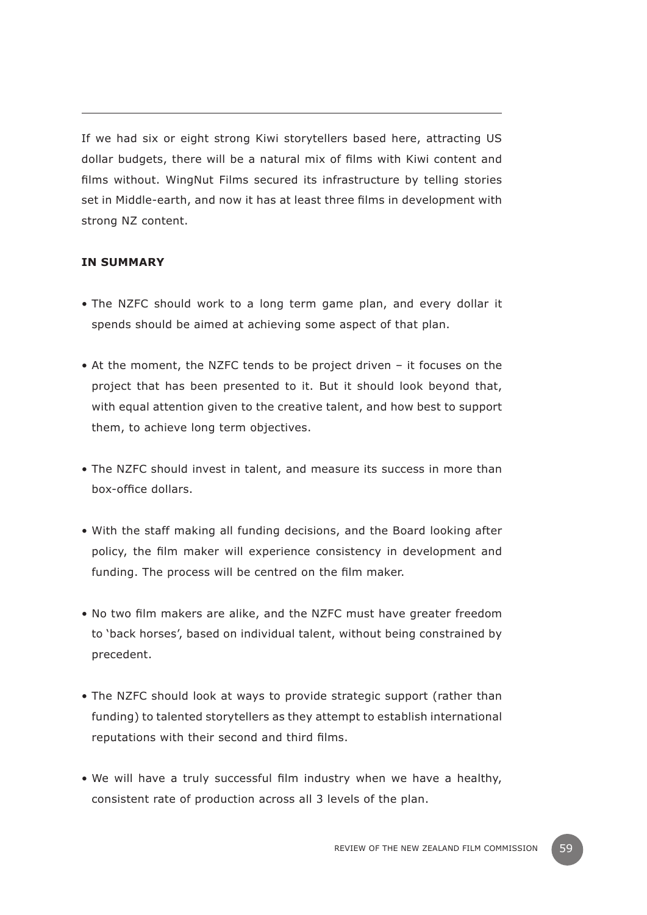If we had six or eight strong Kiwi storytellers based here, attracting US dollar budgets, there will be a natural mix of films with Kiwi content and films without. WingNut Films secured its infrastructure by telling stories set in Middle-earth, and now it has at least three films in development with strong NZ content.

**IN SUMMARY**

- The NZFC should work to a long term game plan, and every dollar it spends should be aimed at achieving some aspect of that plan.
- At the moment, the NZFC tends to be project driven – it focuses on the project that has been presented to it. But it should look beyond that, with equal attention given to the creative talent, and how best to support them, to achieve long term objectives.
- The NZFC should invest in talent, and measure its success in more than box-office dollars.
- With the staff making all funding decisions, and the Board looking after policy, the film maker will experience consistency in development and funding. The process will be centred on the film maker.
- No two film makers are alike, and the NZFC must have greater freedom to 'back horses', based on individual talent, without being constrained by precedent.
- The NZFC should look at ways to provide strategic support (rather than funding) to talented storytellers as they attempt to establish international reputations with their second and third films.
- We will have a truly successful film industry when we have a healthy, consistent rate of production across all 3 levels of the plan.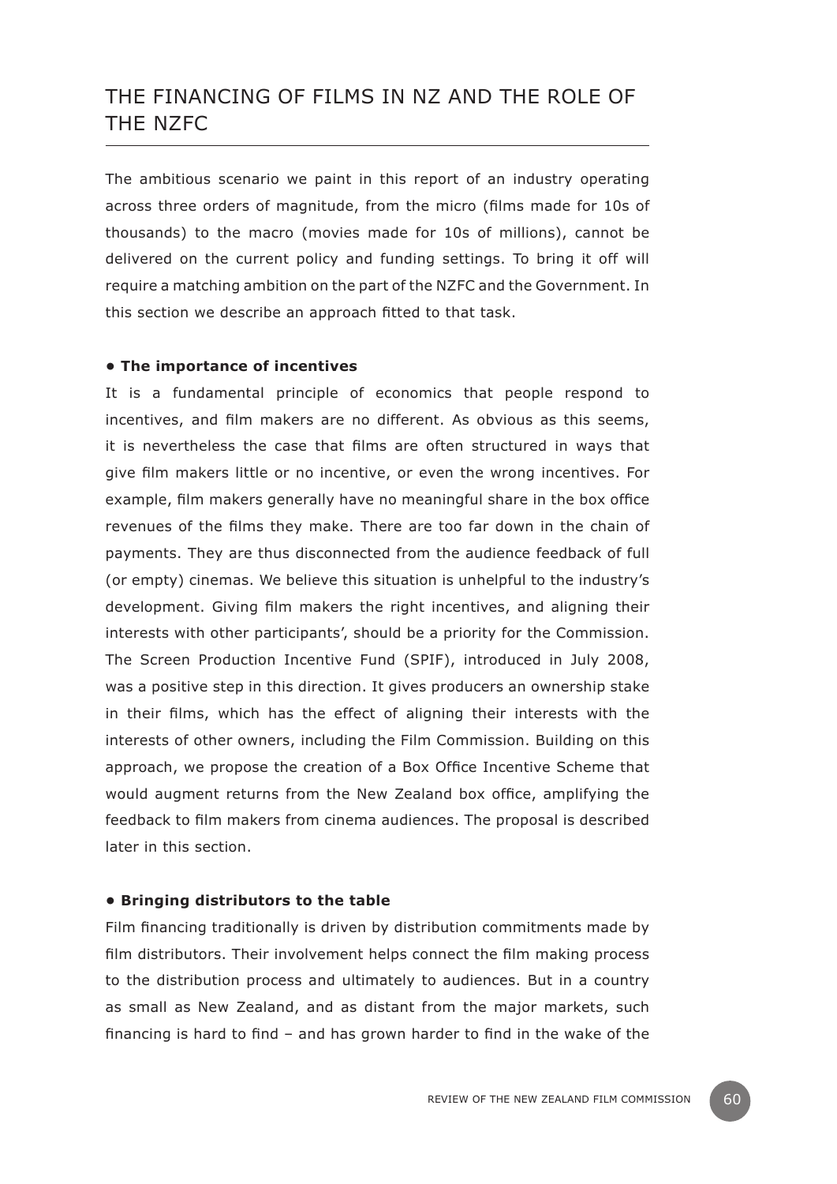## THE FINANCING OF FILMS IN NZ AND THE ROLE OF THE NZFC

The ambitious scenario we paint in this report of an industry operating across three orders of magnitude, from the micro (films made for 10s of thousands) to the macro (movies made for 10s of millions), cannot be delivered on the current policy and funding settings. To bring it off will require a matching ambition on the part of the NZFC and the Government. In this section we describe an approach fitted to that task.

**• The importance of incentives**

It is a fundamental principle of economics that people respond to incentives, and film makers are no different. As obvious as this seems, it is nevertheless the case that films are often structured in ways that give film makers little or no incentive, or even the wrong incentives. For example, film makers generally have no meaningful share in the box office revenues of the films they make. There are too far down in the chain of payments. They are thus disconnected from the audience feedback of full (or empty) cinemas. We believe this situation is unhelpful to the industry's development. Giving film makers the right incentives, and aligning their interests with other participants', should be a priority for the Commission. The Screen Production Incentive Fund (SPIF), introduced in July 2008, was a positive step in this direction. It gives producers an ownership stake in their films, which has the effect of aligning their interests with the interests of other owners, including the Film Commission. Building on this approach, we propose the creation of a Box Office Incentive Scheme that would augment returns from the New Zealand box office, amplifying the feedback to film makers from cinema audiences. The proposal is described later in this section.

**• Bringing distributors to the table**

Film financing traditionally is driven by distribution commitments made by film distributors. Their involvement helps connect the film making process to the distribution process and ultimately to audiences. But in a country as small as New Zealand, and as distant from the major markets, such financing is hard to find – and has grown harder to find in the wake of the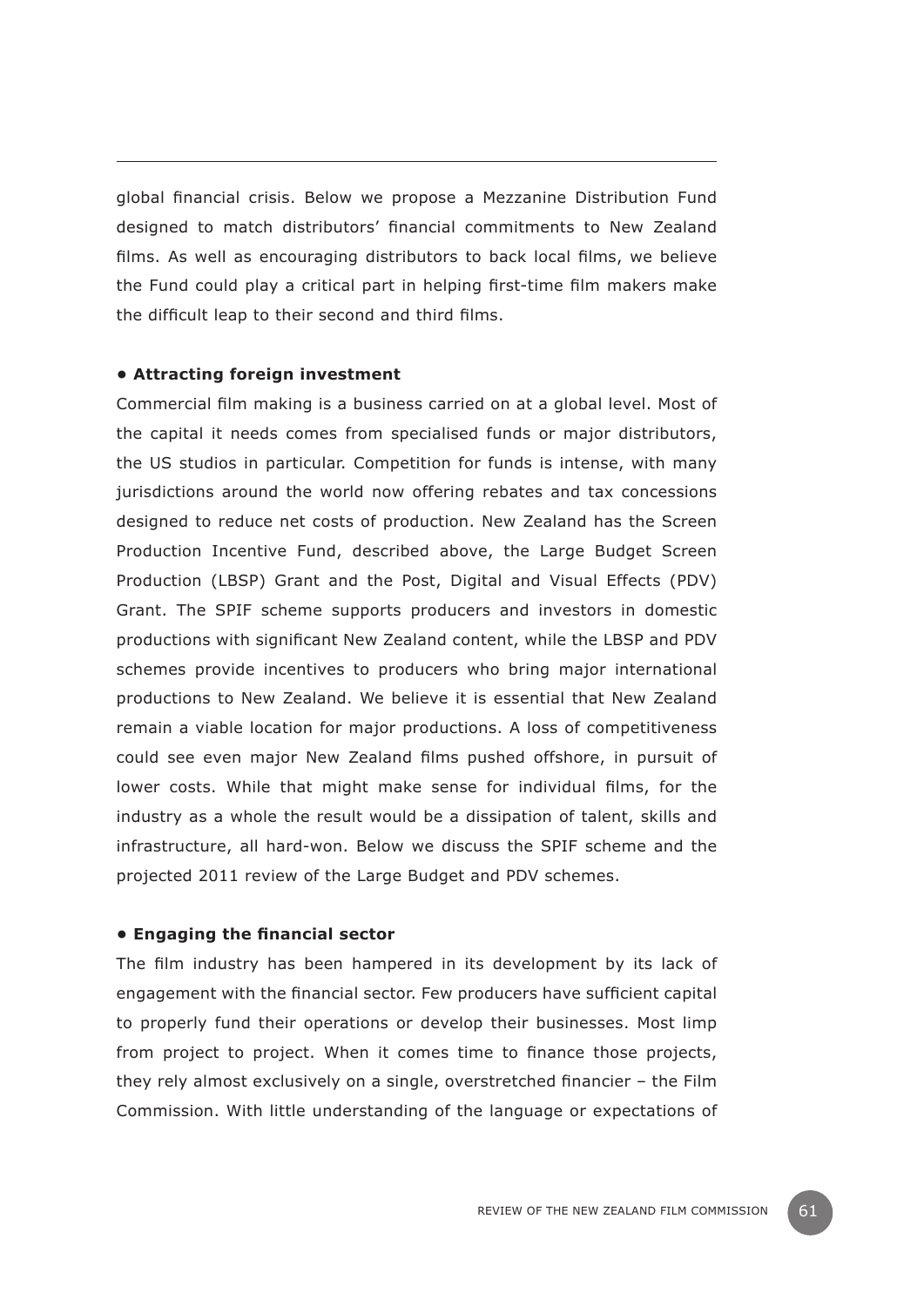global financial crisis. Below we propose a Mezzanine Distribution Fund designed to match distributors' financial commitments to New Zealand films. As well as encouraging distributors to back local films, we believe the Fund could play a critical part in helping first-time film makers make the difficult leap to their second and third films.

**• Attracting foreign investment**

Commercial film making is a business carried on at a global level. Most of the capital it needs comes from specialised funds or major distributors, the US studios in particular. Competition for funds is intense, with many jurisdictions around the world now offering rebates and tax concessions designed to reduce net costs of production. New Zealand has the Screen Production Incentive Fund, described above, the Large Budget Screen Production (LBSP) Grant and the Post, Digital and Visual Effects (PDV) Grant. The SPIF scheme supports producers and investors in domestic productions with significant New Zealand content, while the LBSP and PDV schemes provide incentives to producers who bring major international productions to New Zealand. We believe it is essential that New Zealand remain a viable location for major productions. A loss of competitiveness could see even major New Zealand films pushed offshore, in pursuit of lower costs. While that might make sense for individual films, for the industry as a whole the result would be a dissipation of talent, skills and infrastructure, all hard-won. Below we discuss the SPIF scheme and the projected 2011 review of the Large Budget and PDV schemes.

**• Engaging the financial sector**

The film industry has been hampered in its development by its lack of engagement with the financial sector. Few producers have sufficient capital to properly fund their operations or develop their businesses. Most limp from project to project. When it comes time to finance those projects, they rely almost exclusively on a single, overstretched financier – the Film Commission. With little understanding of the language or expectations of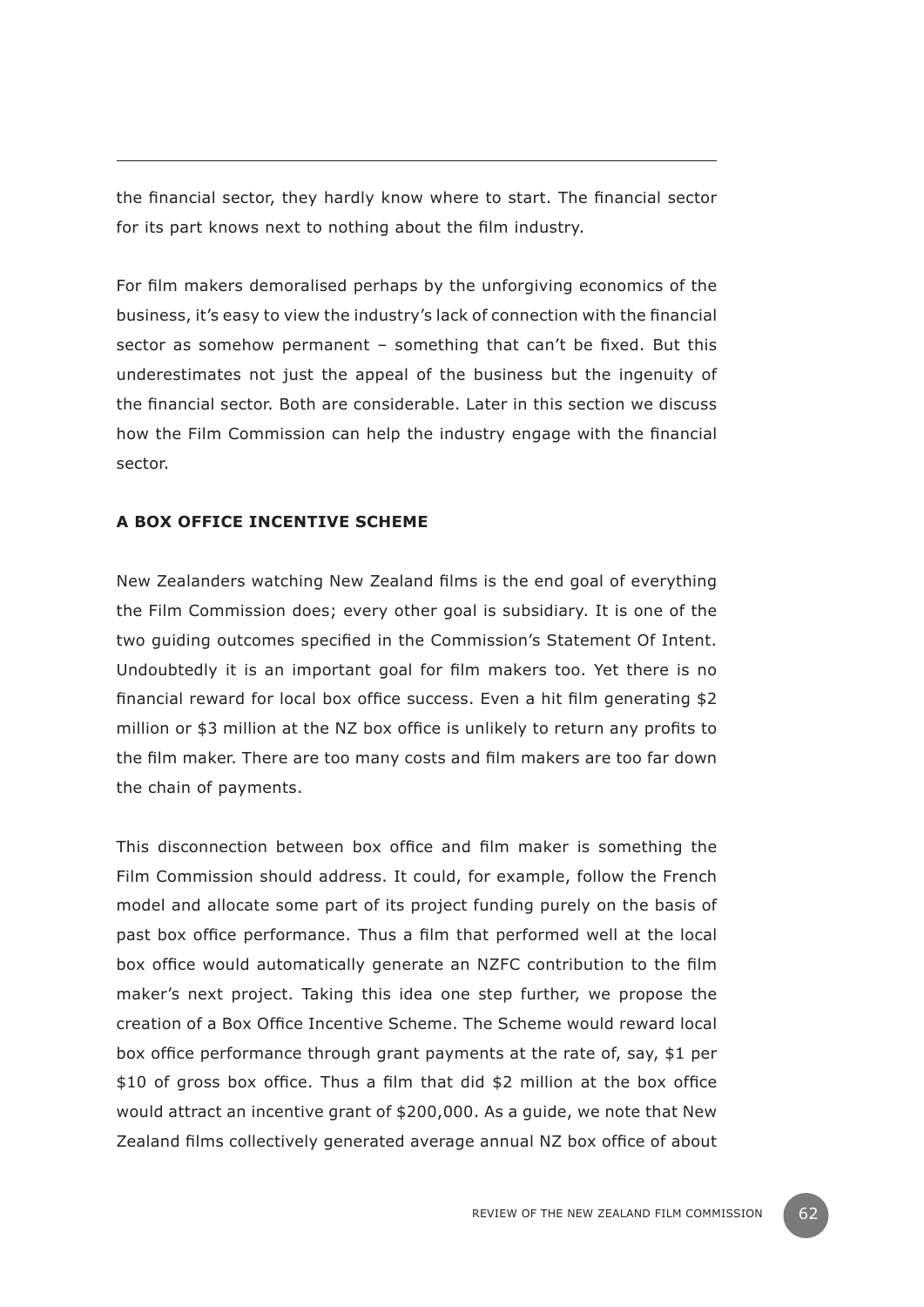the financial sector, they hardly know where to start. The financial sector for its part knows next to nothing about the film industry.

For film makers demoralised perhaps by the unforgiving economics of the business, it's easy to view the industry's lack of connection with the financial sector as somehow permanent – something that can't be fixed. But this underestimates not just the appeal of the business but the ingenuity of the financial sector. Both are considerable. Later in this section we discuss how the Film Commission can help the industry engage with the financial sector.

**A BOX OFFICE INCENTIVE SCHEME**

New Zealanders watching New Zealand films is the end goal of everything the Film Commission does; every other goal is subsidiary. It is one of the two guiding outcomes specified in the Commission's Statement Of Intent. Undoubtedly it is an important goal for film makers too. Yet there is no financial reward for local box office success. Even a hit film generating $2 million or $3 million at the NZ box office is unlikely to return any profits to the film maker. There are too many costs and film makers are too far down the chain of payments.

This disconnection between box office and film maker is something the Film Commission should address. It could, for example, follow the French model and allocate some part of its project funding purely on the basis of past box office performance. Thus a film that performed well at the local box office would automatically generate an NZFC contribution to the film maker's next project. Taking this idea one step further, we propose the creation of a Box Office Incentive Scheme. The Scheme would reward local box office performance through grant payments at the rate of, say, $1 per $10 of gross box office. Thus a film that did $2 million at the box office would attract an incentive grant of $200,000. As a guide, we note that New Zealand films collectively generated average annual NZ box office of about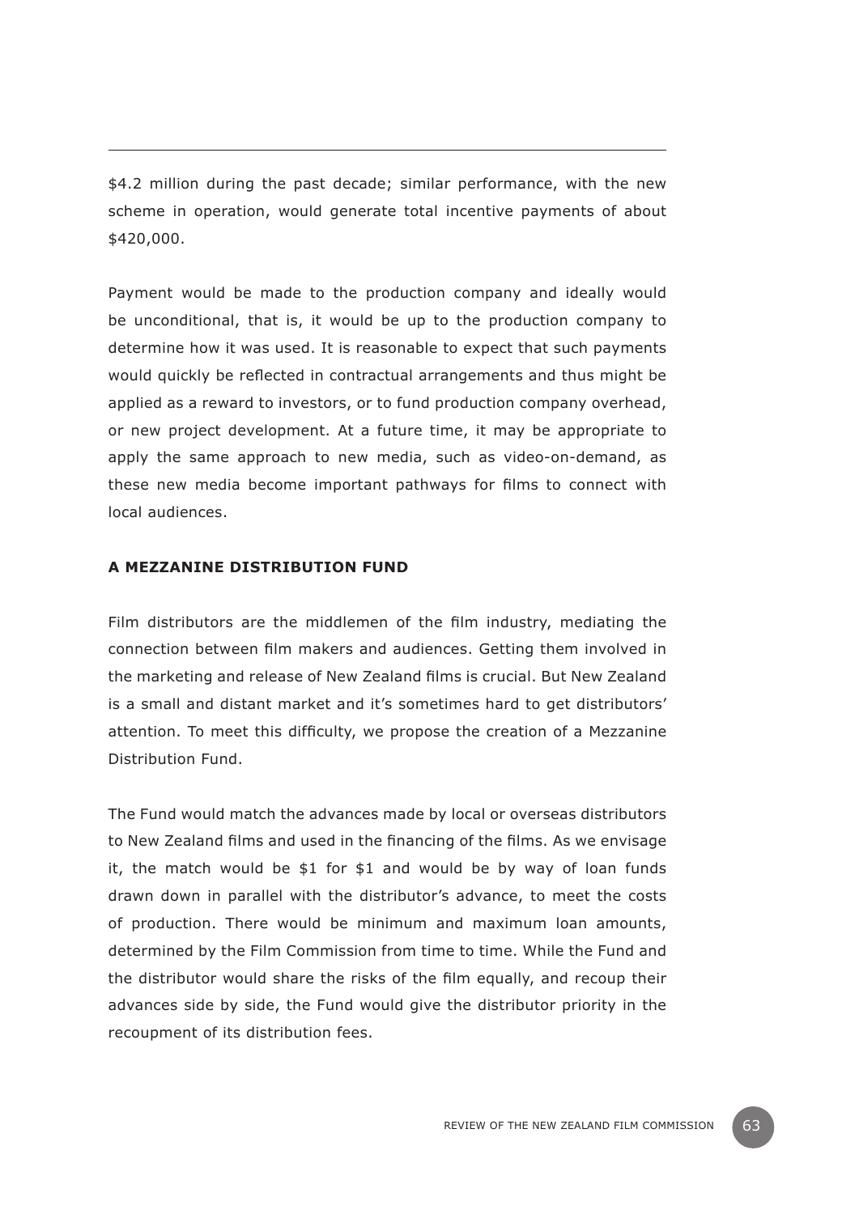$4.2 million during the past decade; similar performance, with the new scheme in operation, would generate total incentive payments of about $420,000.

Payment would be made to the production company and ideally would be unconditional, that is, it would be up to the production company to determine how it was used. It is reasonable to expect that such payments would quickly be reflected in contractual arrangements and thus might be applied as a reward to investors, or to fund production company overhead, or new project development. At a future time, it may be appropriate to apply the same approach to new media, such as video-on-demand, as these new media become important pathways for films to connect with local audiences.

### A MEZZANINE DISTRIBUTION FUND

Film distributors are the middlemen of the film industry, mediating the connection between film makers and audiences. Getting them involved in the marketing and release of New Zealand films is crucial. But New Zealand is a small and distant market and it's sometimes hard to get distributors' attention. To meet this difficulty, we propose the creation of a Mezzanine Distribution Fund.

The Fund would match the advances made by local or overseas distributors to New Zealand films and used in the financing of the films. As we envisage it, the match would be $1 for $1 and would be by way of loan funds drawn down in parallel with the distributor's advance, to meet the costs of production. There would be minimum and maximum loan amounts, determined by the Film Commission from time to time. While the Fund and the distributor would share the risks of the film equally, and recoup their advances side by side, the Fund would give the distributor priority in the recoupment of its distribution fees.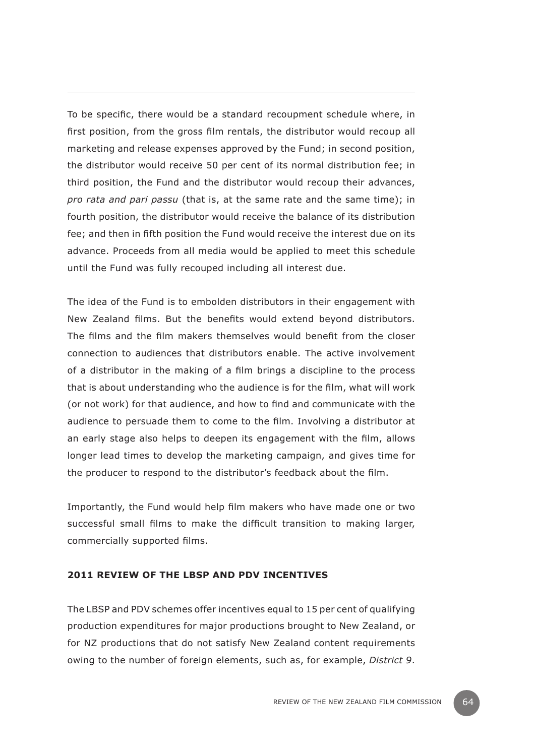To be specific, there would be a standard recoupment schedule where, in first position, from the gross film rentals, the distributor would recoup all marketing and release expenses approved by the Fund; in second position, the distributor would receive 50 per cent of its normal distribution fee; in third position, the Fund and the distributor would recoup their advances, *pro rata and pari passu* (that is, at the same rate and the same time); in fourth position, the distributor would receive the balance of its distribution fee; and then in fifth position the Fund would receive the interest due on its advance. Proceeds from all media would be applied to meet this schedule until the Fund was fully recouped including all interest due.

The idea of the Fund is to embolden distributors in their engagement with New Zealand films. But the benefits would extend beyond distributors. The films and the film makers themselves would benefit from the closer connection to audiences that distributors enable. The active involvement of a distributor in the making of a film brings a discipline to the process that is about understanding who the audience is for the film, what will work (or not work) for that audience, and how to find and communicate with the audience to persuade them to come to the film. Involving a distributor at an early stage also helps to deepen its engagement with the film, allows longer lead times to develop the marketing campaign, and gives time for the producer to respond to the distributor's feedback about the film.

Importantly, the Fund would help film makers who have made one or two successful small films to make the difficult transition to making larger, commercially supported films.

## 2011 REVIEW OF THE LBSP AND PDV INCENTIVES

The LBSP and PDV schemes offer incentives equal to 15 per cent of qualifying production expenditures for major productions brought to New Zealand, or for NZ productions that do not satisfy New Zealand content requirements owing to the number of foreign elements, such as, for example, *District 9*.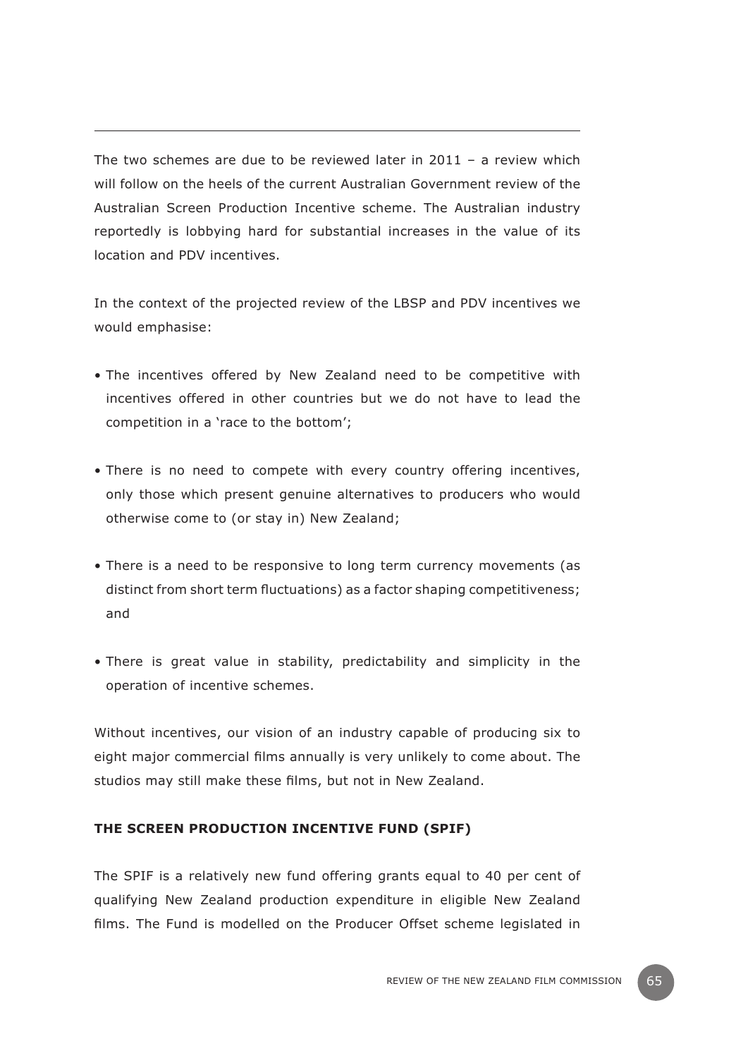The two schemes are due to be reviewed later in 2011 – a review which will follow on the heels of the current Australian Government review of the Australian Screen Production Incentive scheme. The Australian industry reportedly is lobbying hard for substantial increases in the value of its location and PDV incentives.

In the context of the projected review of the LBSP and PDV incentives we would emphasise:

- The incentives offered by New Zealand need to be competitive with incentives offered in other countries but we do not have to lead the competition in a 'race to the bottom';
- There is no need to compete with every country offering incentives, only those which present genuine alternatives to producers who would otherwise come to (or stay in) New Zealand;
- There is a need to be responsive to long term currency movements (as distinct from short term fluctuations) as a factor shaping competitiveness; and
- There is great value in stability, predictability and simplicity in the operation of incentive schemes.

Without incentives, our vision of an industry capable of producing six to eight major commercial films annually is very unlikely to come about. The studios may still make these films, but not in New Zealand.

### THE SCREEN PRODUCTION INCENTIVE FUND (SPIF)

The SPIF is a relatively new fund offering grants equal to 40 per cent of qualifying New Zealand production expenditure in eligible New Zealand films. The Fund is modelled on the Producer Offset scheme legislated in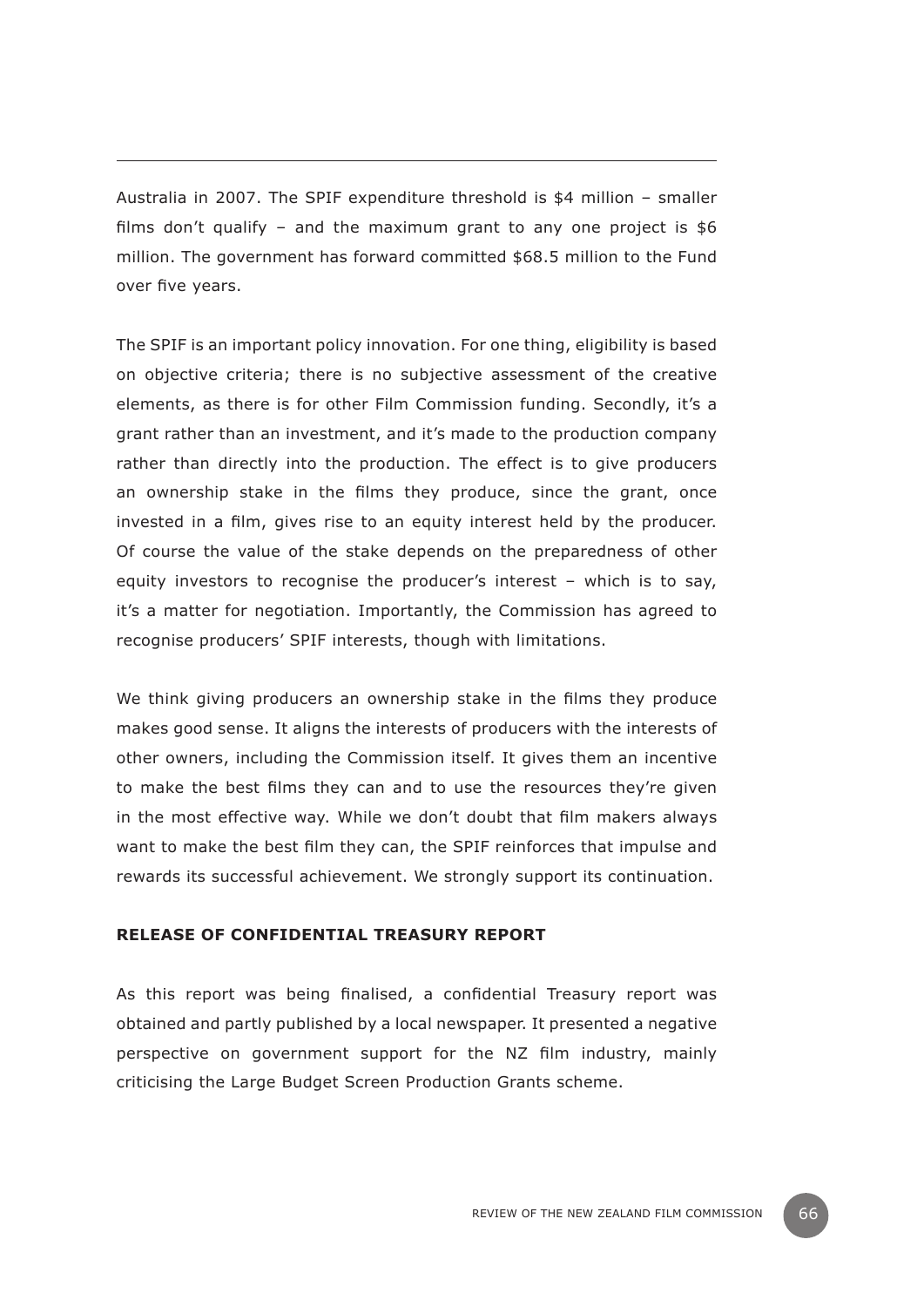Australia in 2007. The SPIF expenditure threshold is $4 million – smaller films don't qualify – and the maximum grant to any one project is $6 million. The government has forward committed $68.5 million to the Fund over five years.

The SPIF is an important policy innovation. For one thing, eligibility is based on objective criteria; there is no subjective assessment of the creative elements, as there is for other Film Commission funding. Secondly, it's a grant rather than an investment, and it's made to the production company rather than directly into the production. The effect is to give producers an ownership stake in the films they produce, since the grant, once invested in a film, gives rise to an equity interest held by the producer. Of course the value of the stake depends on the preparedness of other equity investors to recognise the producer's interest – which is to say, it's a matter for negotiation. Importantly, the Commission has agreed to recognise producers' SPIF interests, though with limitations.

We think giving producers an ownership stake in the films they produce makes good sense. It aligns the interests of producers with the interests of other owners, including the Commission itself. It gives them an incentive to make the best films they can and to use the resources they're given in the most effective way. While we don't doubt that film makers always want to make the best film they can, the SPIF reinforces that impulse and rewards its successful achievement. We strongly support its continuation.

**RELEASE OF CONFIDENTIAL TREASURY REPORT**

As this report was being finalised, a confidential Treasury report was obtained and partly published by a local newspaper. It presented a negative perspective on government support for the NZ film industry, mainly criticising the Large Budget Screen Production Grants scheme.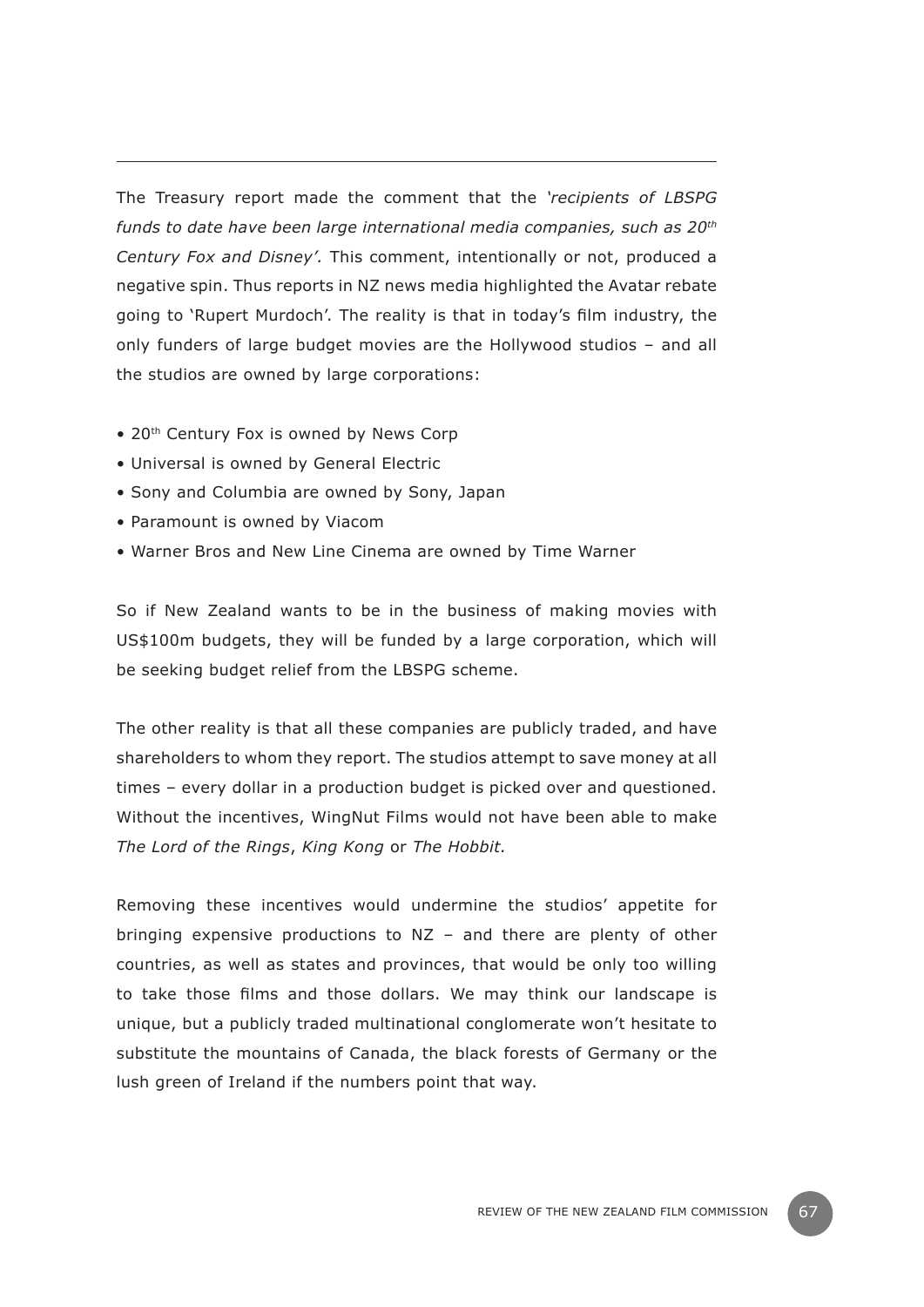The Treasury report made the comment that the *'recipients of LBSPG funds to date have been large international media companies, such as 20th Century Fox and Disney'.* This comment, intentionally or not, produced a negative spin. Thus reports in NZ news media highlighted the Avatar rebate going to 'Rupert Murdoch'. The reality is that in today's film industry, the only funders of large budget movies are the Hollywood studios – and all the studios are owned by large corporations:

- 20th Century Fox is owned by News Corp
- Universal is owned by General Electric
- Sony and Columbia are owned by Sony, Japan
- Paramount is owned by Viacom
- Warner Bros and New Line Cinema are owned by Time Warner

So if New Zealand wants to be in the business of making movies with US$100m budgets, they will be funded by a large corporation, which will be seeking budget relief from the LBSPG scheme.

The other reality is that all these companies are publicly traded, and have shareholders to whom they report. The studios attempt to save money at all times – every dollar in a production budget is picked over and questioned. Without the incentives, WingNut Films would not have been able to make *The Lord of the Rings*, *King Kong* or *The Hobbit.*

Removing these incentives would undermine the studios' appetite for bringing expensive productions to NZ – and there are plenty of other countries, as well as states and provinces, that would be only too willing to take those films and those dollars. We may think our landscape is unique, but a publicly traded multinational conglomerate won't hesitate to substitute the mountains of Canada, the black forests of Germany or the lush green of Ireland if the numbers point that way.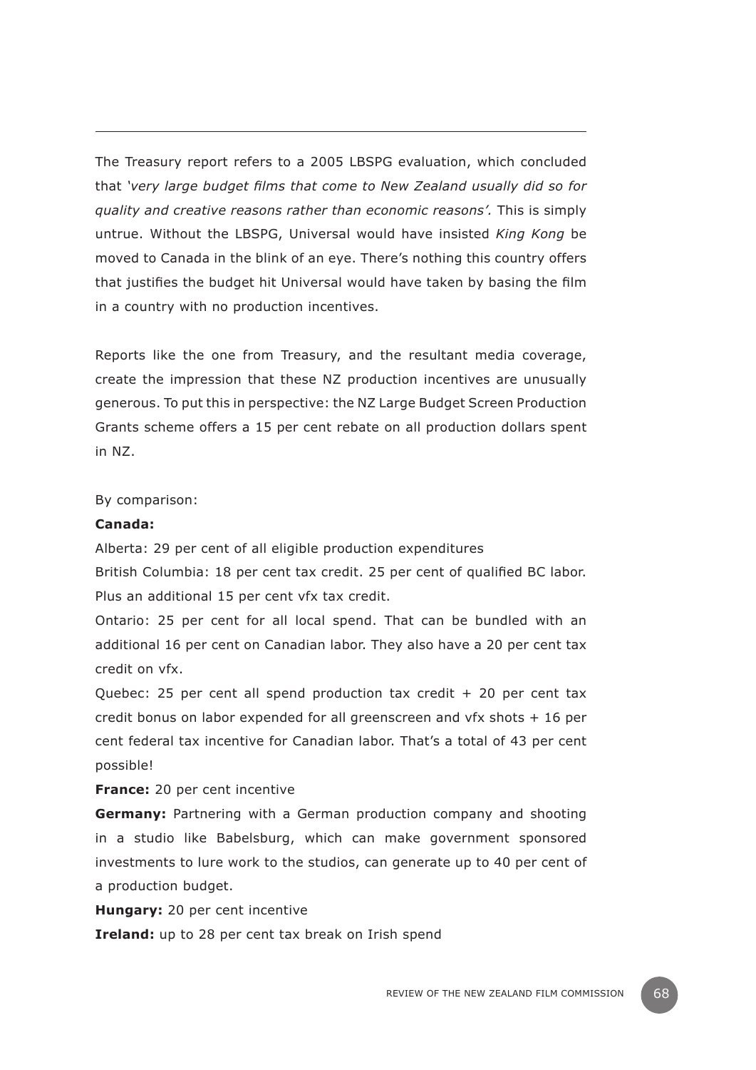The Treasury report refers to a 2005 LBSPG evaluation, which concluded that *'very large budget films that come to New Zealand usually did so for quality and creative reasons rather than economic reasons'.* This is simply untrue. Without the LBSPG, Universal would have insisted *King Kong* be moved to Canada in the blink of an eye. There's nothing this country offers that justifies the budget hit Universal would have taken by basing the film in a country with no production incentives.

Reports like the one from Treasury, and the resultant media coverage, create the impression that these NZ production incentives are unusually generous. To put this in perspective: the NZ Large Budget Screen Production Grants scheme offers a 15 per cent rebate on all production dollars spent in NZ.

By comparison:

**Canada:**

Alberta: 29 per cent of all eligible production expenditures

British Columbia: 18 per cent tax credit. 25 per cent of qualified BC labor. Plus an additional 15 per cent vfx tax credit.

Ontario: 25 per cent for all local spend. That can be bundled with an additional 16 per cent on Canadian labor. They also have a 20 per cent tax credit on vfx.

Quebec: 25 per cent all spend production tax credit + 20 per cent tax credit bonus on labor expended for all greenscreen and vfx shots + 16 per cent federal tax incentive for Canadian labor. That's a total of 43 per cent possible!

**France:** 20 per cent incentive

**Germany:** Partnering with a German production company and shooting in a studio like Babelsburg, which can make government sponsored investments to lure work to the studios, can generate up to 40 per cent of a production budget.

**Hungary:** 20 per cent incentive

**Ireland:** up to 28 per cent tax break on Irish spend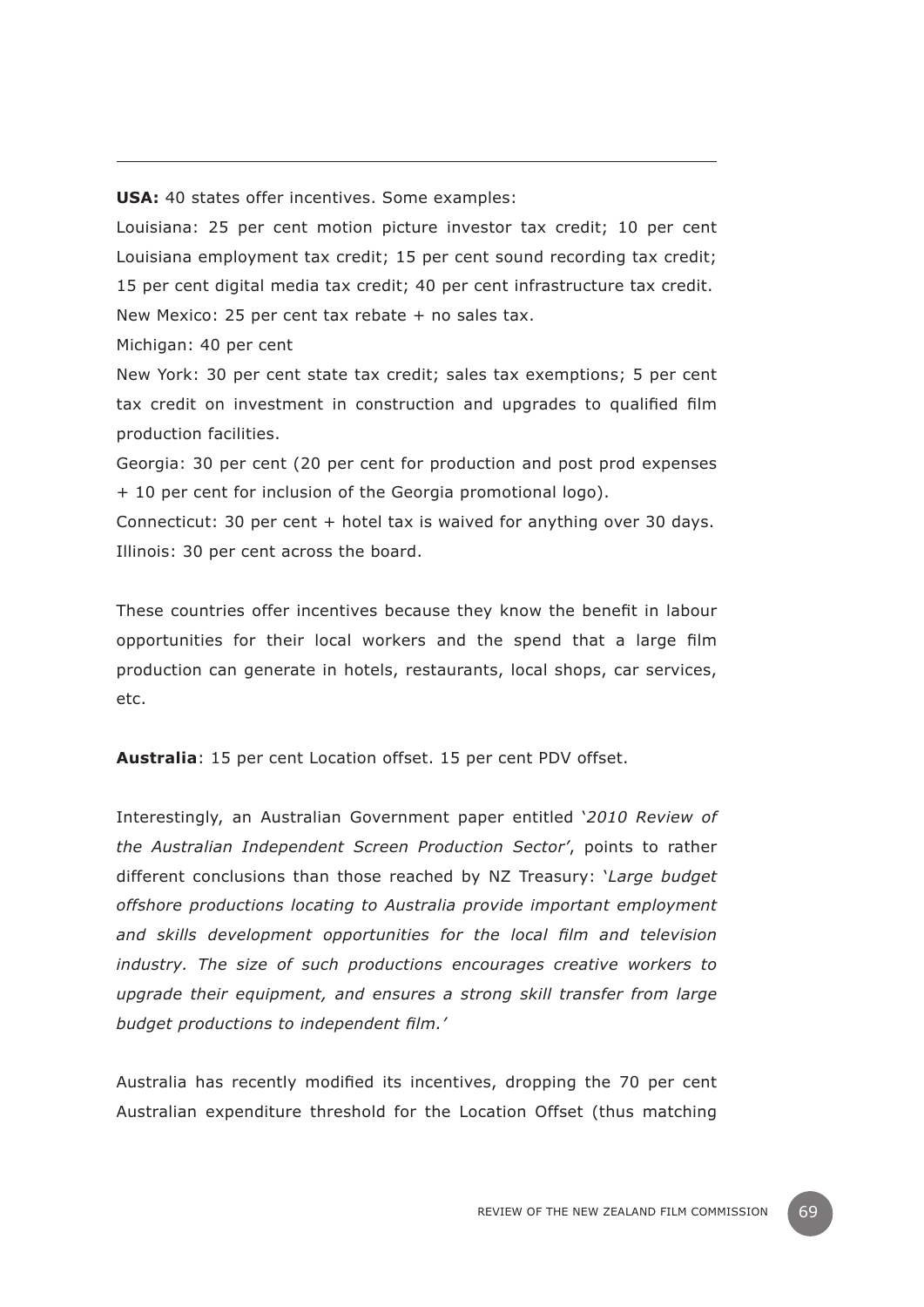---

**USA:** 40 states offer incentives. Some examples:

Louisiana: 25 per cent motion picture investor tax credit; 10 per cent Louisiana employment tax credit; 15 per cent sound recording tax credit; 15 per cent digital media tax credit; 40 per cent infrastructure tax credit.

New Mexico: 25 per cent tax rebate + no sales tax.

Michigan: 40 per cent

New York: 30 per cent state tax credit; sales tax exemptions; 5 per cent tax credit on investment in construction and upgrades to qualified film production facilities.

Georgia: 30 per cent (20 per cent for production and post prod expenses + 10 per cent for inclusion of the Georgia promotional logo).

Connecticut: 30 per cent + hotel tax is waived for anything over 30 days.

Illinois: 30 per cent across the board.

These countries offer incentives because they know the benefit in labour opportunities for their local workers and the spend that a large film production can generate in hotels, restaurants, local shops, car services, etc.

**Australia**: 15 per cent Location offset. 15 per cent PDV offset.

Interestingly, an Australian Government paper entitled '*2010 Review of the Australian Independent Screen Production Sector*', points to rather different conclusions than those reached by NZ Treasury: '*Large budget offshore productions locating to Australia provide important employment and skills development opportunities for the local film and television industry. The size of such productions encourages creative workers to upgrade their equipment, and ensures a strong skill transfer from large budget productions to independent film.*'

Australia has recently modified its incentives, dropping the 70 per cent Australian expenditure threshold for the Location Offset (thus matching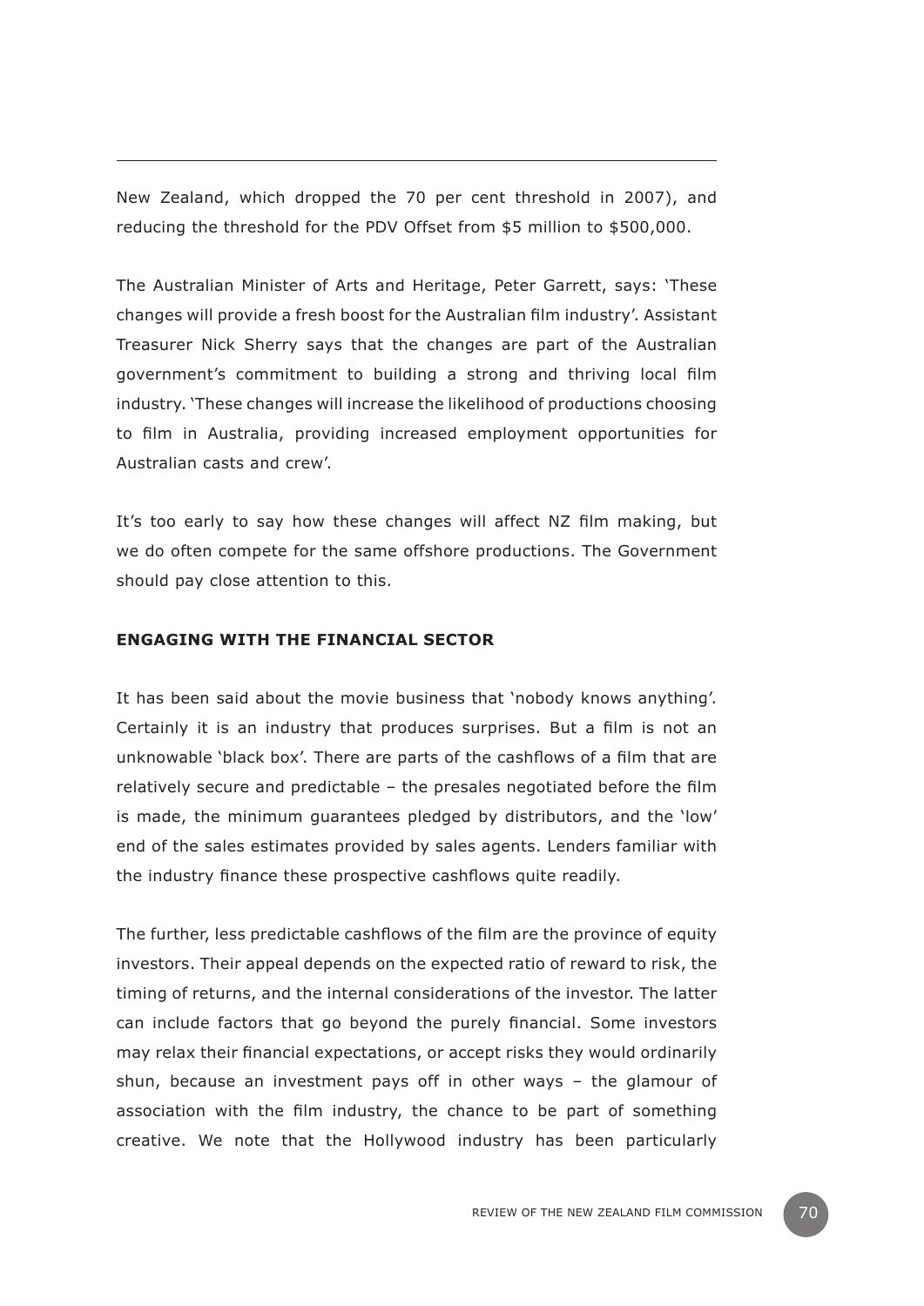New Zealand, which dropped the 70 per cent threshold in 2007), and reducing the threshold for the PDV Offset from $5 million to $500,000.

The Australian Minister of Arts and Heritage, Peter Garrett, says: 'These changes will provide a fresh boost for the Australian film industry'. Assistant Treasurer Nick Sherry says that the changes are part of the Australian government's commitment to building a strong and thriving local film industry. 'These changes will increase the likelihood of productions choosing to film in Australia, providing increased employment opportunities for Australian casts and crew'.

It's too early to say how these changes will affect NZ film making, but we do often compete for the same offshore productions. The Government should pay close attention to this.

**ENGAGING WITH THE FINANCIAL SECTOR**

It has been said about the movie business that 'nobody knows anything'. Certainly it is an industry that produces surprises. But a film is not an unknowable 'black box'. There are parts of the cashflows of a film that are relatively secure and predictable – the presales negotiated before the film is made, the minimum guarantees pledged by distributors, and the 'low' end of the sales estimates provided by sales agents. Lenders familiar with the industry finance these prospective cashflows quite readily.

The further, less predictable cashflows of the film are the province of equity investors. Their appeal depends on the expected ratio of reward to risk, the timing of returns, and the internal considerations of the investor. The latter can include factors that go beyond the purely financial. Some investors may relax their financial expectations, or accept risks they would ordinarily shun, because an investment pays off in other ways – the glamour of association with the film industry, the chance to be part of something creative. We note that the Hollywood industry has been particularly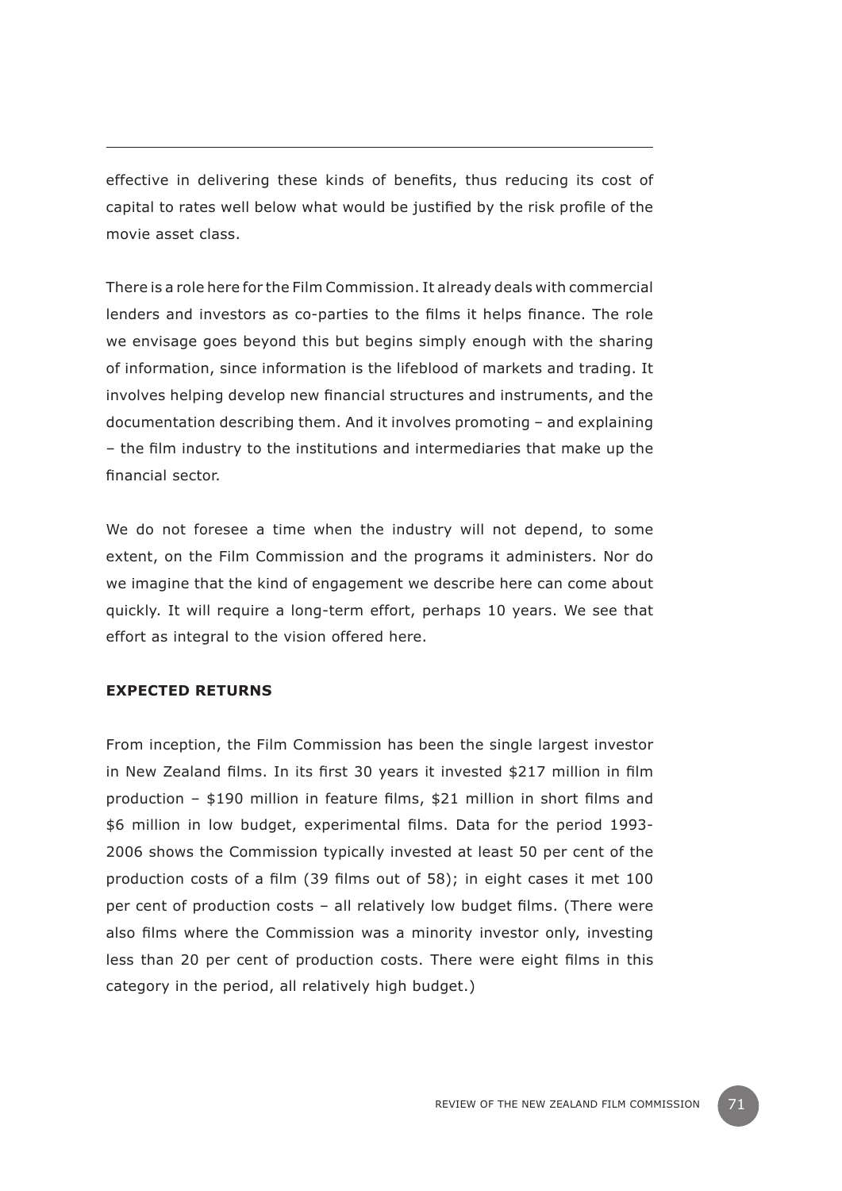effective in delivering these kinds of benefits, thus reducing its cost of capital to rates well below what would be justified by the risk profile of the movie asset class.

There is a role here for the Film Commission. It already deals with commercial lenders and investors as co-parties to the films it helps finance. The role we envisage goes beyond this but begins simply enough with the sharing of information, since information is the lifeblood of markets and trading. It involves helping develop new financial structures and instruments, and the documentation describing them. And it involves promoting – and explaining – the film industry to the institutions and intermediaries that make up the financial sector.

We do not foresee a time when the industry will not depend, to some extent, on the Film Commission and the programs it administers. Nor do we imagine that the kind of engagement we describe here can come about quickly. It will require a long-term effort, perhaps 10 years. We see that effort as integral to the vision offered here.

**EXPECTED RETURNS**

From inception, the Film Commission has been the single largest investor in New Zealand films. In its first 30 years it invested $217 million in film production – $190 million in feature films, $21 million in short films and $6 million in low budget, experimental films. Data for the period 1993-2006 shows the Commission typically invested at least 50 per cent of the production costs of a film (39 films out of 58); in eight cases it met 100 per cent of production costs – all relatively low budget films. (There were also films where the Commission was a minority investor only, investing less than 20 per cent of production costs. There were eight films in this category in the period, all relatively high budget.)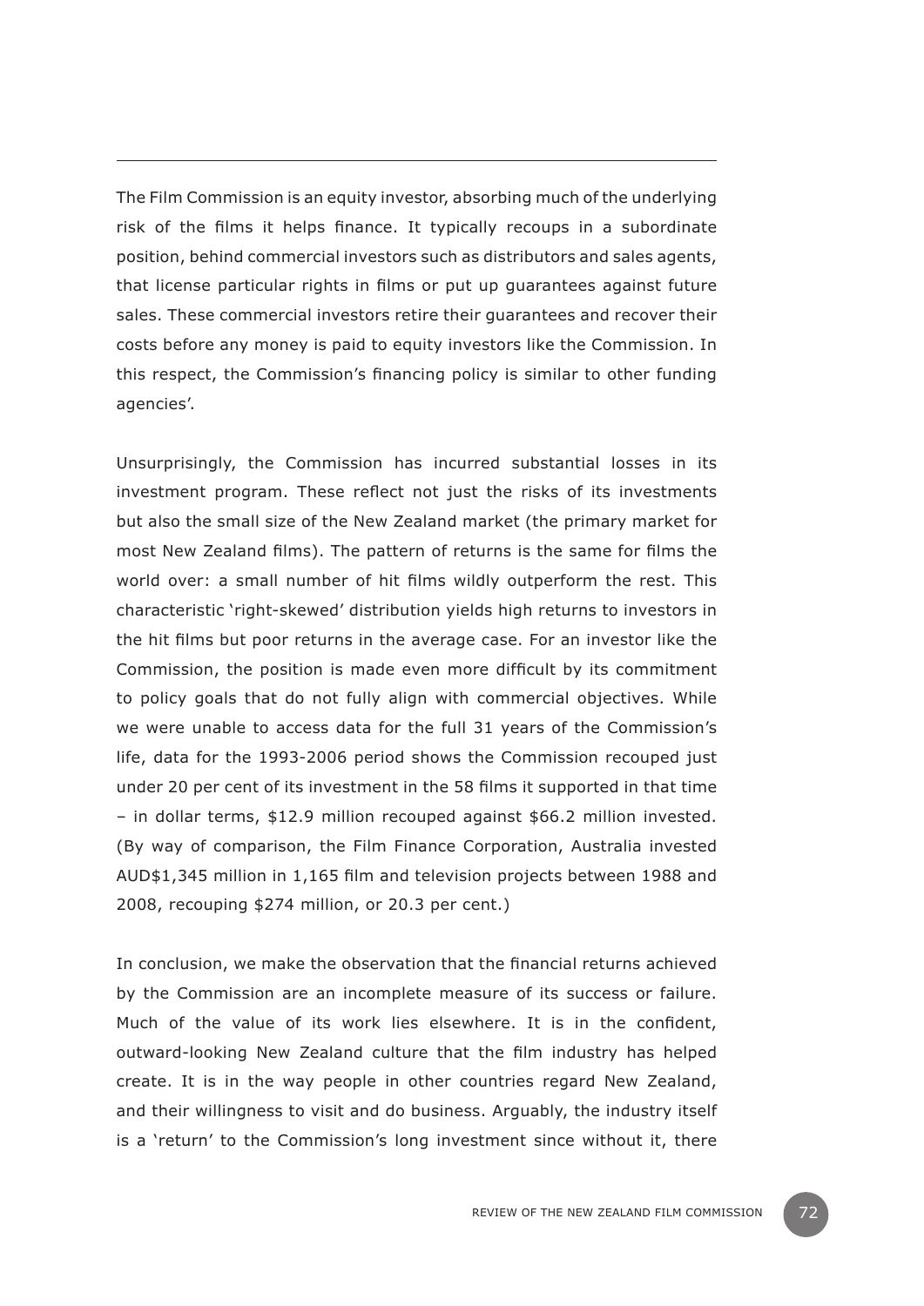The Film Commission is an equity investor, absorbing much of the underlying risk of the films it helps finance. It typically recoups in a subordinate position, behind commercial investors such as distributors and sales agents, that license particular rights in films or put up guarantees against future sales. These commercial investors retire their guarantees and recover their costs before any money is paid to equity investors like the Commission. In this respect, the Commission's financing policy is similar to other funding agencies'.

Unsurprisingly, the Commission has incurred substantial losses in its investment program. These reflect not just the risks of its investments but also the small size of the New Zealand market (the primary market for most New Zealand films). The pattern of returns is the same for films the world over: a small number of hit films wildly outperform the rest. This characteristic 'right-skewed' distribution yields high returns to investors in the hit films but poor returns in the average case. For an investor like the Commission, the position is made even more difficult by its commitment to policy goals that do not fully align with commercial objectives. While we were unable to access data for the full 31 years of the Commission's life, data for the 1993-2006 period shows the Commission recouped just under 20 per cent of its investment in the 58 films it supported in that time – in dollar terms, $12.9 million recouped against $66.2 million invested. (By way of comparison, the Film Finance Corporation, Australia invested AUD$1,345 million in 1,165 film and television projects between 1988 and 2008, recouping $274 million, or 20.3 per cent.)

In conclusion, we make the observation that the financial returns achieved by the Commission are an incomplete measure of its success or failure. Much of the value of its work lies elsewhere. It is in the confident, outward-looking New Zealand culture that the film industry has helped create. It is in the way people in other countries regard New Zealand, and their willingness to visit and do business. Arguably, the industry itself is a 'return' to the Commission's long investment since without it, there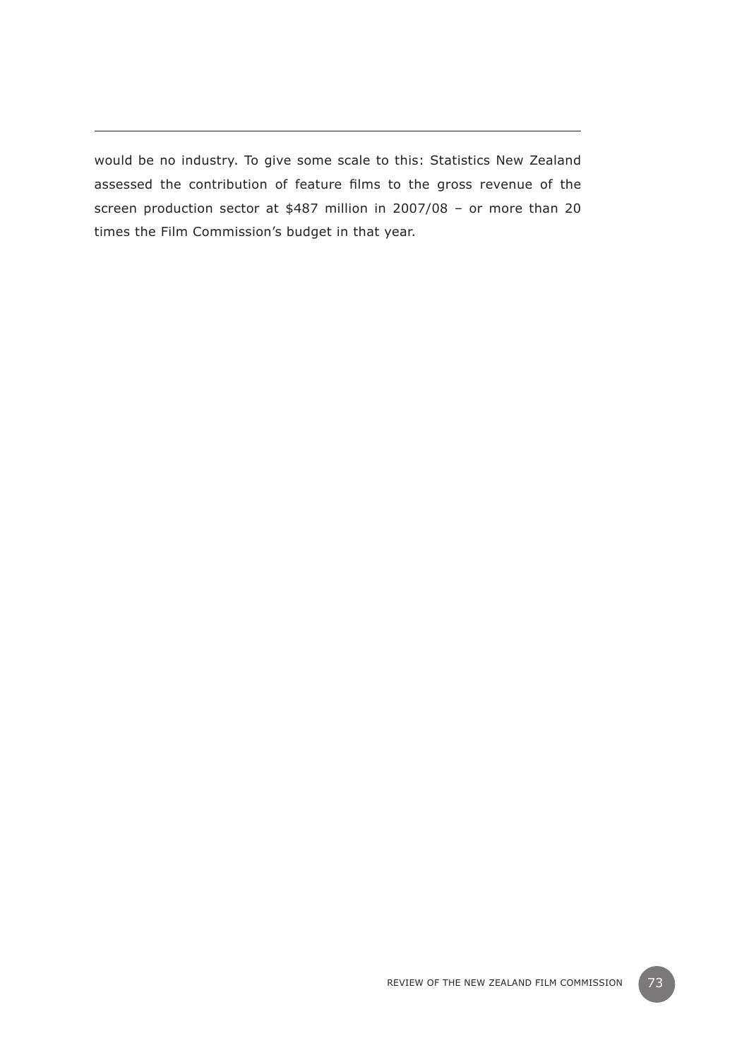would be no industry. To give some scale to this: Statistics New Zealand assessed the contribution of feature films to the gross revenue of the screen production sector at $487 million in 2007/08 – or more than 20 times the Film Commission's budget in that year.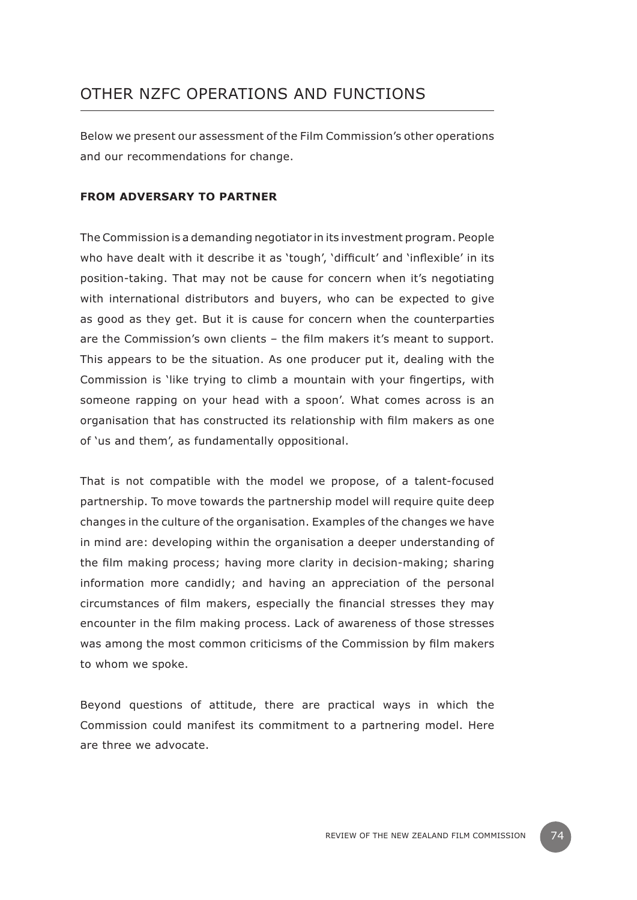## OTHER NZFC OPERATIONS AND FUNCTIONS

Below we present our assessment of the Film Commission's other operations and our recommendations for change.

### FROM ADVERSARY TO PARTNER

The Commission is a demanding negotiator in its investment program. People who have dealt with it describe it as 'tough', 'difficult' and 'inflexible' in its position-taking. That may not be cause for concern when it's negotiating with international distributors and buyers, who can be expected to give as good as they get. But it is cause for concern when the counterparties are the Commission's own clients – the film makers it's meant to support. This appears to be the situation. As one producer put it, dealing with the Commission is 'like trying to climb a mountain with your fingertips, with someone rapping on your head with a spoon'. What comes across is an organisation that has constructed its relationship with film makers as one of 'us and them', as fundamentally oppositional.

That is not compatible with the model we propose, of a talent-focused partnership. To move towards the partnership model will require quite deep changes in the culture of the organisation. Examples of the changes we have in mind are: developing within the organisation a deeper understanding of the film making process; having more clarity in decision-making; sharing information more candidly; and having an appreciation of the personal circumstances of film makers, especially the financial stresses they may encounter in the film making process. Lack of awareness of those stresses was among the most common criticisms of the Commission by film makers to whom we spoke.

Beyond questions of attitude, there are practical ways in which the Commission could manifest its commitment to a partnering model. Here are three we advocate.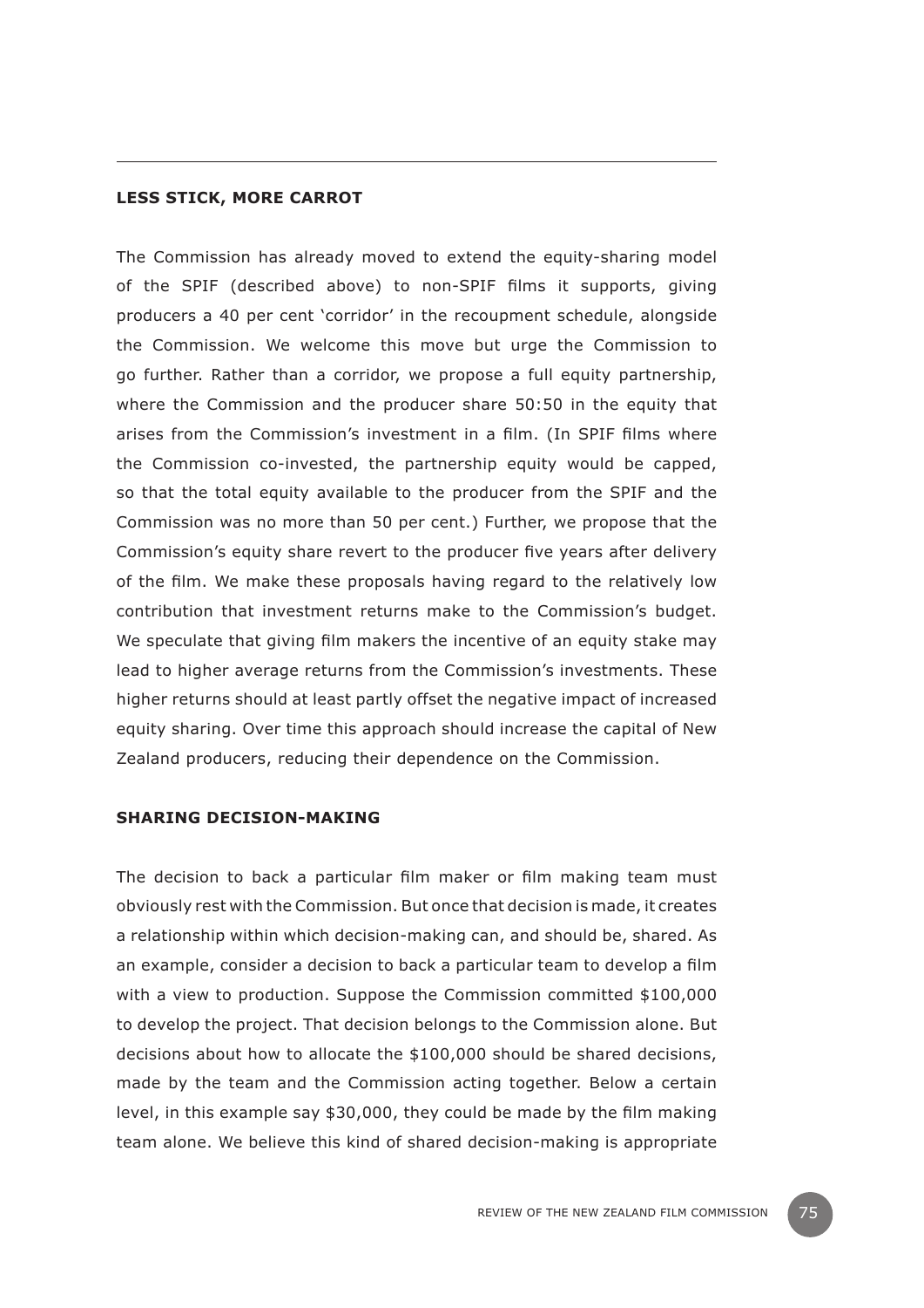## LESS STICK, MORE CARROT

The Commission has already moved to extend the equity-sharing model of the SPIF (described above) to non-SPIF films it supports, giving producers a 40 per cent 'corridor' in the recoupment schedule, alongside the Commission. We welcome this move but urge the Commission to go further. Rather than a corridor, we propose a full equity partnership, where the Commission and the producer share 50:50 in the equity that arises from the Commission's investment in a film. (In SPIF films where the Commission co-invested, the partnership equity would be capped, so that the total equity available to the producer from the SPIF and the Commission was no more than 50 per cent.) Further, we propose that the Commission's equity share revert to the producer five years after delivery of the film. We make these proposals having regard to the relatively low contribution that investment returns make to the Commission's budget. We speculate that giving film makers the incentive of an equity stake may lead to higher average returns from the Commission's investments. These higher returns should at least partly offset the negative impact of increased equity sharing. Over time this approach should increase the capital of New Zealand producers, reducing their dependence on the Commission.

## SHARING DECISION-MAKING

The decision to back a particular film maker or film making team must obviously rest with the Commission. But once that decision is made, it creates a relationship within which decision-making can, and should be, shared. As an example, consider a decision to back a particular team to develop a film with a view to production. Suppose the Commission committed $100,000 to develop the project. That decision belongs to the Commission alone. But decisions about how to allocate the $100,000 should be shared decisions, made by the team and the Commission acting together. Below a certain level, in this example say $30,000, they could be made by the film making team alone. We believe this kind of shared decision-making is appropriate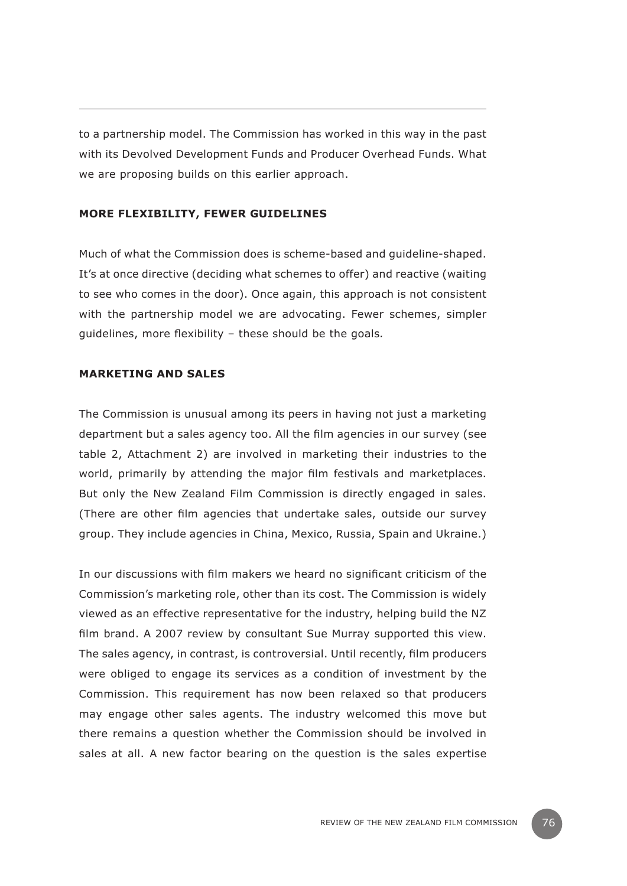to a partnership model. The Commission has worked in this way in the past with its Devolved Development Funds and Producer Overhead Funds. What we are proposing builds on this earlier approach.

### MORE FLEXIBILITY, FEWER GUIDELINES

Much of what the Commission does is scheme-based and guideline-shaped. It's at once directive (deciding what schemes to offer) and reactive (waiting to see who comes in the door). Once again, this approach is not consistent with the partnership model we are advocating. Fewer schemes, simpler guidelines, more flexibility – these should be the goals.

### MARKETING AND SALES

The Commission is unusual among its peers in having not just a marketing department but a sales agency too. All the film agencies in our survey (see table 2, Attachment 2) are involved in marketing their industries to the world, primarily by attending the major film festivals and marketplaces. But only the New Zealand Film Commission is directly engaged in sales. (There are other film agencies that undertake sales, outside our survey group. They include agencies in China, Mexico, Russia, Spain and Ukraine.)

In our discussions with film makers we heard no significant criticism of the Commission's marketing role, other than its cost. The Commission is widely viewed as an effective representative for the industry, helping build the NZ film brand. A 2007 review by consultant Sue Murray supported this view. The sales agency, in contrast, is controversial. Until recently, film producers were obliged to engage its services as a condition of investment by the Commission. This requirement has now been relaxed so that producers may engage other sales agents. The industry welcomed this move but there remains a question whether the Commission should be involved in sales at all. A new factor bearing on the question is the sales expertise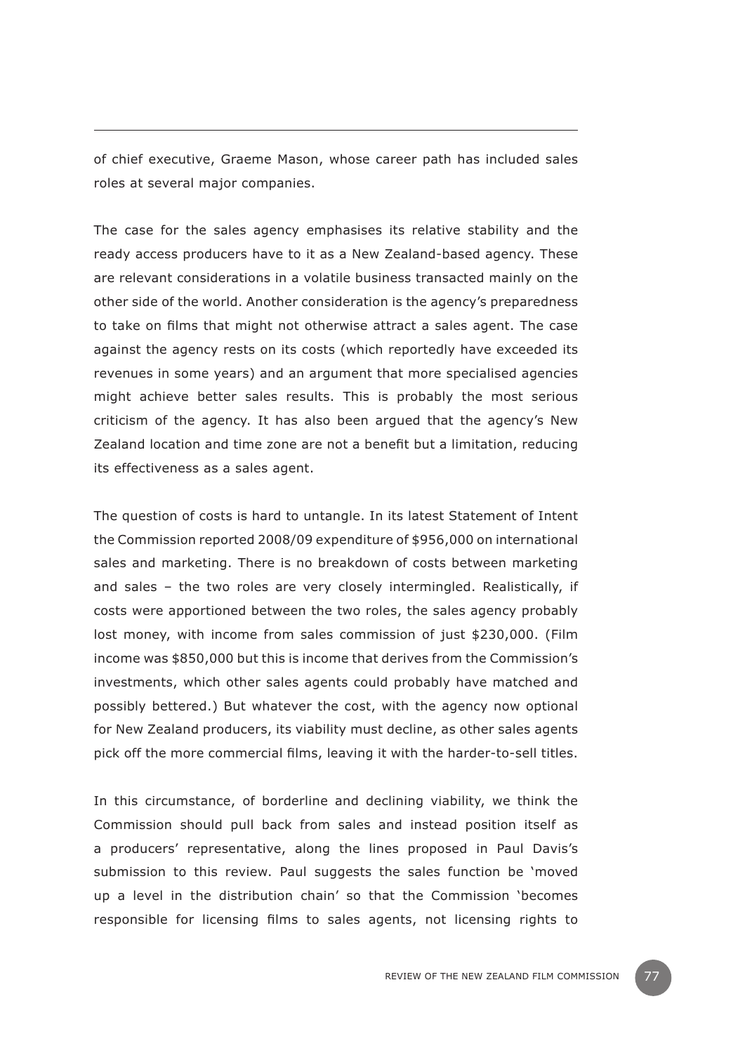of chief executive, Graeme Mason, whose career path has included sales roles at several major companies.

The case for the sales agency emphasises its relative stability and the ready access producers have to it as a New Zealand-based agency. These are relevant considerations in a volatile business transacted mainly on the other side of the world. Another consideration is the agency's preparedness to take on films that might not otherwise attract a sales agent. The case against the agency rests on its costs (which reportedly have exceeded its revenues in some years) and an argument that more specialised agencies might achieve better sales results. This is probably the most serious criticism of the agency. It has also been argued that the agency's New Zealand location and time zone are not a benefit but a limitation, reducing its effectiveness as a sales agent.

The question of costs is hard to untangle. In its latest Statement of Intent the Commission reported 2008/09 expenditure of $956,000 on international sales and marketing. There is no breakdown of costs between marketing and sales – the two roles are very closely intermingled. Realistically, if costs were apportioned between the two roles, the sales agency probably lost money, with income from sales commission of just $230,000. (Film income was $850,000 but this is income that derives from the Commission's investments, which other sales agents could probably have matched and possibly bettered.) But whatever the cost, with the agency now optional for New Zealand producers, its viability must decline, as other sales agents pick off the more commercial films, leaving it with the harder-to-sell titles.

In this circumstance, of borderline and declining viability, we think the Commission should pull back from sales and instead position itself as a producers' representative, along the lines proposed in Paul Davis's submission to this review. Paul suggests the sales function be 'moved up a level in the distribution chain' so that the Commission 'becomes responsible for licensing films to sales agents, not licensing rights to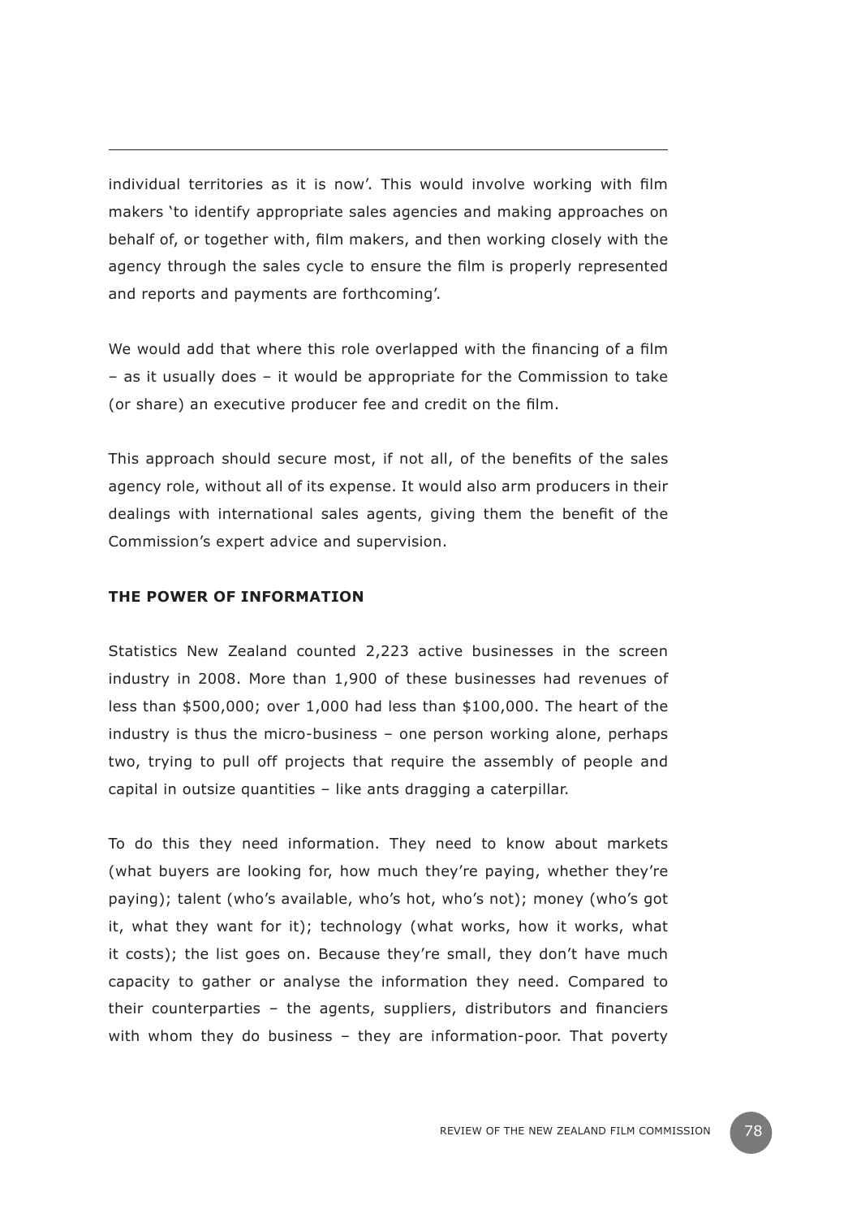individual territories as it is now'. This would involve working with film makers 'to identify appropriate sales agencies and making approaches on behalf of, or together with, film makers, and then working closely with the agency through the sales cycle to ensure the film is properly represented and reports and payments are forthcoming'.

We would add that where this role overlapped with the financing of a film – as it usually does – it would be appropriate for the Commission to take (or share) an executive producer fee and credit on the film.

This approach should secure most, if not all, of the benefits of the sales agency role, without all of its expense. It would also arm producers in their dealings with international sales agents, giving them the benefit of the Commission's expert advice and supervision.

**THE POWER OF INFORMATION**

Statistics New Zealand counted 2,223 active businesses in the screen industry in 2008. More than 1,900 of these businesses had revenues of less than $500,000; over 1,000 had less than $100,000. The heart of the industry is thus the micro-business – one person working alone, perhaps two, trying to pull off projects that require the assembly of people and capital in outsize quantities – like ants dragging a caterpillar.

To do this they need information. They need to know about markets (what buyers are looking for, how much they're paying, whether they're paying); talent (who's available, who's hot, who's not); money (who's got it, what they want for it); technology (what works, how it works, what it costs); the list goes on. Because they're small, they don't have much capacity to gather or analyse the information they need. Compared to their counterparties – the agents, suppliers, distributors and financiers with whom they do business – they are information-poor. That poverty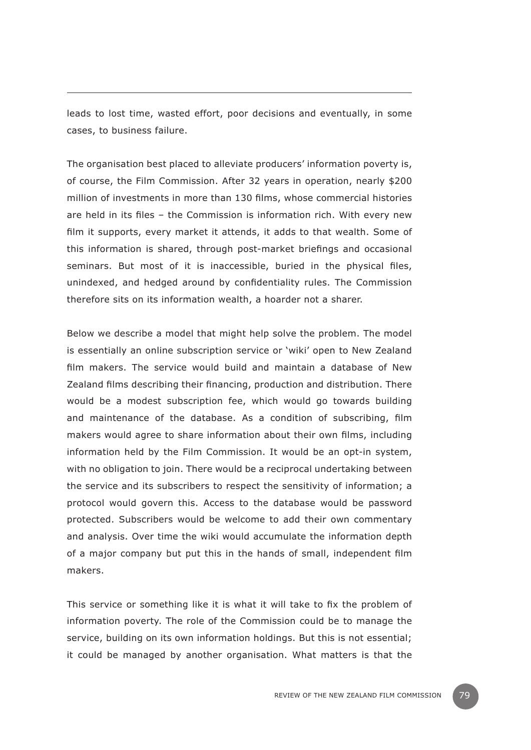leads to lost time, wasted effort, poor decisions and eventually, in some cases, to business failure.

The organisation best placed to alleviate producers' information poverty is, of course, the Film Commission. After 32 years in operation, nearly $200 million of investments in more than 130 films, whose commercial histories are held in its files – the Commission is information rich. With every new film it supports, every market it attends, it adds to that wealth. Some of this information is shared, through post-market briefings and occasional seminars. But most of it is inaccessible, buried in the physical files, unindexed, and hedged around by confidentiality rules. The Commission therefore sits on its information wealth, a hoarder not a sharer.

Below we describe a model that might help solve the problem. The model is essentially an online subscription service or 'wiki' open to New Zealand film makers. The service would build and maintain a database of New Zealand films describing their financing, production and distribution. There would be a modest subscription fee, which would go towards building and maintenance of the database. As a condition of subscribing, film makers would agree to share information about their own films, including information held by the Film Commission. It would be an opt-in system, with no obligation to join. There would be a reciprocal undertaking between the service and its subscribers to respect the sensitivity of information; a protocol would govern this. Access to the database would be password protected. Subscribers would be welcome to add their own commentary and analysis. Over time the wiki would accumulate the information depth of a major company but put this in the hands of small, independent film makers.

This service or something like it is what it will take to fix the problem of information poverty. The role of the Commission could be to manage the service, building on its own information holdings. But this is not essential; it could be managed by another organisation. What matters is that the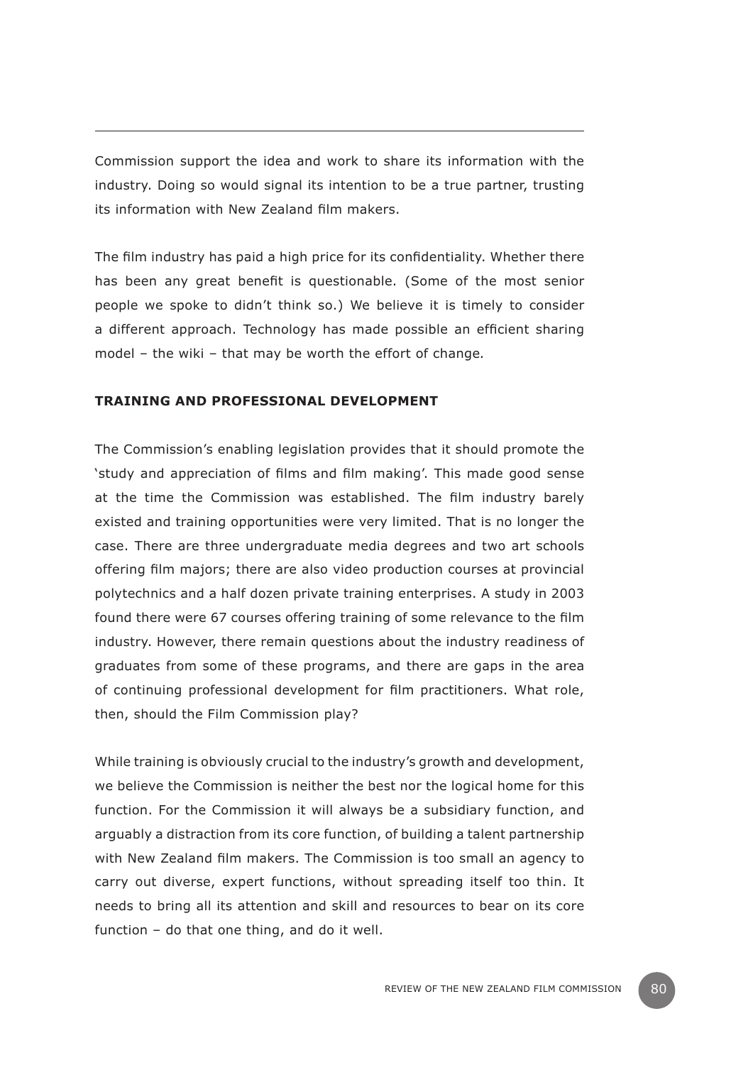Commission support the idea and work to share its information with the industry. Doing so would signal its intention to be a true partner, trusting its information with New Zealand film makers.

The film industry has paid a high price for its confidentiality. Whether there has been any great benefit is questionable. (Some of the most senior people we spoke to didn't think so.) We believe it is timely to consider a different approach. Technology has made possible an efficient sharing model – the wiki – that may be worth the effort of change.

## TRAINING AND PROFESSIONAL DEVELOPMENT

The Commission's enabling legislation provides that it should promote the 'study and appreciation of films and film making'. This made good sense at the time the Commission was established. The film industry barely existed and training opportunities were very limited. That is no longer the case. There are three undergraduate media degrees and two art schools offering film majors; there are also video production courses at provincial polytechnics and a half dozen private training enterprises. A study in 2003 found there were 67 courses offering training of some relevance to the film industry. However, there remain questions about the industry readiness of graduates from some of these programs, and there are gaps in the area of continuing professional development for film practitioners. What role, then, should the Film Commission play?

While training is obviously crucial to the industry's growth and development, we believe the Commission is neither the best nor the logical home for this function. For the Commission it will always be a subsidiary function, and arguably a distraction from its core function, of building a talent partnership with New Zealand film makers. The Commission is too small an agency to carry out diverse, expert functions, without spreading itself too thin. It needs to bring all its attention and skill and resources to bear on its core function – do that one thing, and do it well.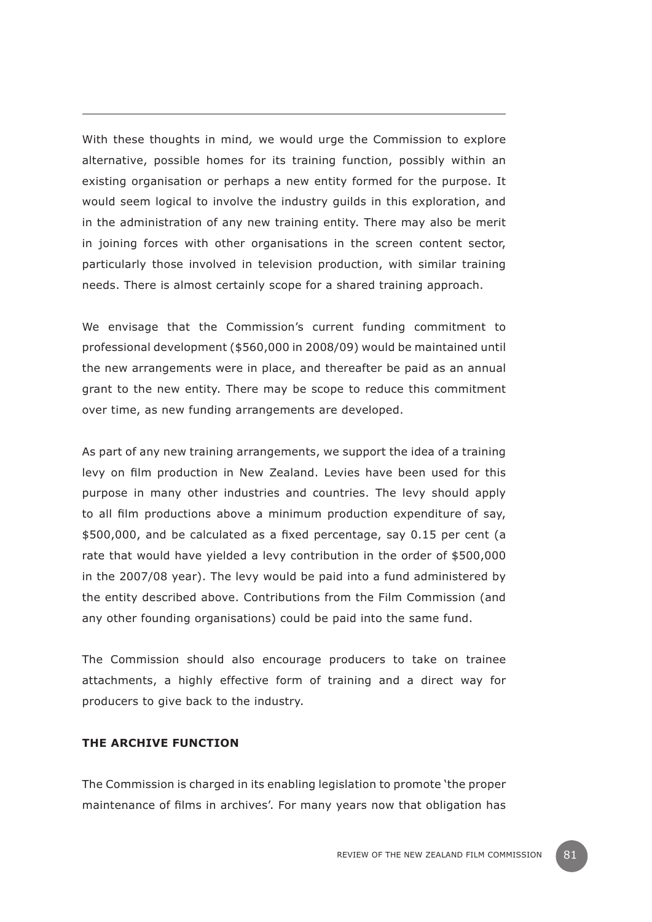With these thoughts in mind, we would urge the Commission to explore alternative, possible homes for its training function, possibly within an existing organisation or perhaps a new entity formed for the purpose. It would seem logical to involve the industry guilds in this exploration, and in the administration of any new training entity. There may also be merit in joining forces with other organisations in the screen content sector, particularly those involved in television production, with similar training needs. There is almost certainly scope for a shared training approach.

We envisage that the Commission's current funding commitment to professional development ($560,000 in 2008/09) would be maintained until the new arrangements were in place, and thereafter be paid as an annual grant to the new entity. There may be scope to reduce this commitment over time, as new funding arrangements are developed.

As part of any new training arrangements, we support the idea of a training levy on film production in New Zealand. Levies have been used for this purpose in many other industries and countries. The levy should apply to all film productions above a minimum production expenditure of say, $500,000, and be calculated as a fixed percentage, say 0.15 per cent (a rate that would have yielded a levy contribution in the order of $500,000 in the 2007/08 year). The levy would be paid into a fund administered by the entity described above. Contributions from the Film Commission (and any other founding organisations) could be paid into the same fund.

The Commission should also encourage producers to take on trainee attachments, a highly effective form of training and a direct way for producers to give back to the industry.

### THE ARCHIVE FUNCTION

The Commission is charged in its enabling legislation to promote 'the proper maintenance of films in archives'. For many years now that obligation has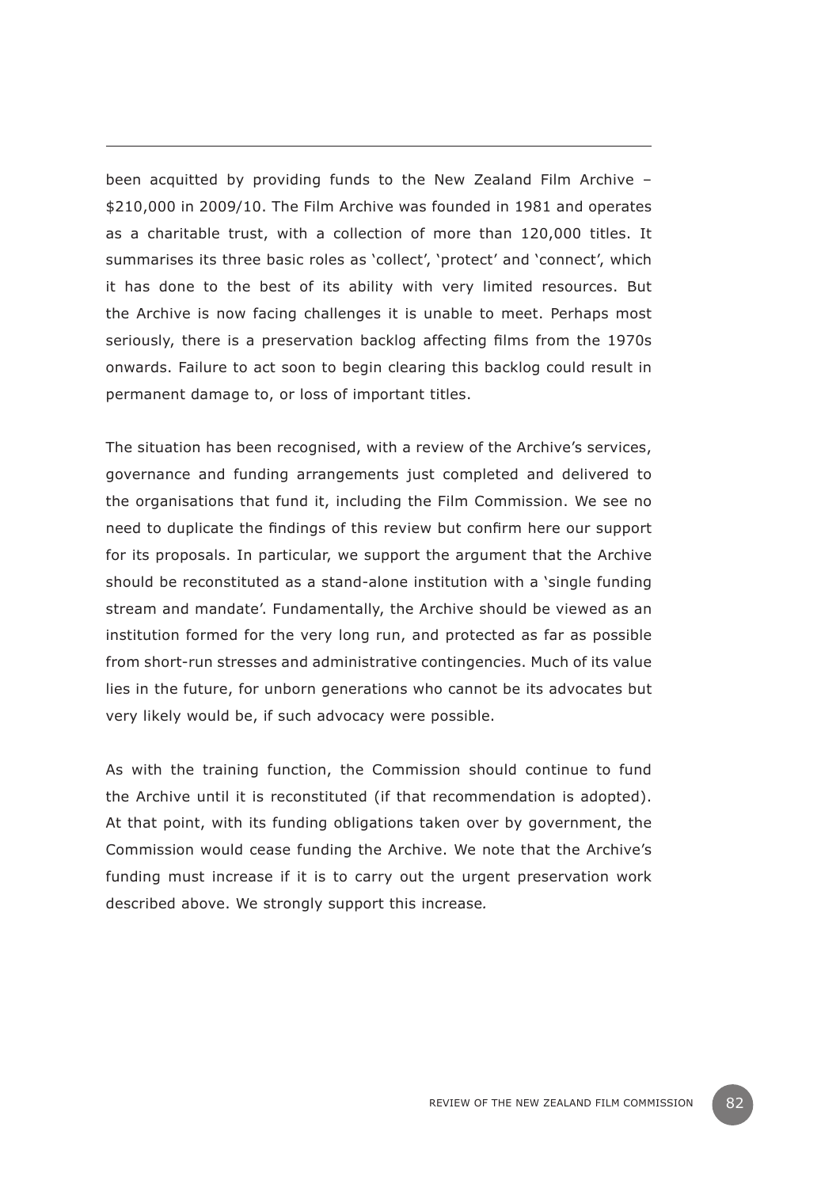been acquitted by providing funds to the New Zealand Film Archive – $210,000 in 2009/10. The Film Archive was founded in 1981 and operates as a charitable trust, with a collection of more than 120,000 titles. It summarises its three basic roles as 'collect', 'protect' and 'connect', which it has done to the best of its ability with very limited resources. But the Archive is now facing challenges it is unable to meet. Perhaps most seriously, there is a preservation backlog affecting films from the 1970s onwards. Failure to act soon to begin clearing this backlog could result in permanent damage to, or loss of important titles.

The situation has been recognised, with a review of the Archive's services, governance and funding arrangements just completed and delivered to the organisations that fund it, including the Film Commission. We see no need to duplicate the findings of this review but confirm here our support for its proposals. In particular, we support the argument that the Archive should be reconstituted as a stand-alone institution with a 'single funding stream and mandate'. Fundamentally, the Archive should be viewed as an institution formed for the very long run, and protected as far as possible from short-run stresses and administrative contingencies. Much of its value lies in the future, for unborn generations who cannot be its advocates but very likely would be, if such advocacy were possible.

As with the training function, the Commission should continue to fund the Archive until it is reconstituted (if that recommendation is adopted). At that point, with its funding obligations taken over by government, the Commission would cease funding the Archive. We note that the Archive's funding must increase if it is to carry out the urgent preservation work described above. We strongly support this increase.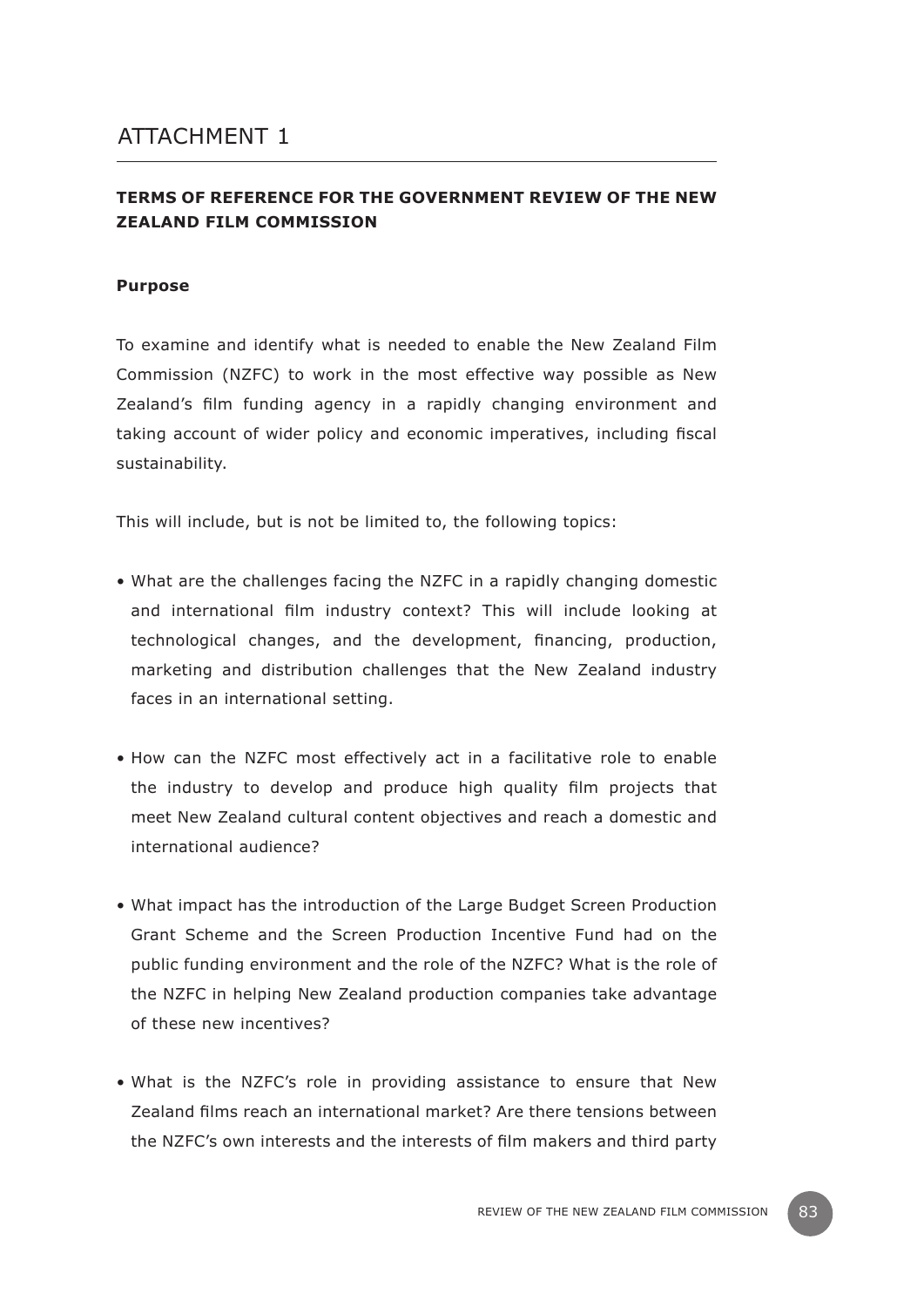# ATTACHMENT 1

## TERMS OF REFERENCE FOR THE GOVERNMENT REVIEW OF THE NEW ZEALAND FILM COMMISSION

### Purpose

To examine and identify what is needed to enable the New Zealand Film Commission (NZFC) to work in the most effective way possible as New Zealand's film funding agency in a rapidly changing environment and taking account of wider policy and economic imperatives, including fiscal sustainability.

This will include, but is not be limited to, the following topics:

- What are the challenges facing the NZFC in a rapidly changing domestic and international film industry context? This will include looking at technological changes, and the development, financing, production, marketing and distribution challenges that the New Zealand industry faces in an international setting.
- How can the NZFC most effectively act in a facilitative role to enable the industry to develop and produce high quality film projects that meet New Zealand cultural content objectives and reach a domestic and international audience?
- What impact has the introduction of the Large Budget Screen Production Grant Scheme and the Screen Production Incentive Fund had on the public funding environment and the role of the NZFC? What is the role of the NZFC in helping New Zealand production companies take advantage of these new incentives?
- What is the NZFC's role in providing assistance to ensure that New Zealand films reach an international market? Are there tensions between the NZFC's own interests and the interests of film makers and third party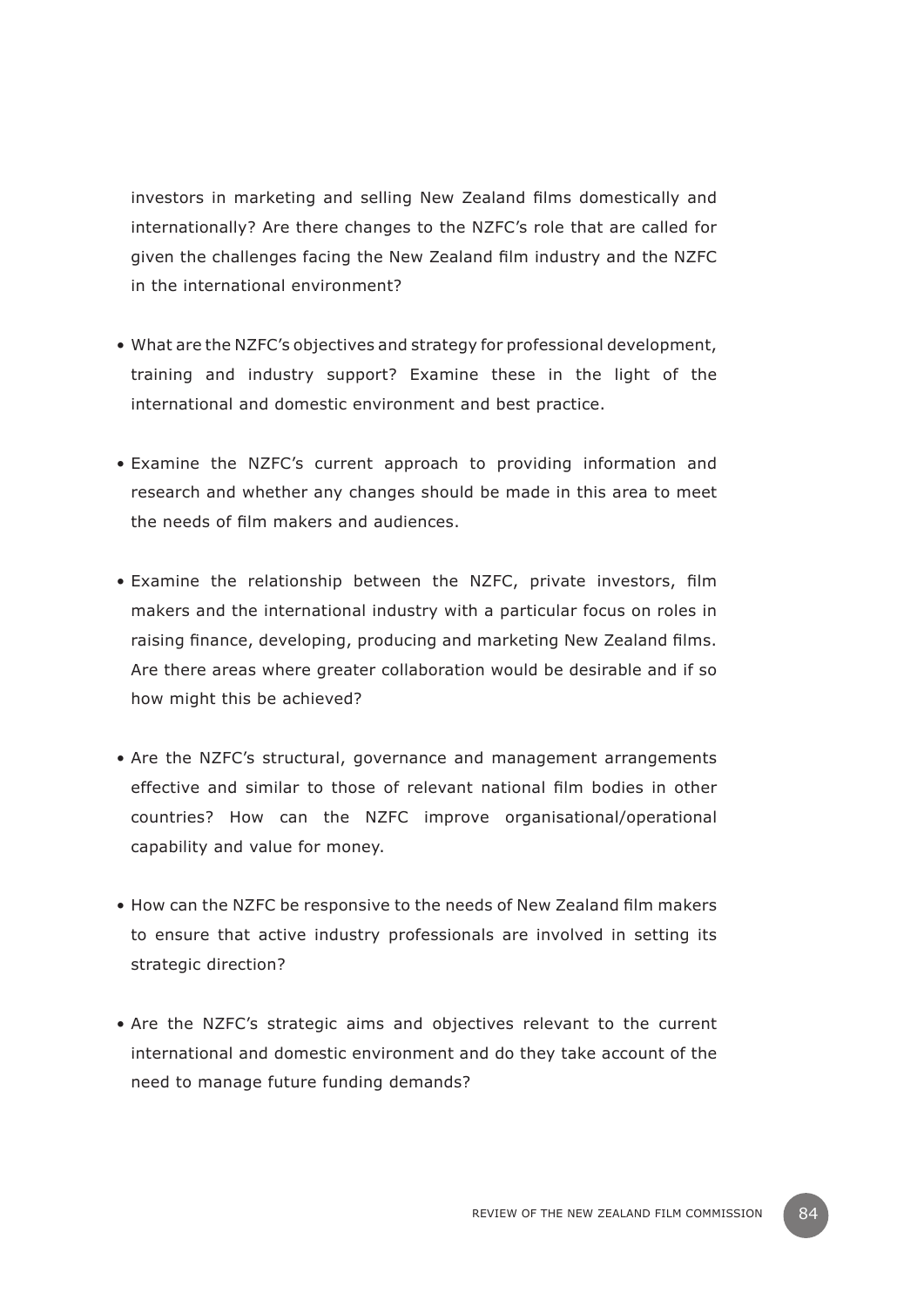investors in marketing and selling New Zealand films domestically and internationally? Are there changes to the NZFC's role that are called for given the challenges facing the New Zealand film industry and the NZFC in the international environment?

- What are the NZFC's objectives and strategy for professional development, training and industry support? Examine these in the light of the international and domestic environment and best practice.
- Examine the NZFC's current approach to providing information and research and whether any changes should be made in this area to meet the needs of film makers and audiences.
- Examine the relationship between the NZFC, private investors, film makers and the international industry with a particular focus on roles in raising finance, developing, producing and marketing New Zealand films. Are there areas where greater collaboration would be desirable and if so how might this be achieved?
- Are the NZFC's structural, governance and management arrangements effective and similar to those of relevant national film bodies in other countries? How can the NZFC improve organisational/operational capability and value for money.
- How can the NZFC be responsive to the needs of New Zealand film makers to ensure that active industry professionals are involved in setting its strategic direction?
- Are the NZFC's strategic aims and objectives relevant to the current international and domestic environment and do they take account of the need to manage future funding demands?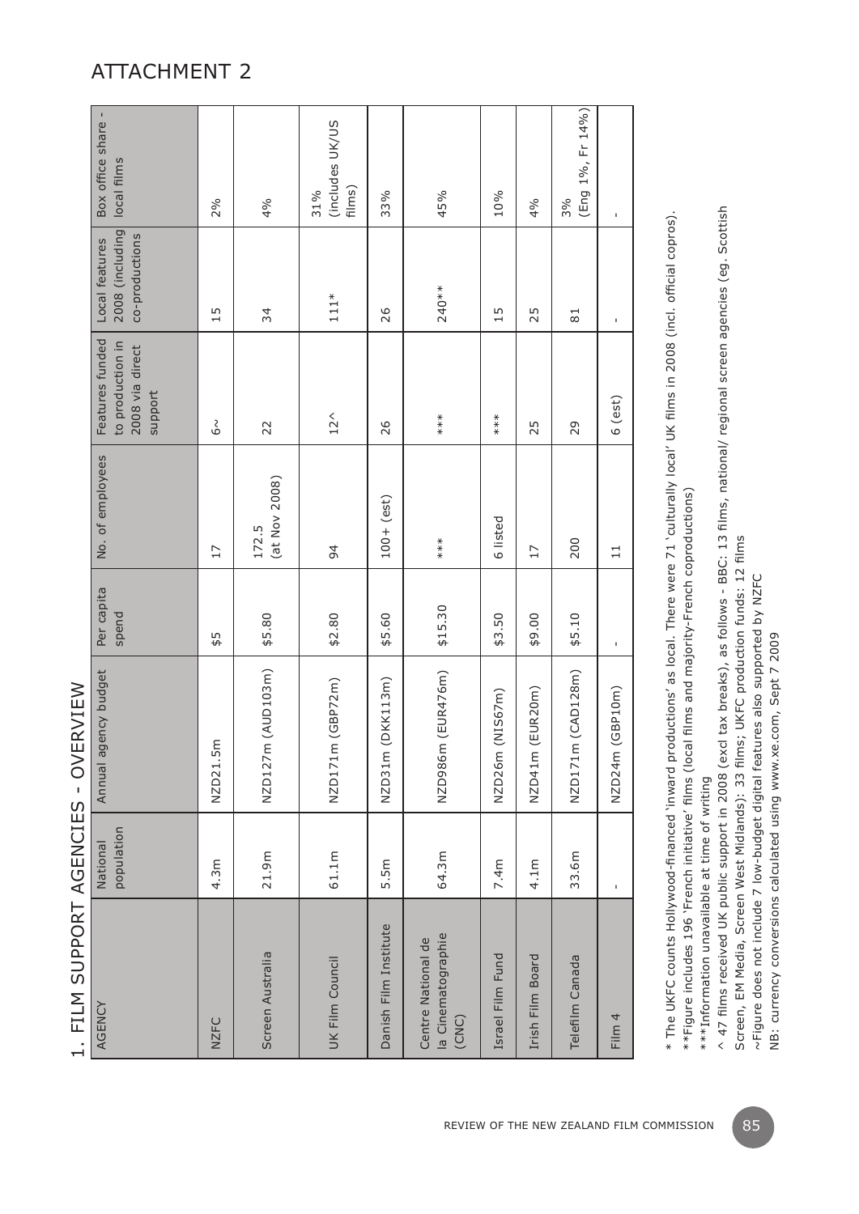# ATTACHMENT 2

## 1. FILM SUPPORT AGENCIES - OVERVIEW

| AGENCY | National population | Annual agency budget | Per capita spend | No. of employees | Features funded to production in 2008 via direct support | Local features 2008 (including co-productions | Box office share - local films |
|---|---|---|---|---|---|---|---|
| NZFC | 4.3m | NZD21.5m | $5 | 17 | 6~ | 15 | 2% |
| Screen Australia | 21.9m | NZD127m (AUD103m) | $5.80 | 172.5 (at Nov 2008) | 22 | 34 | 4% |
| UK Film Council | 61.1m | NZD171m (GBP72m) | $2.80 | 94 | 12^ | 111* | 31% (includes UK/US films) |
| Danish Film Institute | 5.5m | NZD31m (DKK113m) | $5.60 | 100+ (est) | 26 | 26 | 33% |
| Centre National de la Cinematographie (CNC) | 64.3m | NZD986m (EUR476m) | $15.30 | *** | *** | 240** | 45% |
| Israel Film Fund | 7.4m | NZD26m (NIS67m) | $3.50 | 6 listed | *** | 15 | 10% |
| Irish Film Board | 4.1m | NZD41m (EUR20m) | $9.00 | 17 | 25 | 25 | 4% |
| Telefilm Canada | 33.6m | NZD171m (CAD128m) | $5.10 | 200 | 29 | 81 | 3% (Eng 1%, Fr 14%) |
| Film 4 | - | NZD24m (GBP10m) | - | 11 | 6 (est) | - | - |

\* The UKFC counts Hollywood-financed 'inward productions' as local. There were 71 'culturally local' UK films in 2008 (incl. official copros).
\*\*Figure includes 196 'French initiative' films (local films and majority-French coproductions)
\*\*\*Information unavailable at time of writing
^ 47 films received UK public support in 2008 (excl tax breaks), as follows - BBC: 13 films, national/ regional screen agencies (eg. Scottish Screen, EM Media, Screen West Midlands): 33 films; UKFC production funds: 12 films
~Figure does not include 7 low-budget digital features also supported by NZFC
NB: currency conversions calculated using www.xe.com, Sept 7 2009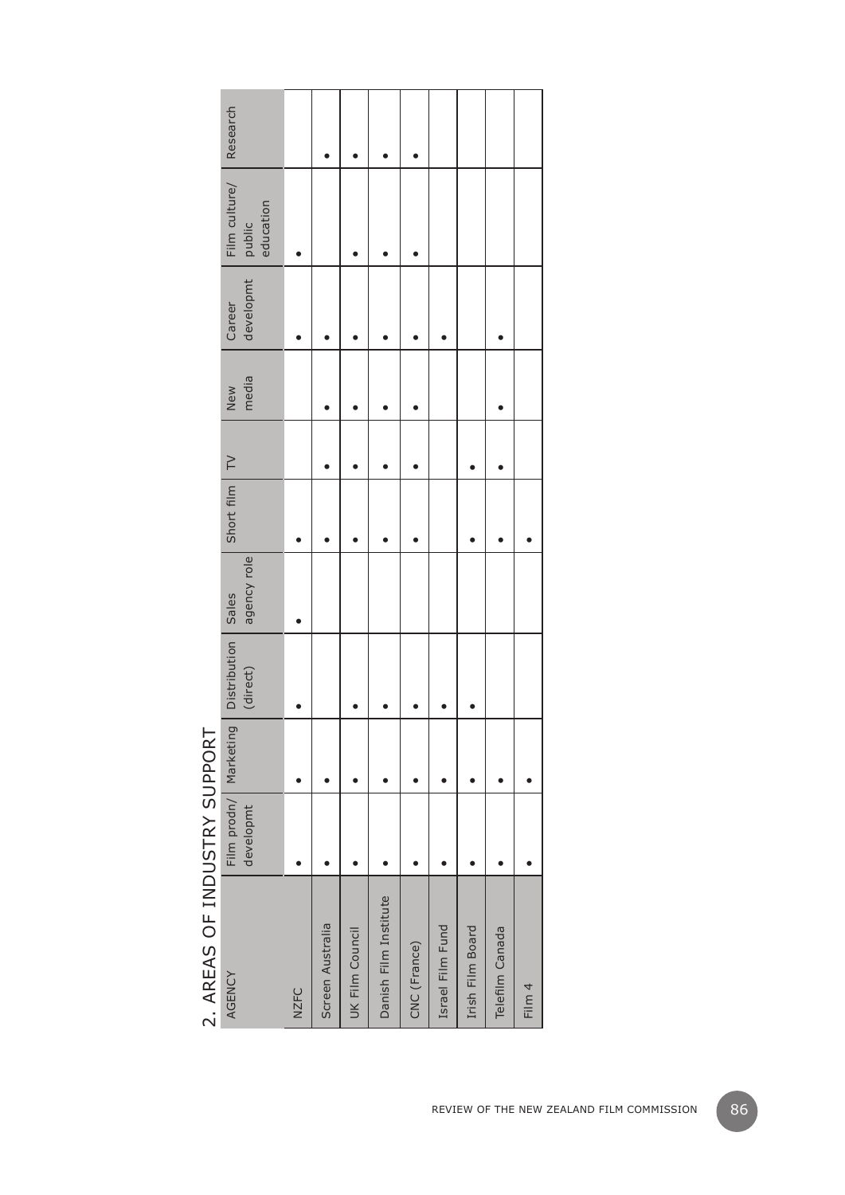## 2. AREAS OF INDUSTRY SUPPORT

| AGENCY | Film prodn/ developmt | Marketing | Distribution (direct) | Sales agency role | Short film | TV | New media | Career developmt | Film culture/ public education | Research |
|---|---|---|---|---|---|---|---|---|---|---|
| NZFC | • | • | • | • | • | | | • | • | |
| Screen Australia | • | • | | | • | • | • | • | | • |
| UK Film Council | • | • | • | | • | • | • | • | • | • |
| Danish Film Institute | • | • | • | | • | • | • | • | • | • |
| CNC (France) | • | • | • | | • | • | • | • | • | • |
| Israel Film Fund | • | • | • | | | | | • | | |
| Irish Film Board | • | • | • | | • | • | | | | |
| Telefilm Canada | • | • | | | • | • | • | • | | |
| Film 4 | • | • | | | • | | | | | |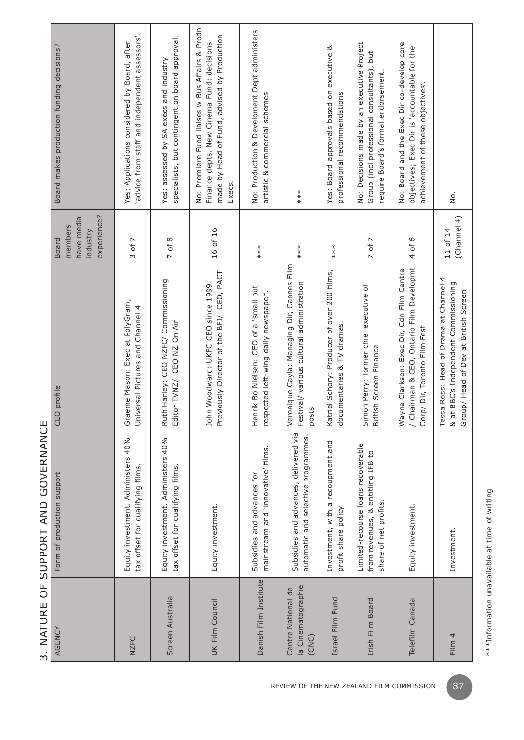## 3. NATURE OF SUPPORT AND GOVERNANCE

| AGENCY | Form of production support | CEO profile | Board members have media industry experience? | Board makes production funding decisions? |
|---|---|---|---|---|
| NZFC | Equity investment. Administers 40% tax offset for qualifying films. | Graeme Mason: Exec at PolyGram, Universal Pictures and Channel 4 | 3 of 7 | Yes: Applications considered by Board, after 'advice from staff and independent assessors'. |
| Screen Australia | Equity investment. Administers 40% tax offset for qualifying films. | Ruth Harley: CEO NZFC/ Commissioning Editor TVNZ/ CEO NZ On Air | 7 of 8 | Yes: assessed by SA execs and industry specialists, but contingent on board approval. |
| UK Film Council | Equity investment. | John Woodward: UKFC CEO since 1999. Previously Director of the BFI/ CEO, PACT | 16 of 16 | No: Premiere Fund liaises w Bus Affairs & Prodn Finance depts. New Cinema Fund: decisions made by Head of Fund, advised by Production Execs. |
| Danish Film Institute | Subsidies and advances for mainstream and 'innovative' films. | Henrik Bo Nielsen: CEO of a 'small but respected left-wing daily newspaper'. | *** | No: Production & Develoment Dept administers artistic & commercial schemes |
| Centre National de la Cinematographie (CNC) | Subsidies and advances, delivered via automatic and selective programmes. | Veronique Cayla: Managing Dir, Cannes Film Festival/ various cultural administration posts | *** | *** |
| Israel Film Fund | Investment, with a recoupment and profit share policy | Katriel Schory: Producer of over 200 films, documentaries & TV dramas. | *** | Yes: Board approvals based on executive & professional recommendations |
| Irish Film Board | Limited-recourse loans recoverable from revenues, & entitling IFB to share of net profits. | Simon Perry: former chief executive of British Screen Finance | 7 of 7 | No: Decisions made by an executive Project Group (incl professional consultants), but require Board's formal endorsement. |
| Telefilm Canada | Equity investment. | Wayne Clarkson: Exec Dir, Cdn Film Centre / Chairman & CEO, Ontario Film Developmt Corp/ Dir, Toronto Film Fest | 4 of 6 | No: Board and the Exec Dir co-develop core objectives; Exec Dir is 'accountable for the achievement of these objectives'. |
| Film 4 | Investment. | Tessa Ross: Head of Drama at Channel 4 & at BBC's Independent Commissioning Group/ Head of Dev at British Screen | 11 of 14 (Channel 4) | No. |

***Information unavailable at time of writing